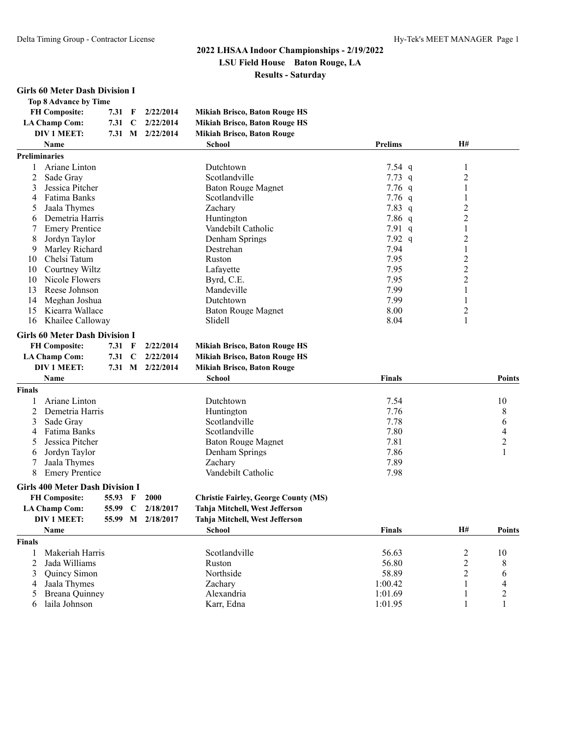# 2022 LHSAA Indoor Championships - 2/19/2022

**LSU Field House Baton Rouge, LA**

**Results - Saturday**

## Girls 60 Meter Dash Division I

**Top 8 Advance by Time**

| | | | | |
|---|---|---|---|---|
| **FH Composite:** | 7.31 | F | 2/22/2014 | Mikiah Brisco, Baton Rouge HS |
| **LA Champ Com:** | 7.31 | C | 2/22/2014 | Mikiah Brisco, Baton Rouge HS |
| **DIV 1 MEET:** | 7.31 | M | 2/22/2014 | Mikiah Brisco, Baton Rouge |

**Preliminaries**

| | Name | School | Prelims | H# |
|---|---|---|---|---|
| 1 | Ariane Linton | Dutchtown | 7.54 q | 1 |
| 2 | Sade Gray | Scotlandville | 7.73 q | 2 |
| 3 | Jessica Pitcher | Baton Rouge Magnet | 7.76 q | 1 |
| 4 | Fatima Banks | Scotlandville | 7.76 q | 1 |
| 5 | Jaala Thymes | Zachary | 7.83 q | 2 |
| 6 | Demetria Harris | Huntington | 7.86 q | 2 |
| 7 | Emery Prentice | Vandebilt Catholic | 7.91 q | 1 |
| 8 | Jordyn Taylor | Denham Springs | 7.92 q | 2 |
| 9 | Marley Richard | Destrehan | 7.94 | 1 |
| 10 | Chelsi Tatum | Ruston | 7.95 | 2 |
| 10 | Courtney Wiltz | Lafayette | 7.95 | 2 |
| 10 | Nicole Flowers | Byrd, C.E. | 7.95 | 2 |
| 13 | Reese Johnson | Mandeville | 7.99 | 1 |
| 14 | Meghan Joshua | Dutchtown | 7.99 | 1 |
| 15 | Kiearra Wallace | Baton Rouge Magnet | 8.00 | 2 |
| 16 | Khailee Calloway | Slidell | 8.04 | 1 |

## Girls 60 Meter Dash Division I

| | | | | |
|---|---|---|---|---|
| **FH Composite:** | 7.31 | F | 2/22/2014 | Mikiah Brisco, Baton Rouge HS |
| **LA Champ Com:** | 7.31 | C | 2/22/2014 | Mikiah Brisco, Baton Rouge HS |
| **DIV 1 MEET:** | 7.31 | M | 2/22/2014 | Mikiah Brisco, Baton Rouge |

**Finals**

| | Name | School | Finals | Points |
|---|---|---|---|---|
| 1 | Ariane Linton | Dutchtown | 7.54 | 10 |
| 2 | Demetria Harris | Huntington | 7.76 | 8 |
| 3 | Sade Gray | Scotlandville | 7.78 | 6 |
| 4 | Fatima Banks | Scotlandville | 7.80 | 4 |
| 5 | Jessica Pitcher | Baton Rouge Magnet | 7.81 | 2 |
| 6 | Jordyn Taylor | Denham Springs | 7.86 | 1 |
| 7 | Jaala Thymes | Zachary | 7.89 | |
| 8 | Emery Prentice | Vandebilt Catholic | 7.98 | |

## Girls 400 Meter Dash Division I

| | | | | |
|---|---|---|---|---|
| **FH Composite:** | 55.93 | F | 2000 | Christie Fairley, George County (MS) |
| **LA Champ Com:** | 55.99 | C | 2/18/2017 | Tahja Mitchell, West Jefferson |
| **DIV 1 MEET:** | 55.99 | M | 2/18/2017 | Tahja Mitchell, West Jefferson |

**Finals**

| | Name | School | Finals | H# | Points |
|---|---|---|---|---|---|
| 1 | Makeriah Harris | Scotlandville | 56.63 | 2 | 10 |
| 2 | Jada Williams | Ruston | 56.80 | 2 | 8 |
| 3 | Quincy Simon | Northside | 58.89 | 2 | 6 |
| 4 | Jaala Thymes | Zachary | 1:00.42 | 1 | 4 |
| 5 | Breana Quinney | Alexandria | 1:01.69 | 1 | 2 |
| 6 | laila Johnson | Karr, Edna | 1:01.95 | 1 | 1 |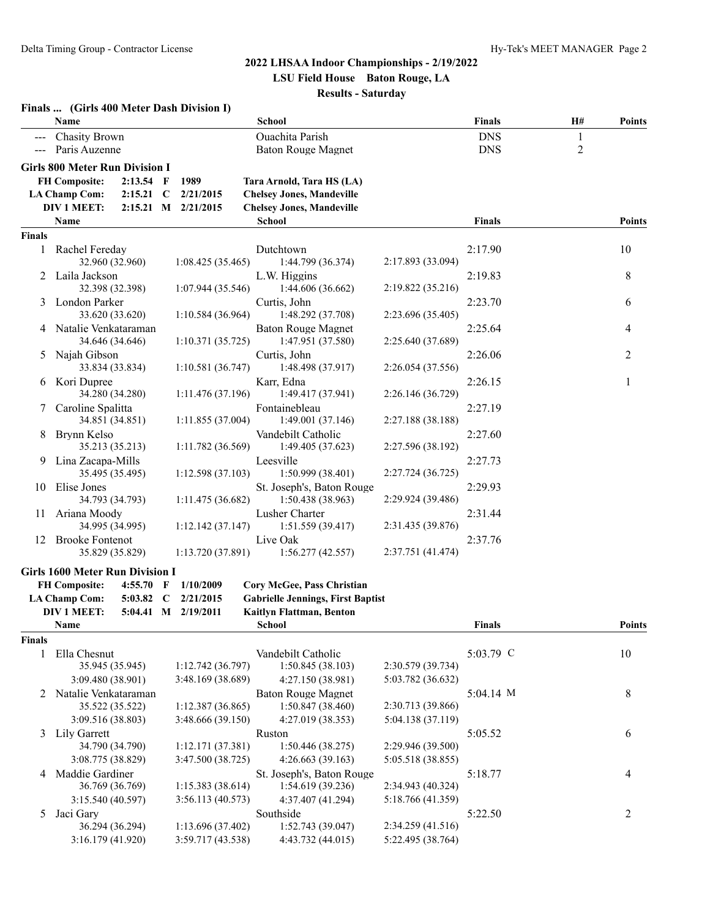# 2022 LHSAA Indoor Championships - 2/19/2022

**LSU Field House Baton Rouge, LA**

**Results - Saturday**

### Finals ... (Girls 400 Meter Dash Division I)

| | Name | School | Finals | H# | Points |
|---|---|---|---|---|---|
| --- | Chasity Brown | Ouachita Parish | DNS | 1 | |
| --- | Paris Auzenne | Baton Rouge Magnet | DNS | 2 | |

### Girls 800 Meter Run Division I

| | | | | |
|---|---|---|---|---|
| **FH Composite:** | **2:13.54** | **F** | **1989** | **Tara Arnold, Tara HS (LA)** |
| **LA Champ Com:** | **2:15.21** | **C** | **2/21/2015** | **Chelsey Jones, Mandeville** |
| **DIV 1 MEET:** | **2:15.21** | **M** | **2/21/2015** | **Chelsey Jones, Mandeville** |

**Finals**

| | Name | School | Finals | Points |
|---|---|---|---|---|
| 1 | Rachel Fereday | Dutchtown | 2:17.90 | 10 |
| | 32.960 (32.960) 1:08.425 (35.465) 1:44.799 (36.374) 2:17.893 (33.094) | | | |
| 2 | Laila Jackson | L.W. Higgins | 2:19.83 | 8 |
| | 32.398 (32.398) 1:07.944 (35.546) 1:44.606 (36.662) 2:19.822 (35.216) | | | |
| 3 | London Parker | Curtis, John | 2:23.70 | 6 |
| | 33.620 (33.620) 1:10.584 (36.964) 1:48.292 (37.708) 2:23.696 (35.405) | | | |
| 4 | Natalie Venkataraman | Baton Rouge Magnet | 2:25.64 | 4 |
| | 34.646 (34.646) 1:10.371 (35.725) 1:47.951 (37.580) 2:25.640 (37.689) | | | |
| 5 | Najah Gibson | Curtis, John | 2:26.06 | 2 |
| | 33.834 (33.834) 1:10.581 (36.747) 1:48.498 (37.917) 2:26.054 (37.556) | | | |
| 6 | Kori Dupree | Karr, Edna | 2:26.15 | 1 |
| | 34.280 (34.280) 1:11.476 (37.196) 1:49.417 (37.941) 2:26.146 (36.729) | | | |
| 7 | Caroline Spalitta | Fontainebleau | 2:27.19 | |
| | 34.851 (34.851) 1:11.855 (37.004) 1:49.001 (37.146) 2:27.188 (38.188) | | | |
| 8 | Brynn Kelso | Vandebilt Catholic | 2:27.60 | |
| | 35.213 (35.213) 1:11.782 (36.569) 1:49.405 (37.623) 2:27.596 (38.192) | | | |
| 9 | Lina Zacapa-Mills | Leesville | 2:27.73 | |
| | 35.495 (35.495) 1:12.598 (37.103) 1:50.999 (38.401) 2:27.724 (36.725) | | | |
| 10 | Elise Jones | St. Joseph's, Baton Rouge | 2:29.93 | |
| | 34.793 (34.793) 1:11.475 (36.682) 1:50.438 (38.963) 2:29.924 (39.486) | | | |
| 11 | Ariana Moody | Lusher Charter | 2:31.44 | |
| | 34.995 (34.995) 1:12.142 (37.147) 1:51.559 (39.417) 2:31.435 (39.876) | | | |
| 12 | Brooke Fontenot | Live Oak | 2:37.76 | |
| | 35.829 (35.829) 1:13.720 (37.891) 1:56.277 (42.557) 2:37.751 (41.474) | | | |

### Girls 1600 Meter Run Division I

| | | | | |
|---|---|---|---|---|
| **FH Composite:** | **4:55.70** | **F** | **1/10/2009** | **Cory McGee, Pass Christian** |
| **LA Champ Com:** | **5:03.82** | **C** | **2/21/2015** | **Gabrielle Jennings, First Baptist** |
| **DIV 1 MEET:** | **5:04.41** | **M** | **2/19/2011** | **Kaitlyn Flattman, Benton** |

**Finals**

| | Name | School | Finals | Points |
|---|---|---|---|---|
| 1 | Ella Chesnut | Vandebilt Catholic | 5:03.79 C | 10 |
| | 35.945 (35.945) 1:12.742 (36.797) 1:50.845 (38.103) 2:30.579 (39.734) | | | |
| | 3:09.480 (38.901) 3:48.169 (38.689) 4:27.150 (38.981) 5:03.782 (36.632) | | | |
| 2 | Natalie Venkataraman | Baton Rouge Magnet | 5:04.14 M | 8 |
| | 35.522 (35.522) 1:12.387 (36.865) 1:50.847 (38.460) 2:30.713 (39.866) | | | |
| | 3:09.516 (38.803) 3:48.666 (39.150) 4:27.019 (38.353) 5:04.138 (37.119) | | | |
| 3 | Lily Garrett | Ruston | 5:05.52 | 6 |
| | 34.790 (34.790) 1:12.171 (37.381) 1:50.446 (38.275) 2:29.946 (39.500) | | | |
| | 3:08.775 (38.829) 3:47.500 (38.725) 4:26.663 (39.163) 5:05.518 (38.855) | | | |
| 4 | Maddie Gardiner | St. Joseph's, Baton Rouge | 5:18.77 | 4 |
| | 36.769 (36.769) 1:15.383 (38.614) 1:54.619 (39.236) 2:34.943 (40.324) | | | |
| | 3:15.540 (40.597) 3:56.113 (40.573) 4:37.407 (41.294) 5:18.766 (41.359) | | | |
| 5 | Jaci Gary | Southside | 5:22.50 | 2 |
| | 36.294 (36.294) 1:13.696 (37.402) 1:52.743 (39.047) 2:34.259 (41.516) | | | |
| | 3:16.179 (41.920) 3:59.717 (43.538) 4:43.732 (44.015) 5:22.495 (38.764) | | | |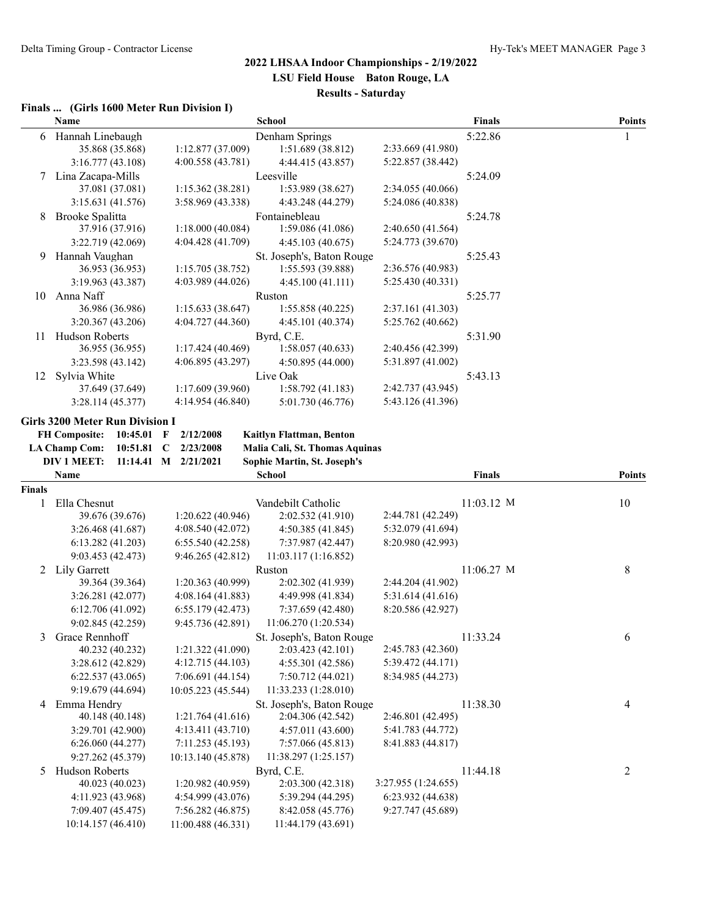## 2022 LHSAA Indoor Championships - 2/19/2022

**LSU Field House Baton Rouge, LA**

**Results - Saturday**

### Finals ... (Girls 1600 Meter Run Division I)

| | Name | | School | | Finals | Points |
|---|---|---|---|---|---|---|
| 6 | Hannah Linebaugh | | Denham Springs | | 5:22.86 | 1 |
| | 35.868 (35.868) | 1:12.877 (37.009) | 1:51.689 (38.812) | 2:33.669 (41.980) | | |
| | 3:16.777 (43.108) | 4:00.558 (43.781) | 4:44.415 (43.857) | 5:22.857 (38.442) | | |
| 7 | Lina Zacapa-Mills | | Leesville | | 5:24.09 | |
| | 37.081 (37.081) | 1:15.362 (38.281) | 1:53.989 (38.627) | 2:34.055 (40.066) | | |
| | 3:15.631 (41.576) | 3:58.969 (43.338) | 4:43.248 (44.279) | 5:24.086 (40.838) | | |
| 8 | Brooke Spalitta | | Fontainebleau | | 5:24.78 | |
| | 37.916 (37.916) | 1:18.000 (40.084) | 1:59.086 (41.086) | 2:40.650 (41.564) | | |
| | 3:22.719 (42.069) | 4:04.428 (41.709) | 4:45.103 (40.675) | 5:24.773 (39.670) | | |
| 9 | Hannah Vaughan | | St. Joseph's, Baton Rouge | | 5:25.43 | |
| | 36.953 (36.953) | 1:15.705 (38.752) | 1:55.593 (39.888) | 2:36.576 (40.983) | | |
| | 3:19.963 (43.387) | 4:03.989 (44.026) | 4:45.100 (41.111) | 5:25.430 (40.331) | | |
| 10 | Anna Naff | | Ruston | | 5:25.77 | |
| | 36.986 (36.986) | 1:15.633 (38.647) | 1:55.858 (40.225) | 2:37.161 (41.303) | | |
| | 3:20.367 (43.206) | 4:04.727 (44.360) | 4:45.101 (40.374) | 5:25.762 (40.662) | | |
| 11 | Hudson Roberts | | Byrd, C.E. | | 5:31.90 | |
| | 36.955 (36.955) | 1:17.424 (40.469) | 1:58.057 (40.633) | 2:40.456 (42.399) | | |
| | 3:23.598 (43.142) | 4:06.895 (43.297) | 4:50.895 (44.000) | 5:31.897 (41.002) | | |
| 12 | Sylvia White | | Live Oak | | 5:43.13 | |
| | 37.649 (37.649) | 1:17.609 (39.960) | 1:58.792 (41.183) | 2:42.737 (43.945) | | |
| | 3:28.114 (45.377) | 4:14.954 (46.840) | 5:01.730 (46.776) | 5:43.126 (41.396) | | |

### Girls 3200 Meter Run Division I

| | | | | |
|---|---|---|---|---|
| **FH Composite:** | **10:45.01** | **F** | **2/12/2008** | **Kaitlyn Flattman, Benton** |
| **LA Champ Com:** | **10:51.81** | **C** | **2/23/2008** | **Malia Cali, St. Thomas Aquinas** |
| **DIV 1 MEET:** | **11:14.41** | **M** | **2/21/2021** | **Sophie Martin, St. Joseph's** |

**Finals**

| | Name | | School | | Finals | Points |
|---|---|---|---|---|---|---|
| 1 | Ella Chesnut | | Vandebilt Catholic | | 11:03.12 M | 10 |
| | 39.676 (39.676) | 1:20.622 (40.946) | 2:02.532 (41.910) | 2:44.781 (42.249) | | |
| | 3:26.468 (41.687) | 4:08.540 (42.072) | 4:50.385 (41.845) | 5:32.079 (41.694) | | |
| | 6:13.282 (41.203) | 6:55.540 (42.258) | 7:37.987 (42.447) | 8:20.980 (42.993) | | |
| | 9:03.453 (42.473) | 9:46.265 (42.812) | 11:03.117 (1:16.852) | | | |
| 2 | Lily Garrett | | Ruston | | 11:06.27 M | 8 |
| | 39.364 (39.364) | 1:20.363 (40.999) | 2:02.302 (41.939) | 2:44.204 (41.902) | | |
| | 3:26.281 (42.077) | 4:08.164 (41.883) | 4:49.998 (41.834) | 5:31.614 (41.616) | | |
| | 6:12.706 (41.092) | 6:55.179 (42.473) | 7:37.659 (42.480) | 8:20.586 (42.927) | | |
| | 9:02.845 (42.259) | 9:45.736 (42.891) | 11:06.270 (1:20.534) | | | |
| 3 | Grace Rennhoff | | St. Joseph's, Baton Rouge | | 11:33.24 | 6 |
| | 40.232 (40.232) | 1:21.322 (41.090) | 2:03.423 (42.101) | 2:45.783 (42.360) | | |
| | 3:28.612 (42.829) | 4:12.715 (44.103) | 4:55.301 (42.586) | 5:39.472 (44.171) | | |
| | 6:22.537 (43.065) | 7:06.691 (44.154) | 7:50.712 (44.021) | 8:34.985 (44.273) | | |
| | 9:19.679 (44.694) | 10:05.223 (45.544) | 11:33.233 (1:28.010) | | | |
| 4 | Emma Hendry | | St. Joseph's, Baton Rouge | | 11:38.30 | 4 |
| | 40.148 (40.148) | 1:21.764 (41.616) | 2:04.306 (42.542) | 2:46.801 (42.495) | | |
| | 3:29.701 (42.900) | 4:13.411 (43.710) | 4:57.011 (43.600) | 5:41.783 (44.772) | | |
| | 6:26.060 (44.277) | 7:11.253 (45.193) | 7:57.066 (45.813) | 8:41.883 (44.817) | | |
| | 9:27.262 (45.379) | 10:13.140 (45.878) | 11:38.297 (1:25.157) | | | |
| 5 | Hudson Roberts | | Byrd, C.E. | | 11:44.18 | 2 |
| | 40.023 (40.023) | 1:20.982 (40.959) | 2:03.300 (42.318) | 3:27.955 (1:24.655) | | |
| | 4:11.923 (43.968) | 4:54.999 (43.076) | 5:39.294 (44.295) | 6:23.932 (44.638) | | |
| | 7:09.407 (45.475) | 7:56.282 (46.875) | 8:42.058 (45.776) | 9:27.747 (45.689) | | |
| | 10:14.157 (46.410) | 11:00.488 (46.331) | 11:44.179 (43.691) | | | |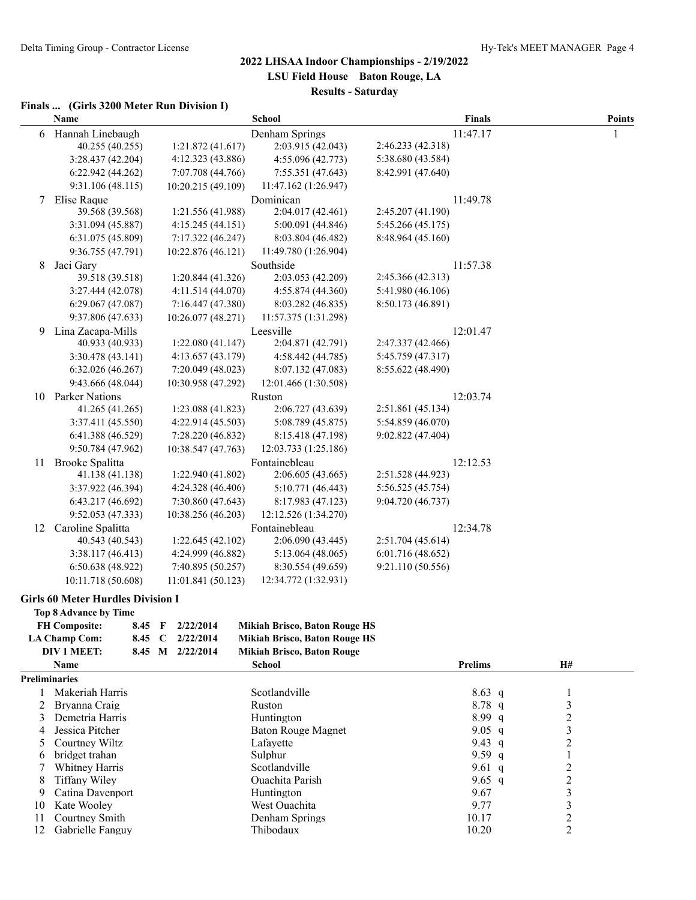## 2022 LHSAA Indoor Championships - 2/19/2022

**LSU Field House Baton Rouge, LA**

**Results - Saturday**

### Finals ... (Girls 3200 Meter Run Division I)

| | Name | | School | | Finals | Points |
|---|---|---|---|---|---|---|
| 6 | Hannah Linebaugh | | Denham Springs | | 11:47.17 | 1 |
| | 40.255 (40.255) | 1:21.872 (41.617) | 2:03.915 (42.043) | 2:46.233 (42.318) | | |
| | 3:28.437 (42.204) | 4:12.323 (43.886) | 4:55.096 (42.773) | 5:38.680 (43.584) | | |
| | 6:22.942 (44.262) | 7:07.708 (44.766) | 7:55.351 (47.643) | 8:42.991 (47.640) | | |
| | 9:31.106 (48.115) | 10:20.215 (49.109) | 11:47.162 (1:26.947) | | | |
| 7 | Elise Raque | | Dominican | | 11:49.78 | |
| | 39.568 (39.568) | 1:21.556 (41.988) | 2:04.017 (42.461) | 2:45.207 (41.190) | | |
| | 3:31.094 (45.887) | 4:15.245 (44.151) | 5:00.091 (44.846) | 5:45.266 (45.175) | | |
| | 6:31.075 (45.809) | 7:17.322 (46.247) | 8:03.804 (46.482) | 8:48.964 (45.160) | | |
| | 9:36.755 (47.791) | 10:22.876 (46.121) | 11:49.780 (1:26.904) | | | |
| 8 | Jaci Gary | | Southside | | 11:57.38 | |
| | 39.518 (39.518) | 1:20.844 (41.326) | 2:03.053 (42.209) | 2:45.366 (42.313) | | |
| | 3:27.444 (42.078) | 4:11.514 (44.070) | 4:55.874 (44.360) | 5:41.980 (46.106) | | |
| | 6:29.067 (47.087) | 7:16.447 (47.380) | 8:03.282 (46.835) | 8:50.173 (46.891) | | |
| | 9:37.806 (47.633) | 10:26.077 (48.271) | 11:57.375 (1:31.298) | | | |
| 9 | Lina Zacapa-Mills | | Leesville | | 12:01.47 | |
| | 40.933 (40.933) | 1:22.080 (41.147) | 2:04.871 (42.791) | 2:47.337 (42.466) | | |
| | 3:30.478 (43.141) | 4:13.657 (43.179) | 4:58.442 (44.785) | 5:45.759 (47.317) | | |
| | 6:32.026 (46.267) | 7:20.049 (48.023) | 8:07.132 (47.083) | 8:55.622 (48.490) | | |
| | 9:43.666 (48.044) | 10:30.958 (47.292) | 12:01.466 (1:30.508) | | | |
| 10 | Parker Nations | | Ruston | | 12:03.74 | |
| | 41.265 (41.265) | 1:23.088 (41.823) | 2:06.727 (43.639) | 2:51.861 (45.134) | | |
| | 3:37.411 (45.550) | 4:22.914 (45.503) | 5:08.789 (45.875) | 5:54.859 (46.070) | | |
| | 6:41.388 (46.529) | 7:28.220 (46.832) | 8:15.418 (47.198) | 9:02.822 (47.404) | | |
| | 9:50.784 (47.962) | 10:38.547 (47.763) | 12:03.733 (1:25.186) | | | |
| 11 | Brooke Spalitta | | Fontainebleau | | 12:12.53 | |
| | 41.138 (41.138) | 1:22.940 (41.802) | 2:06.605 (43.665) | 2:51.528 (44.923) | | |
| | 3:37.922 (46.394) | 4:24.328 (46.406) | 5:10.771 (46.443) | 5:56.525 (45.754) | | |
| | 6:43.217 (46.692) | 7:30.860 (47.643) | 8:17.983 (47.123) | 9:04.720 (46.737) | | |
| | 9:52.053 (47.333) | 10:38.256 (46.203) | 12:12.526 (1:34.270) | | | |
| 12 | Caroline Spalitta | | Fontainebleau | | 12:34.78 | |
| | 40.543 (40.543) | 1:22.645 (42.102) | 2:06.090 (43.445) | 2:51.704 (45.614) | | |
| | 3:38.117 (46.413) | 4:24.999 (46.882) | 5:13.064 (48.065) | 6:01.716 (48.652) | | |
| | 6:50.638 (48.922) | 7:40.895 (50.257) | 8:30.554 (49.659) | 9:21.110 (50.556) | | |
| | 10:11.718 (50.608) | 11:01.841 (50.123) | 12:34.772 (1:32.931) | | | |

### Girls 60 Meter Hurdles Division I

**Top 8 Advance by Time**

| | | | | |
|---|---|---|---|---|
| **FH Composite:** | 8.45 | F | 2/22/2014 | Mikiah Brisco, Baton Rouge HS |
| **LA Champ Com:** | 8.45 | C | 2/22/2014 | Mikiah Brisco, Baton Rouge HS |
| **DIV 1 MEET:** | 8.45 | M | 2/22/2014 | Mikiah Brisco, Baton Rouge |

**Preliminaries**

| | Name | School | Prelims | H# |
|---|---|---|---|---|
| 1 | Makeriah Harris | Scotlandville | 8.63 q | 1 |
| 2 | Bryanna Craig | Ruston | 8.78 q | 3 |
| 3 | Demetria Harris | Huntington | 8.99 q | 2 |
| 4 | Jessica Pitcher | Baton Rouge Magnet | 9.05 q | 3 |
| 5 | Courtney Wiltz | Lafayette | 9.43 q | 2 |
| 6 | bridget trahan | Sulphur | 9.59 q | 1 |
| 7 | Whitney Harris | Scotlandville | 9.61 q | 2 |
| 8 | Tiffany Wiley | Ouachita Parish | 9.65 q | 2 |
| 9 | Catina Davenport | Huntington | 9.67 | 3 |
| 10 | Kate Wooley | West Ouachita | 9.77 | 3 |
| 11 | Courtney Smith | Denham Springs | 10.17 | 2 |
| 12 | Gabrielle Fanguy | Thibodaux | 10.20 | 2 |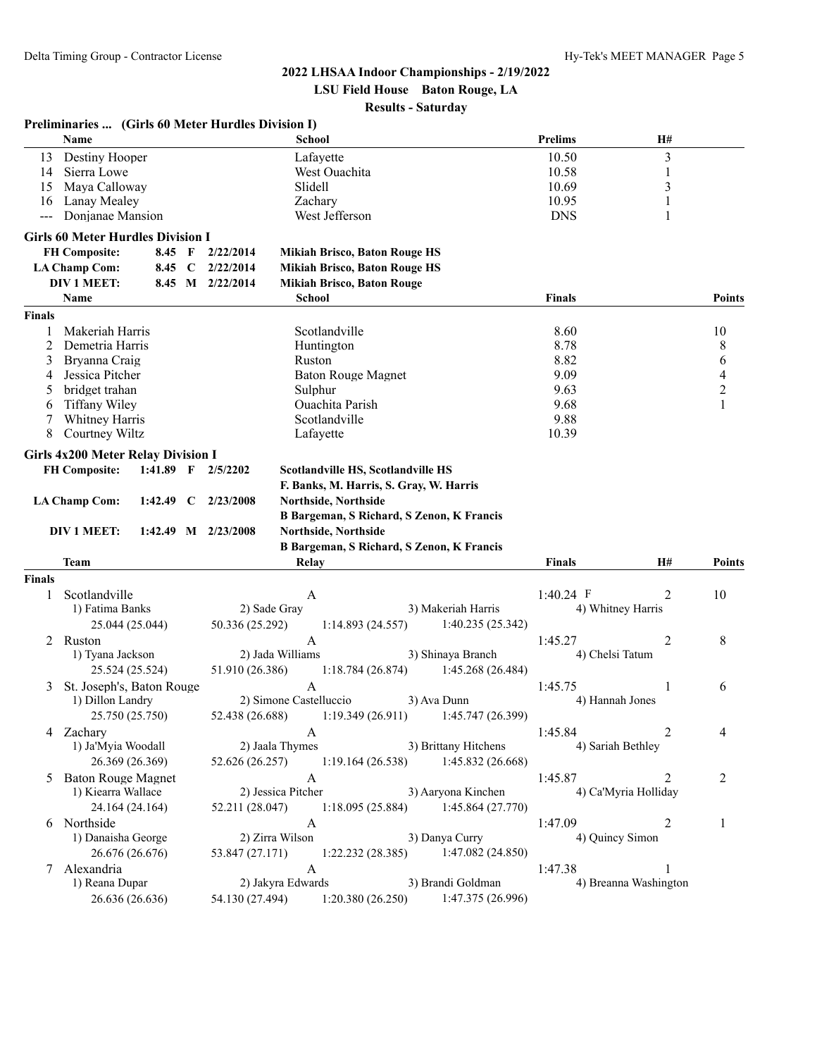## 2022 LHSAA Indoor Championships - 2/19/2022

**LSU Field House Baton Rouge, LA**

**Results - Saturday**

### Preliminaries ... (Girls 60 Meter Hurdles Division I)

| | Name | School | Prelims | H# |
|---|---|---|---|---|
| 13 | Destiny Hooper | Lafayette | 10.50 | 3 |
| 14 | Sierra Lowe | West Ouachita | 10.58 | 1 |
| 15 | Maya Calloway | Slidell | 10.69 | 3 |
| 16 | Lanay Mealey | Zachary | 10.95 | 1 |
| --- | Donjanae Mansion | West Jefferson | DNS | 1 |

### Girls 60 Meter Hurdles Division I

| | | | | |
|---|---|---|---|---|
| **FH Composite:** | 8.45 | F | 2/22/2014 | Mikiah Brisco, Baton Rouge HS |
| **LA Champ Com:** | 8.45 | C | 2/22/2014 | Mikiah Brisco, Baton Rouge HS |
| **DIV 1 MEET:** | 8.45 | M | 2/22/2014 | Mikiah Brisco, Baton Rouge |

**Finals**

| | Name | School | Finals | Points |
|---|---|---|---|---|
| 1 | Makeriah Harris | Scotlandville | 8.60 | 10 |
| 2 | Demetria Harris | Huntington | 8.78 | 8 |
| 3 | Bryanna Craig | Ruston | 8.82 | 6 |
| 4 | Jessica Pitcher | Baton Rouge Magnet | 9.09 | 4 |
| 5 | bridget trahan | Sulphur | 9.63 | 2 |
| 6 | Tiffany Wiley | Ouachita Parish | 9.68 | 1 |
| 7 | Whitney Harris | Scotlandville | 9.88 | |
| 8 | Courtney Wiltz | Lafayette | 10.39 | |

### Girls 4x200 Meter Relay Division I

| | | | | |
|---|---|---|---|---|
| **FH Composite:** | 1:41.89 | F | 2/5/2202 | Scotlandville HS, Scotlandville HS |
| | | | | F. Banks, M. Harris, S. Gray, W. Harris |
| **LA Champ Com:** | 1:42.49 | C | 2/23/2008 | Northside, Northside |
| | | | | B Bargeman, S Richard, S Zenon, K Francis |
| **DIV 1 MEET:** | 1:42.49 | M | 2/23/2008 | Northside, Northside |
| | | | | B Bargeman, S Richard, S Zenon, K Francis |

**Finals**

| | Team | Relay | | | Finals | H# | Points |
|---|---|---|---|---|---|---|---|
| 1 | Scotlandville | A | | | 1:40.24 F | 2 | 10 |
| | 1) Fatima Banks | 2) Sade Gray | 3) Makeriah Harris | 4) Whitney Harris | | | |
| | 25.044 (25.044) | 50.336 (25.292) | 1:14.893 (24.557) | 1:40.235 (25.342) | | | |
| 2 | Ruston | A | | | 1:45.27 | 2 | 8 |
| | 1) Tyana Jackson | 2) Jada Williams | 3) Shinaya Branch | 4) Chelsi Tatum | | | |
| | 25.524 (25.524) | 51.910 (26.386) | 1:18.784 (26.874) | 1:45.268 (26.484) | | | |
| 3 | St. Joseph's, Baton Rouge | A | | | 1:45.75 | 1 | 6 |
| | 1) Dillon Landry | 2) Simone Castelluccio | 3) Ava Dunn | 4) Hannah Jones | | | |
| | 25.750 (25.750) | 52.438 (26.688) | 1:19.349 (26.911) | 1:45.747 (26.399) | | | |
| 4 | Zachary | A | | | 1:45.84 | 2 | 4 |
| | 1) Ja'Myia Woodall | 2) Jaala Thymes | 3) Brittany Hitchens | 4) Sariah Bethley | | | |
| | 26.369 (26.369) | 52.626 (26.257) | 1:19.164 (26.538) | 1:45.832 (26.668) | | | |
| 5 | Baton Rouge Magnet | A | | | 1:45.87 | 2 | 2 |
| | 1) Kiearra Wallace | 2) Jessica Pitcher | 3) Aaryona Kinchen | 4) Ca'Myria Holliday | | | |
| | 24.164 (24.164) | 52.211 (28.047) | 1:18.095 (25.884) | 1:45.864 (27.770) | | | |
| 6 | Northside | A | | | 1:47.09 | 2 | 1 |
| | 1) Danaisha George | 2) Zirra Wilson | 3) Danya Curry | 4) Quincy Simon | | | |
| | 26.676 (26.676) | 53.847 (27.171) | 1:22.232 (28.385) | 1:47.082 (24.850) | | | |
| 7 | Alexandria | A | | | 1:47.38 | 1 | |
| | 1) Reana Dupar | 2) Jakyra Edwards | 3) Brandi Goldman | 4) Breanna Washington | | | |
| | 26.636 (26.636) | 54.130 (27.494) | 1:20.380 (26.250) | 1:47.375 (26.996) | | | |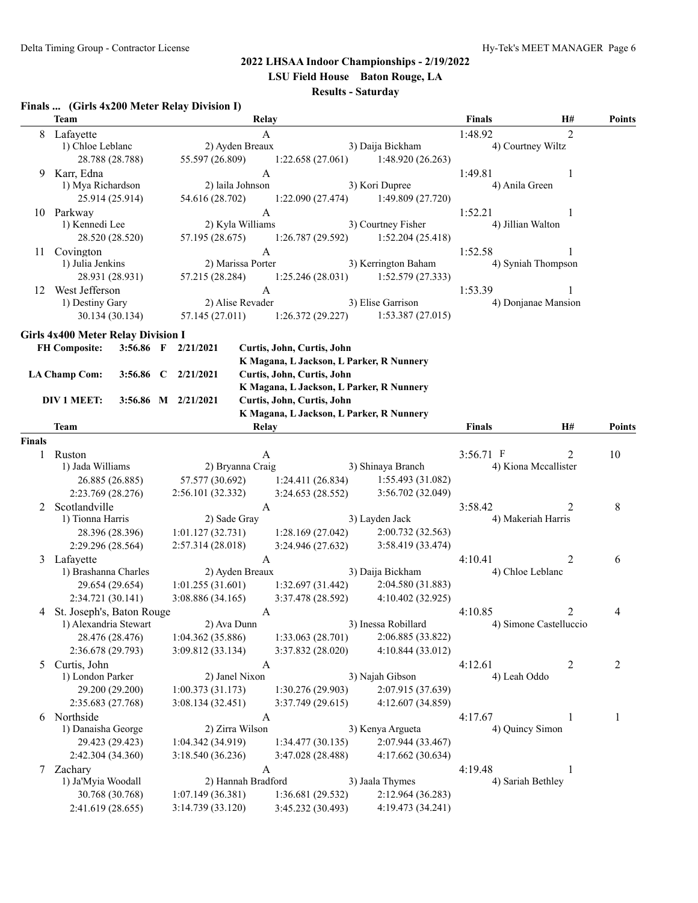# 2022 LHSAA Indoor Championships - 2/19/2022

**LSU Field House Baton Rouge, LA**

**Results - Saturday**

### Finals ... (Girls 4x200 Meter Relay Division I)

| | Team | Relay | Finals | H# | Points |
|---|---|---|---|---|---|
| 8 | Lafayette | A | 1:48.92 | 2 | |
| | 1) Chloe Leblanc 2) Ayden Breaux 3) Daija Bickham 4) Courtney Wiltz | | | | |
| | 28.788 (28.788) 55.597 (26.809) 1:22.658 (27.061) 1:48.920 (26.263) | | | | |
| 9 | Karr, Edna | A | 1:49.81 | 1 | |
| | 1) Mya Richardson 2) laila Johnson 3) Kori Dupree 4) Anila Green | | | | |
| | 25.914 (25.914) 54.616 (28.702) 1:22.090 (27.474) 1:49.809 (27.720) | | | | |
| 10 | Parkway | A | 1:52.21 | 1 | |
| | 1) Kennedi Lee 2) Kyla Williams 3) Courtney Fisher 4) Jillian Walton | | | | |
| | 28.520 (28.520) 57.195 (28.675) 1:26.787 (29.592) 1:52.204 (25.418) | | | | |
| 11 | Covington | A | 1:52.58 | 1 | |
| | 1) Julia Jenkins 2) Marissa Porter 3) Kerrington Baham 4) Syniah Thompson | | | | |
| | 28.931 (28.931) 57.215 (28.284) 1:25.246 (28.031) 1:52.579 (27.333) | | | | |
| 12 | West Jefferson | A | 1:53.39 | 1 | |
| | 1) Destiny Gary 2) Alise Revader 3) Elise Garrison 4) Donjanae Mansion | | | | |
| | 30.134 (30.134) 57.145 (27.011) 1:26.372 (29.227) 1:53.387 (27.015) | | | | |

### Girls 4x400 Meter Relay Division I

| | | | | |
|---|---|---|---|---|
| **FH Composite:** | 3:56.86 | F | 2/21/2021 | Curtis, John, Curtis, John — K Magana, L Jackson, L Parker, R Nunnery |
| **LA Champ Com:** | 3:56.86 | C | 2/21/2021 | Curtis, John, Curtis, John — K Magana, L Jackson, L Parker, R Nunnery |
| **DIV 1 MEET:** | 3:56.86 | M | 2/21/2021 | Curtis, John, Curtis, John — K Magana, L Jackson, L Parker, R Nunnery |

**Finals**

| | Team | Relay | Finals | H# | Points |
|---|---|---|---|---|---|
| 1 | Ruston | A | 3:56.71 F | 2 | 10 |
| | 1) Jada Williams 2) Bryanna Craig 3) Shinaya Branch 4) Kiona Mccallister | | | | |
| | 26.885 (26.885) 57.577 (30.692) 1:24.411 (26.834) 1:55.493 (31.082) | | | | |
| | 2:23.769 (28.276) 2:56.101 (32.332) 3:24.653 (28.552) 3:56.702 (32.049) | | | | |
| 2 | Scotlandville | A | 3:58.42 | 2 | 8 |
| | 1) Tionna Harris 2) Sade Gray 3) Layden Jack 4) Makeriah Harris | | | | |
| | 28.396 (28.396) 1:01.127 (32.731) 1:28.169 (27.042) 2:00.732 (32.563) | | | | |
| | 2:29.296 (28.564) 2:57.314 (28.018) 3:24.946 (27.632) 3:58.419 (33.474) | | | | |
| 3 | Lafayette | A | 4:10.41 | 2 | 6 |
| | 1) Brashanna Charles 2) Ayden Breaux 3) Daija Bickham 4) Chloe Leblanc | | | | |
| | 29.654 (29.654) 1:01.255 (31.601) 1:32.697 (31.442) 2:04.580 (31.883) | | | | |
| | 2:34.721 (30.141) 3:08.886 (34.165) 3:37.478 (28.592) 4:10.402 (32.925) | | | | |
| 4 | St. Joseph's, Baton Rouge | A | 4:10.85 | 2 | 4 |
| | 1) Alexandria Stewart 2) Ava Dunn 3) Inessa Robillard 4) Simone Castelluccio | | | | |
| | 28.476 (28.476) 1:04.362 (35.886) 1:33.063 (28.701) 2:06.885 (33.822) | | | | |
| | 2:36.678 (29.793) 3:09.812 (33.134) 3:37.832 (28.020) 4:10.844 (33.012) | | | | |
| 5 | Curtis, John | A | 4:12.61 | 2 | 2 |
| | 1) London Parker 2) Janel Nixon 3) Najah Gibson 4) Leah Oddo | | | | |
| | 29.200 (29.200) 1:00.373 (31.173) 1:30.276 (29.903) 2:07.915 (37.639) | | | | |
| | 2:35.683 (27.768) 3:08.134 (32.451) 3:37.749 (29.615) 4:12.607 (34.859) | | | | |
| 6 | Northside | A | 4:17.67 | 1 | 1 |
| | 1) Danaisha George 2) Zirra Wilson 3) Kenya Argueta 4) Quincy Simon | | | | |
| | 29.423 (29.423) 1:04.342 (34.919) 1:34.477 (30.135) 2:07.944 (33.467) | | | | |
| | 2:42.304 (34.360) 3:18.540 (36.236) 3:47.028 (28.488) 4:17.662 (30.634) | | | | |
| 7 | Zachary | A | 4:19.48 | 1 | |
| | 1) Ja'Myia Woodall 2) Hannah Bradford 3) Jaala Thymes 4) Sariah Bethley | | | | |
| | 30.768 (30.768) 1:07.149 (36.381) 1:36.681 (29.532) 2:12.964 (36.283) | | | | |
| | 2:41.619 (28.655) 3:14.739 (33.120) 3:45.232 (30.493) 4:19.473 (34.241) | | | | |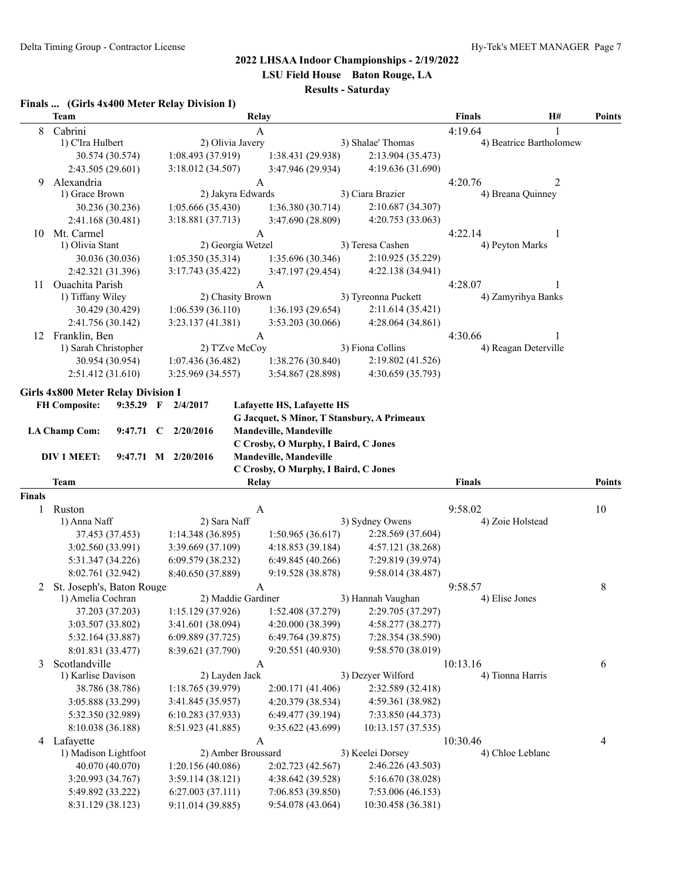# 2022 LHSAA Indoor Championships - 2/19/2022

**LSU Field House Baton Rouge, LA**

**Results - Saturday**

## Finals ... (Girls 4x400 Meter Relay Division I)

| | Team | Relay | Finals | H# | Points |
|---|---|---|---|---|---|
| 8 | Cabrini | A | 4:19.64 | 1 | |

1) C'Ira Hulbert 2) Olivia Javery 3) Shalae' Thomas 4) Beatrice Bartholomew

30.574 (30.574) 1:08.493 (37.919) 1:38.431 (29.938) 2:13.904 (35.473)
2:43.505 (29.601) 3:18.012 (34.507) 3:47.946 (29.934) 4:19.636 (31.690)

| | Team | Relay | Finals | H# | Points |
|---|---|---|---|---|---|
| 9 | Alexandria | A | 4:20.76 | 2 | |

1) Grace Brown 2) Jakyra Edwards 3) Ciara Brazier 4) Breana Quinney

30.236 (30.236) 1:05.666 (35.430) 1:36.380 (30.714) 2:10.687 (34.307)
2:41.168 (30.481) 3:18.881 (37.713) 3:47.690 (28.809) 4:20.753 (33.063)

| | Team | Relay | Finals | H# | Points |
|---|---|---|---|---|---|
| 10 | Mt. Carmel | A | 4:22.14 | 1 | |

1) Olivia Stant 2) Georgia Wetzel 3) Teresa Cashen 4) Peyton Marks

30.036 (30.036) 1:05.350 (35.314) 1:35.696 (30.346) 2:10.925 (35.229)
2:42.321 (31.396) 3:17.743 (35.422) 3:47.197 (29.454) 4:22.138 (34.941)

| | Team | Relay | Finals | H# | Points |
|---|---|---|---|---|---|
| 11 | Ouachita Parish | A | 4:28.07 | 1 | |

1) Tiffany Wiley 2) Chasity Brown 3) Tyreonna Puckett 4) Zamyrihya Banks

30.429 (30.429) 1:06.539 (36.110) 1:36.193 (29.654) 2:11.614 (35.421)
2:41.756 (30.142) 3:23.137 (41.381) 3:53.203 (30.066) 4:28.064 (34.861)

| | Team | Relay | Finals | H# | Points |
|---|---|---|---|---|---|
| 12 | Franklin, Ben | A | 4:30.66 | 1 | |

1) Sarah Christopher 2) T'Zve McCoy 3) Fiona Collins 4) Reagan Deterville

30.954 (30.954) 1:07.436 (36.482) 1:38.276 (30.840) 2:19.802 (41.526)
2:51.412 (31.610) 3:25.969 (34.557) 3:54.867 (28.898) 4:30.659 (35.793)

## Girls 4x800 Meter Relay Division I

| | | | | |
|---|---|---|---|---|
| **FH Composite:** | **9:35.29** | **F** | **2/4/2017** | **Lafayette HS, Lafayette HS** |
| | | | | **G Jacquet, S Minor, T Stansbury, A Primeaux** |
| **LA Champ Com:** | **9:47.71** | **C** | **2/20/2016** | **Mandeville, Mandeville** |
| | | | | **C Crosby, O Murphy, I Baird, C Jones** |
| **DIV 1 MEET:** | **9:47.71** | **M** | **2/20/2016** | **Mandeville, Mandeville** |
| | | | | **C Crosby, O Murphy, I Baird, C Jones** |

### Finals

| | Team | Relay | Finals | Points |
|---|---|---|---|---|
| 1 | Ruston | A | 9:58.02 | 10 |

1) Anna Naff 2) Sara Naff 3) Sydney Owens 4) Zoie Holstead

37.453 (37.453) 1:14.348 (36.895) 1:50.965 (36.617) 2:28.569 (37.604)
3:02.560 (33.991) 3:39.669 (37.109) 4:18.853 (39.184) 4:57.121 (38.268)
5:31.347 (34.226) 6:09.579 (38.232) 6:49.845 (40.266) 7:29.819 (39.974)
8:02.761 (32.942) 8:40.650 (37.889) 9:19.528 (38.878) 9:58.014 (38.487)

| | Team | Relay | Finals | Points |
|---|---|---|---|---|
| 2 | St. Joseph's, Baton Rouge | A | 9:58.57 | 8 |

1) Amelia Cochran 2) Maddie Gardiner 3) Hannah Vaughan 4) Elise Jones

37.203 (37.203) 1:15.129 (37.926) 1:52.408 (37.279) 2:29.705 (37.297)
3:03.507 (33.802) 3:41.601 (38.094) 4:20.000 (38.399) 4:58.277 (38.277)
5:32.164 (33.887) 6:09.889 (37.725) 6:49.764 (39.875) 7:28.354 (38.590)
8:01.831 (33.477) 8:39.621 (37.790) 9:20.551 (40.930) 9:58.570 (38.019)

| | Team | Relay | Finals | Points |
|---|---|---|---|---|
| 3 | Scotlandville | A | 10:13.16 | 6 |

1) Karlise Davison 2) Layden Jack 3) Dezyer Wilford 4) Tionna Harris

38.786 (38.786) 1:18.765 (39.979) 2:00.171 (41.406) 2:32.589 (32.418)
3:05.888 (33.299) 3:41.845 (35.957) 4:20.379 (38.534) 4:59.361 (38.982)
5:32.350 (32.989) 6:10.283 (37.933) 6:49.477 (39.194) 7:33.850 (44.373)
8:10.038 (36.188) 8:51.923 (41.885) 9:35.622 (43.699) 10:13.157 (37.535)

| | Team | Relay | Finals | Points |
|---|---|---|---|---|
| 4 | Lafayette | A | 10:30.46 | 4 |

1) Madison Lightfoot 2) Amber Broussard 3) Keelei Dorsey 4) Chloe Leblanc

40.070 (40.070) 1:20.156 (40.086) 2:02.723 (42.567) 2:46.226 (43.503)
3:20.993 (34.767) 3:59.114 (38.121) 4:38.642 (39.528) 5:16.670 (38.028)
5:49.892 (33.222) 6:27.003 (37.111) 7:06.853 (39.850) 7:53.006 (46.153)
8:31.129 (38.123) 9:11.014 (39.885) 9:54.078 (43.064) 10:30.458 (36.381)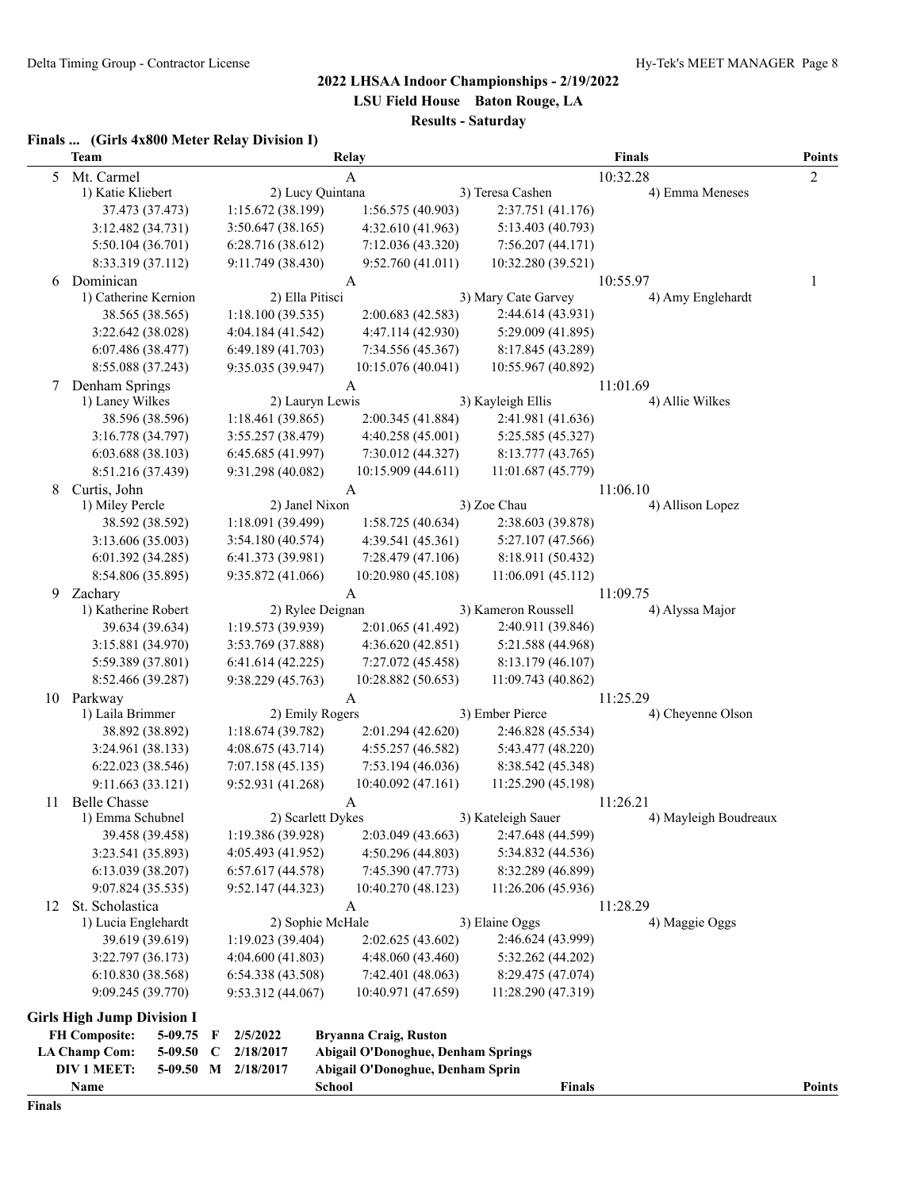## 2022 LHSAA Indoor Championships - 2/19/2022

**LSU Field House Baton Rouge, LA**

**Results - Saturday**

### Finals ... (Girls 4x800 Meter Relay Division I)

| | Team | Relay | | Finals | Points |
|---|---|---|---|---|---|
| 5 | Mt. Carmel | A | | 10:32.28 | 2 |
| | 1) Katie Kliebert | 2) Lucy Quintana | 3) Teresa Cashen | 4) Emma Meneses | |
| | 37.473 (37.473) | 1:15.672 (38.199) | 1:56.575 (40.903) | 2:37.751 (41.176) | |
| | 3:12.482 (34.731) | 3:50.647 (38.165) | 4:32.610 (41.963) | 5:13.403 (40.793) | |
| | 5:50.104 (36.701) | 6:28.716 (38.612) | 7:12.036 (43.320) | 7:56.207 (44.171) | |
| | 8:33.319 (37.112) | 9:11.749 (38.430) | 9:52.760 (41.011) | 10:32.280 (39.521) | |
| 6 | Dominican | A | | 10:55.97 | 1 |
| | 1) Catherine Kernion | 2) Ella Pitisci | 3) Mary Cate Garvey | 4) Amy Englehardt | |
| | 38.565 (38.565) | 1:18.100 (39.535) | 2:00.683 (42.583) | 2:44.614 (43.931) | |
| | 3:22.642 (38.028) | 4:04.184 (41.542) | 4:47.114 (42.930) | 5:29.009 (41.895) | |
| | 6:07.486 (38.477) | 6:49.189 (41.703) | 7:34.556 (45.367) | 8:17.845 (43.289) | |
| | 8:55.088 (37.243) | 9:35.035 (39.947) | 10:15.076 (40.041) | 10:55.967 (40.892) | |
| 7 | Denham Springs | A | | 11:01.69 | |
| | 1) Laney Wilkes | 2) Lauryn Lewis | 3) Kayleigh Ellis | 4) Allie Wilkes | |
| | 38.596 (38.596) | 1:18.461 (39.865) | 2:00.345 (41.884) | 2:41.981 (41.636) | |
| | 3:16.778 (34.797) | 3:55.257 (38.479) | 4:40.258 (45.001) | 5:25.585 (45.327) | |
| | 6:03.688 (38.103) | 6:45.685 (41.997) | 7:30.012 (44.327) | 8:13.777 (43.765) | |
| | 8:51.216 (37.439) | 9:31.298 (40.082) | 10:15.909 (44.611) | 11:01.687 (45.779) | |
| 8 | Curtis, John | A | | 11:06.10 | |
| | 1) Miley Percle | 2) Janel Nixon | 3) Zoe Chau | 4) Allison Lopez | |
| | 38.592 (38.592) | 1:18.091 (39.499) | 1:58.725 (40.634) | 2:38.603 (39.878) | |
| | 3:13.606 (35.003) | 3:54.180 (40.574) | 4:39.541 (45.361) | 5:27.107 (47.566) | |
| | 6:01.392 (34.285) | 6:41.373 (39.981) | 7:28.479 (47.106) | 8:18.911 (50.432) | |
| | 8:54.806 (35.895) | 9:35.872 (41.066) | 10:20.980 (45.108) | 11:06.091 (45.112) | |
| 9 | Zachary | A | | 11:09.75 | |
| | 1) Katherine Robert | 2) Rylee Deignan | 3) Kameron Roussell | 4) Alyssa Major | |
| | 39.634 (39.634) | 1:19.573 (39.939) | 2:01.065 (41.492) | 2:40.911 (39.846) | |
| | 3:15.881 (34.970) | 3:53.769 (37.888) | 4:36.620 (42.851) | 5:21.588 (44.968) | |
| | 5:59.389 (37.801) | 6:41.614 (42.225) | 7:27.072 (45.458) | 8:13.179 (46.107) | |
| | 8:52.466 (39.287) | 9:38.229 (45.763) | 10:28.882 (50.653) | 11:09.743 (40.862) | |
| 10 | Parkway | A | | 11:25.29 | |
| | 1) Laila Brimmer | 2) Emily Rogers | 3) Ember Pierce | 4) Cheyenne Olson | |
| | 38.892 (38.892) | 1:18.674 (39.782) | 2:01.294 (42.620) | 2:46.828 (45.534) | |
| | 3:24.961 (38.133) | 4:08.675 (43.714) | 4:55.257 (46.582) | 5:43.477 (48.220) | |
| | 6:22.023 (38.546) | 7:07.158 (45.135) | 7:53.194 (46.036) | 8:38.542 (45.348) | |
| | 9:11.663 (33.121) | 9:52.931 (41.268) | 10:40.092 (47.161) | 11:25.290 (45.198) | |
| 11 | Belle Chasse | A | | 11:26.21 | |
| | 1) Emma Schubnel | 2) Scarlett Dykes | 3) Kateleigh Sauer | 4) Mayleigh Boudreaux | |
| | 39.458 (39.458) | 1:19.386 (39.928) | 2:03.049 (43.663) | 2:47.648 (44.599) | |
| | 3:23.541 (35.893) | 4:05.493 (41.952) | 4:50.296 (44.803) | 5:34.832 (44.536) | |
| | 6:13.039 (38.207) | 6:57.617 (44.578) | 7:45.390 (47.773) | 8:32.289 (46.899) | |
| | 9:07.824 (35.535) | 9:52.147 (44.323) | 10:40.270 (48.123) | 11:26.206 (45.936) | |
| 12 | St. Scholastica | A | | 11:28.29 | |
| | 1) Lucia Englehardt | 2) Sophie McHale | 3) Elaine Oggs | 4) Maggie Oggs | |
| | 39.619 (39.619) | 1:19.023 (39.404) | 2:02.625 (43.602) | 2:46.624 (43.999) | |
| | 3:22.797 (36.173) | 4:04.600 (41.803) | 4:48.060 (43.460) | 5:32.262 (44.202) | |
| | 6:10.830 (38.568) | 6:54.338 (43.508) | 7:42.401 (48.063) | 8:29.475 (47.074) | |
| | 9:09.245 (39.770) | 9:53.312 (44.067) | 10:40.971 (47.659) | 11:28.290 (47.319) | |

### Girls High Jump Division I

| | | | | |
|---|---|---|---|---|
| **FH Composite:** | **5-09.75** | **F** | **2/5/2022** | **Bryanna Craig, Ruston** |
| **LA Champ Com:** | **5-09.50** | **C** | **2/18/2017** | **Abigail O'Donoghue, Denham Springs** |
| **DIV 1 MEET:** | **5-09.50** | **M** | **2/18/2017** | **Abigail O'Donoghue, Denham Sprin** |

| Name | School | Finals | Points |
|---|---|---|---|

**Finals**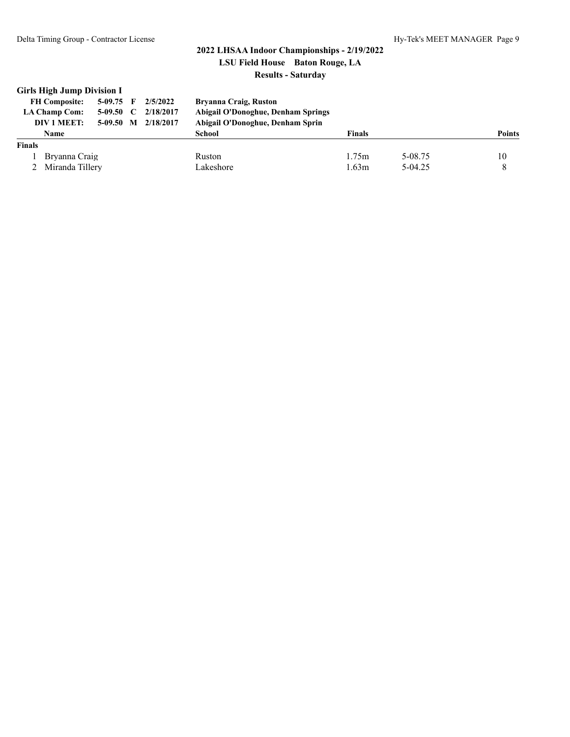## 2022 LHSAA Indoor Championships - 2/19/2022

### LSU Field House    Baton Rouge, LA

### Results - Saturday

**Girls High Jump Division I**

| | | | | |
|---|---|---|---|---|
| **FH Composite:** | **5-09.75** | **F** | **2/5/2022** | **Bryanna Craig, Ruston** |
| **LA Champ Com:** | **5-09.50** | **C** | **2/18/2017** | **Abigail O'Donoghue, Denham Springs** |
| **DIV 1 MEET:** | **5-09.50** | **M** | **2/18/2017** | **Abigail O'Donoghue, Denham Sprin** |

| | Name | School | Finals | | Points |
|---|---|---|---|---|---|
| **Finals** | | | | | |
| 1 | Bryanna Craig | Ruston | 1.75m | 5-08.75 | 10 |
| 2 | Miranda Tillery | Lakeshore | 1.63m | 5-04.25 | 8 |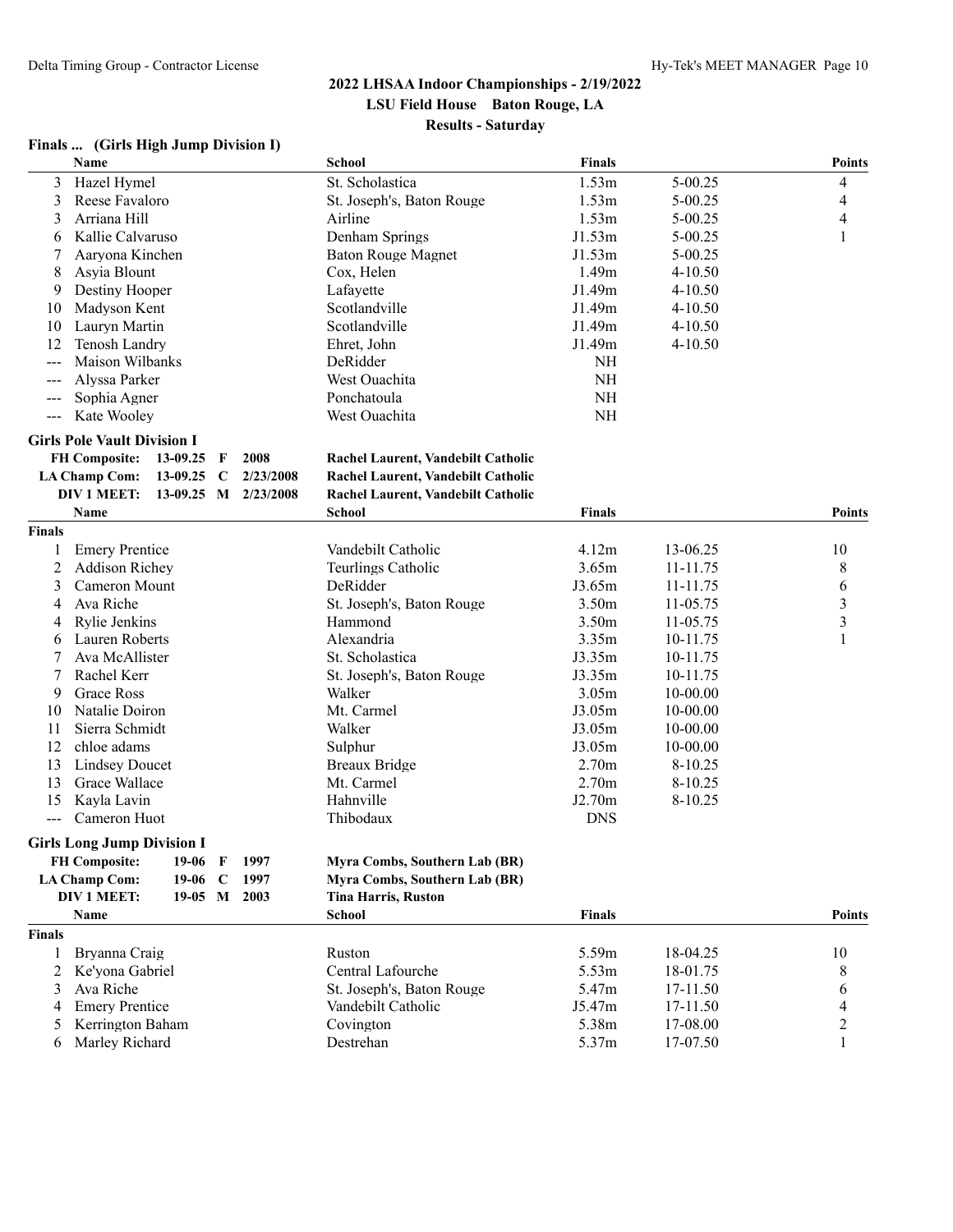## 2022 LHSAA Indoor Championships - 2/19/2022

**LSU Field House Baton Rouge, LA**

**Results - Saturday**

### Finals ... (Girls High Jump Division I)

| | Name | School | Finals | | Points |
|---|---|---|---|---|---|
| 3 | Hazel Hymel | St. Scholastica | 1.53m | 5-00.25 | 4 |
| 3 | Reese Favaloro | St. Joseph's, Baton Rouge | 1.53m | 5-00.25 | 4 |
| 3 | Arriana Hill | Airline | 1.53m | 5-00.25 | 4 |
| 6 | Kallie Calvaruso | Denham Springs | J1.53m | 5-00.25 | 1 |
| 7 | Aaryona Kinchen | Baton Rouge Magnet | J1.53m | 5-00.25 | |
| 8 | Asyia Blount | Cox, Helen | 1.49m | 4-10.50 | |
| 9 | Destiny Hooper | Lafayette | J1.49m | 4-10.50 | |
| 10 | Madyson Kent | Scotlandville | J1.49m | 4-10.50 | |
| 10 | Lauryn Martin | Scotlandville | J1.49m | 4-10.50 | |
| 12 | Tenosh Landry | Ehret, John | J1.49m | 4-10.50 | |
| --- | Maison Wilbanks | DeRidder | NH | | |
| --- | Alyssa Parker | West Ouachita | NH | | |
| --- | Sophia Agner | Ponchatoula | NH | | |
| --- | Kate Wooley | West Ouachita | NH | | |

### Girls Pole Vault Division I

| | | | | |
|---|---|---|---|---|
| FH Composite: | 13-09.25 | F | 2008 | Rachel Laurent, Vandebilt Catholic |
| LA Champ Com: | 13-09.25 | C | 2/23/2008 | Rachel Laurent, Vandebilt Catholic |
| DIV 1 MEET: | 13-09.25 | M | 2/23/2008 | Rachel Laurent, Vandebilt Catholic |

**Finals**

| | Name | School | Finals | | Points |
|---|---|---|---|---|---|
| 1 | Emery Prentice | Vandebilt Catholic | 4.12m | 13-06.25 | 10 |
| 2 | Addison Richey | Teurlings Catholic | 3.65m | 11-11.75 | 8 |
| 3 | Cameron Mount | DeRidder | J3.65m | 11-11.75 | 6 |
| 4 | Ava Riche | St. Joseph's, Baton Rouge | 3.50m | 11-05.75 | 3 |
| 4 | Rylie Jenkins | Hammond | 3.50m | 11-05.75 | 3 |
| 6 | Lauren Roberts | Alexandria | 3.35m | 10-11.75 | 1 |
| 7 | Ava McAllister | St. Scholastica | J3.35m | 10-11.75 | |
| 7 | Rachel Kerr | St. Joseph's, Baton Rouge | J3.35m | 10-11.75 | |
| 9 | Grace Ross | Walker | 3.05m | 10-00.00 | |
| 10 | Natalie Doiron | Mt. Carmel | J3.05m | 10-00.00 | |
| 11 | Sierra Schmidt | Walker | J3.05m | 10-00.00 | |
| 12 | chloe adams | Sulphur | J3.05m | 10-00.00 | |
| 13 | Lindsey Doucet | Breaux Bridge | 2.70m | 8-10.25 | |
| 13 | Grace Wallace | Mt. Carmel | 2.70m | 8-10.25 | |
| 15 | Kayla Lavin | Hahnville | J2.70m | 8-10.25 | |
| --- | Cameron Huot | Thibodaux | DNS | | |

### Girls Long Jump Division I

| | | | | |
|---|---|---|---|---|
| FH Composite: | 19-06 | F | 1997 | Myra Combs, Southern Lab (BR) |
| LA Champ Com: | 19-06 | C | 1997 | Myra Combs, Southern Lab (BR) |
| DIV 1 MEET: | 19-05 | M | 2003 | Tina Harris, Ruston |

**Finals**

| | Name | School | Finals | | Points |
|---|---|---|---|---|---|
| 1 | Bryanna Craig | Ruston | 5.59m | 18-04.25 | 10 |
| 2 | Ke'yona Gabriel | Central Lafourche | 5.53m | 18-01.75 | 8 |
| 3 | Ava Riche | St. Joseph's, Baton Rouge | 5.47m | 17-11.50 | 6 |
| 4 | Emery Prentice | Vandebilt Catholic | J5.47m | 17-11.50 | 4 |
| 5 | Kerrington Baham | Covington | 5.38m | 17-08.00 | 2 |
| 6 | Marley Richard | Destrehan | 5.37m | 17-07.50 | 1 |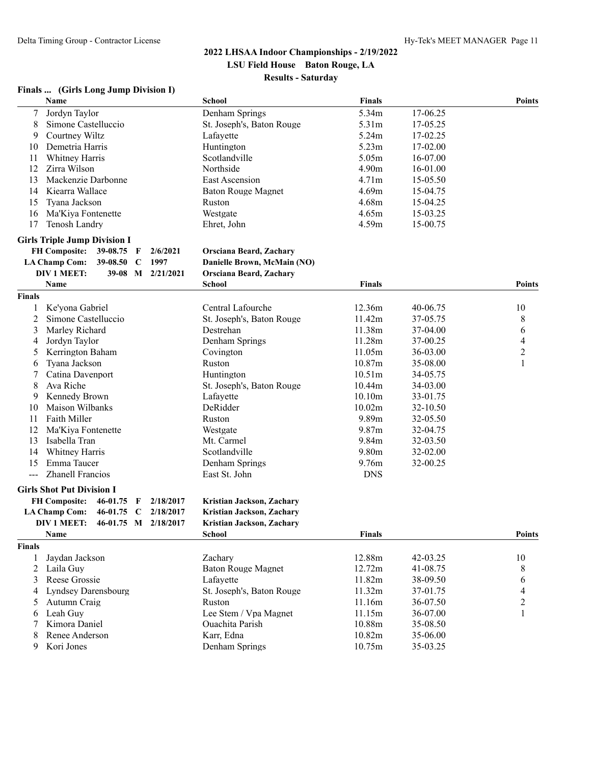## 2022 LHSAA Indoor Championships - 2/19/2022

**LSU Field House Baton Rouge, LA**

**Results - Saturday**

### Finals ... (Girls Long Jump Division I)

| | Name | School | Finals | | Points |
|---|---|---|---|---|---|
| 7 | Jordyn Taylor | Denham Springs | 5.34m | 17-06.25 | |
| 8 | Simone Castelluccio | St. Joseph's, Baton Rouge | 5.31m | 17-05.25 | |
| 9 | Courtney Wiltz | Lafayette | 5.24m | 17-02.25 | |
| 10 | Demetria Harris | Huntington | 5.23m | 17-02.00 | |
| 11 | Whitney Harris | Scotlandville | 5.05m | 16-07.00 | |
| 12 | Zirra Wilson | Northside | 4.90m | 16-01.00 | |
| 13 | Mackenzie Darbonne | East Ascension | 4.71m | 15-05.50 | |
| 14 | Kiearra Wallace | Baton Rouge Magnet | 4.69m | 15-04.75 | |
| 15 | Tyana Jackson | Ruston | 4.68m | 15-04.25 | |
| 16 | Ma'Kiya Fontenette | Westgate | 4.65m | 15-03.25 | |
| 17 | Tenosh Landry | Ehret, John | 4.59m | 15-00.75 | |

### Girls Triple Jump Division I

**FH Composite:** 39-08.75 F 2/6/2021 **Orsciana Beard, Zachary**
**LA Champ Com:** 39-08.50 C 1997 **Danielle Brown, McMain (NO)**
**DIV 1 MEET:** 39-08 M 2/21/2021 **Orsciana Beard, Zachary**

**Finals**

| | Name | School | Finals | | Points |
|---|---|---|---|---|---|
| 1 | Ke'yona Gabriel | Central Lafourche | 12.36m | 40-06.75 | 10 |
| 2 | Simone Castelluccio | St. Joseph's, Baton Rouge | 11.42m | 37-05.75 | 8 |
| 3 | Marley Richard | Destrehan | 11.38m | 37-04.00 | 6 |
| 4 | Jordyn Taylor | Denham Springs | 11.28m | 37-00.25 | 4 |
| 5 | Kerrington Baham | Covington | 11.05m | 36-03.00 | 2 |
| 6 | Tyana Jackson | Ruston | 10.87m | 35-08.00 | 1 |
| 7 | Catina Davenport | Huntington | 10.51m | 34-05.75 | |
| 8 | Ava Riche | St. Joseph's, Baton Rouge | 10.44m | 34-03.00 | |
| 9 | Kennedy Brown | Lafayette | 10.10m | 33-01.75 | |
| 10 | Maison Wilbanks | DeRidder | 10.02m | 32-10.50 | |
| 11 | Faith Miller | Ruston | 9.89m | 32-05.50 | |
| 12 | Ma'Kiya Fontenette | Westgate | 9.87m | 32-04.75 | |
| 13 | Isabella Tran | Mt. Carmel | 9.84m | 32-03.50 | |
| 14 | Whitney Harris | Scotlandville | 9.80m | 32-02.00 | |
| 15 | Emma Taucer | Denham Springs | 9.76m | 32-00.25 | |
| --- | Zhanell Francios | East St. John | DNS | | |

### Girls Shot Put Division I

**FH Composite:** 46-01.75 F 2/18/2017 **Kristian Jackson, Zachary**
**LA Champ Com:** 46-01.75 C 2/18/2017 **Kristian Jackson, Zachary**
**DIV 1 MEET:** 46-01.75 M 2/18/2017 **Kristian Jackson, Zachary**

**Finals**

| | Name | School | Finals | | Points |
|---|---|---|---|---|---|
| 1 | Jaydan Jackson | Zachary | 12.88m | 42-03.25 | 10 |
| 2 | Laila Guy | Baton Rouge Magnet | 12.72m | 41-08.75 | 8 |
| 3 | Reese Grossie | Lafayette | 11.82m | 38-09.50 | 6 |
| 4 | Lyndsey Darensbourg | St. Joseph's, Baton Rouge | 11.32m | 37-01.75 | 4 |
| 5 | Autumn Craig | Ruston | 11.16m | 36-07.50 | 2 |
| 6 | Leah Guy | Lee Stem / Vpa Magnet | 11.15m | 36-07.00 | 1 |
| 7 | Kimora Daniel | Ouachita Parish | 10.88m | 35-08.50 | |
| 8 | Renee Anderson | Karr, Edna | 10.82m | 35-06.00 | |
| 9 | Kori Jones | Denham Springs | 10.75m | 35-03.25 | |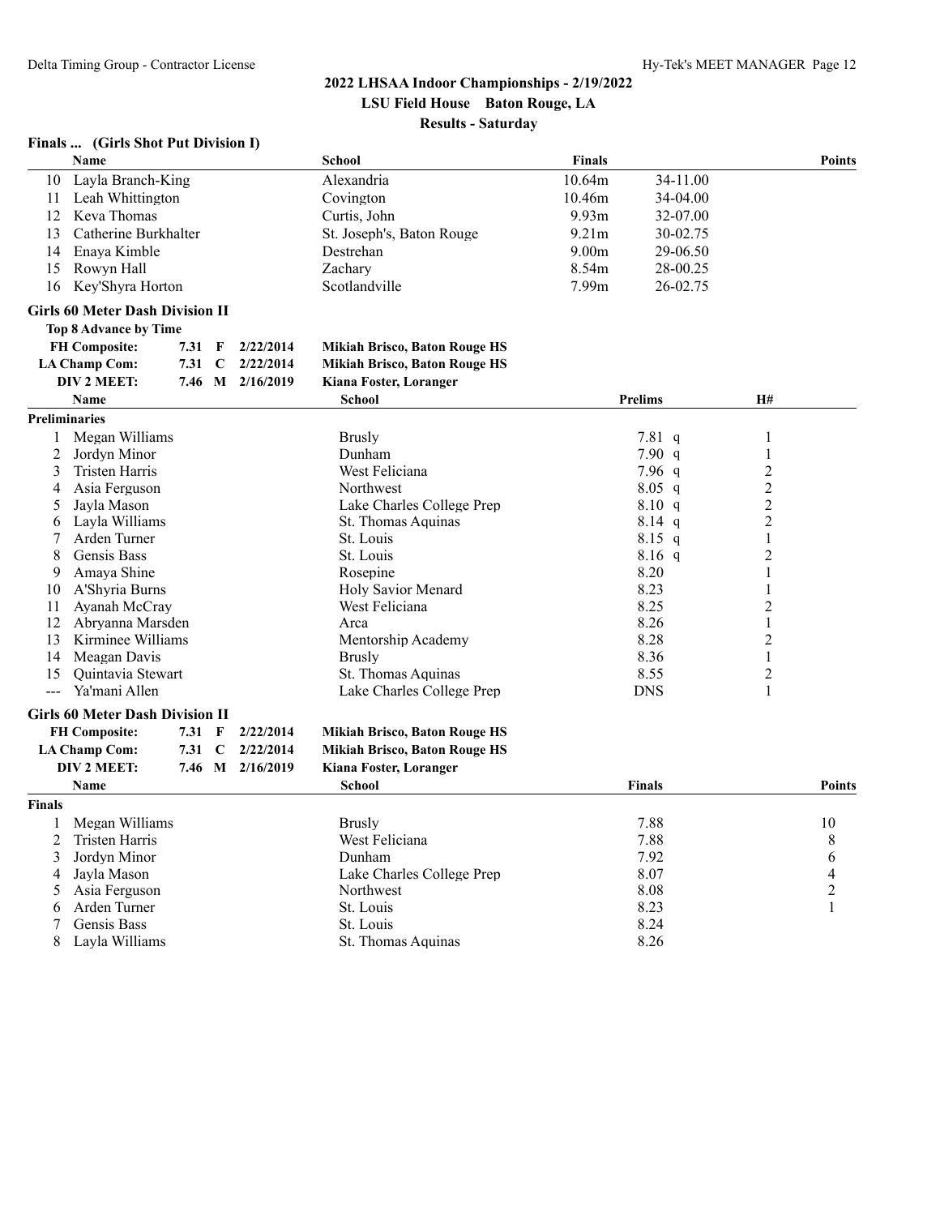# 2022 LHSAA Indoor Championships - 2/19/2022

**LSU Field House Baton Rouge, LA**

**Results - Saturday**

### Finals ... (Girls Shot Put Division I)

| | Name | School | Finals | | Points |
|---|---|---|---|---|---|
| 10 | Layla Branch-King | Alexandria | 10.64m | 34-11.00 | |
| 11 | Leah Whittington | Covington | 10.46m | 34-04.00 | |
| 12 | Keva Thomas | Curtis, John | 9.93m | 32-07.00 | |
| 13 | Catherine Burkhalter | St. Joseph's, Baton Rouge | 9.21m | 30-02.75 | |
| 14 | Enaya Kimble | Destrehan | 9.00m | 29-06.50 | |
| 15 | Rowyn Hall | Zachary | 8.54m | 28-00.25 | |
| 16 | Key'Shyra Horton | Scotlandville | 7.99m | 26-02.75 | |

### Girls 60 Meter Dash Division II

**Top 8 Advance by Time**

| | | | | |
|---|---|---|---|---|
| **FH Composite:** | 7.31 | F | 2/22/2014 | **Mikiah Brisco, Baton Rouge HS** |
| **LA Champ Com:** | 7.31 | C | 2/22/2014 | **Mikiah Brisco, Baton Rouge HS** |
| **DIV 2 MEET:** | 7.46 | M | 2/16/2019 | **Kiana Foster, Loranger** |

**Preliminaries**

| | Name | School | Prelims | | H# |
|---|---|---|---|---|---|
| 1 | Megan Williams | Brusly | 7.81 | q | 1 |
| 2 | Jordyn Minor | Dunham | 7.90 | q | 1 |
| 3 | Tristen Harris | West Feliciana | 7.96 | q | 2 |
| 4 | Asia Ferguson | Northwest | 8.05 | q | 2 |
| 5 | Jayla Mason | Lake Charles College Prep | 8.10 | q | 2 |
| 6 | Layla Williams | St. Thomas Aquinas | 8.14 | q | 2 |
| 7 | Arden Turner | St. Louis | 8.15 | q | 1 |
| 8 | Gensis Bass | St. Louis | 8.16 | q | 2 |
| 9 | Amaya Shine | Rosepine | 8.20 | | 1 |
| 10 | A'Shyria Burns | Holy Savior Menard | 8.23 | | 1 |
| 11 | Ayanah McCray | West Feliciana | 8.25 | | 2 |
| 12 | Abryanna Marsden | Arca | 8.26 | | 1 |
| 13 | Kirminee Williams | Mentorship Academy | 8.28 | | 2 |
| 14 | Meagan Davis | Brusly | 8.36 | | 1 |
| 15 | Quintavia Stewart | St. Thomas Aquinas | 8.55 | | 2 |
| --- | Ya'mani Allen | Lake Charles College Prep | DNS | | 1 |

### Girls 60 Meter Dash Division II

| | | | | |
|---|---|---|---|---|
| **FH Composite:** | 7.31 | F | 2/22/2014 | **Mikiah Brisco, Baton Rouge HS** |
| **LA Champ Com:** | 7.31 | C | 2/22/2014 | **Mikiah Brisco, Baton Rouge HS** |
| **DIV 2 MEET:** | 7.46 | M | 2/16/2019 | **Kiana Foster, Loranger** |

**Finals**

| | Name | School | Finals | Points |
|---|---|---|---|---|
| 1 | Megan Williams | Brusly | 7.88 | 10 |
| 2 | Tristen Harris | West Feliciana | 7.88 | 8 |
| 3 | Jordyn Minor | Dunham | 7.92 | 6 |
| 4 | Jayla Mason | Lake Charles College Prep | 8.07 | 4 |
| 5 | Asia Ferguson | Northwest | 8.08 | 2 |
| 6 | Arden Turner | St. Louis | 8.23 | 1 |
| 7 | Gensis Bass | St. Louis | 8.24 | |
| 8 | Layla Williams | St. Thomas Aquinas | 8.26 | |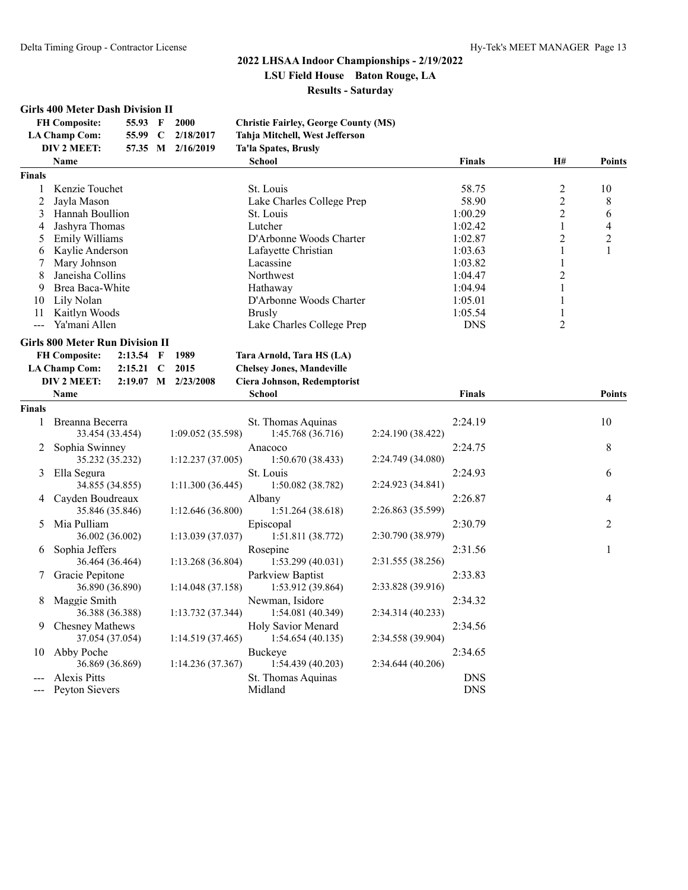## 2022 LHSAA Indoor Championships - 2/19/2022

**LSU Field House Baton Rouge, LA**

**Results - Saturday**

### Girls 400 Meter Dash Division II

| | | | | |
|---|---|---|---|---|
| **FH Composite:** | 55.93 | F | 2000 | Christie Fairley, George County (MS) |
| **LA Champ Com:** | 55.99 | C | 2/18/2017 | Tahja Mitchell, West Jefferson |
| **DIV 2 MEET:** | 57.35 | M | 2/16/2019 | Ta'la Spates, Brusly |

| | Name | School | Finals | H# | Points |
|---|---|---|---|---|---|
| **Finals** | | | | | |
| 1 | Kenzie Touchet | St. Louis | 58.75 | 2 | 10 |
| 2 | Jayla Mason | Lake Charles College Prep | 58.90 | 2 | 8 |
| 3 | Hannah Boullion | St. Louis | 1:00.29 | 2 | 6 |
| 4 | Jashyra Thomas | Lutcher | 1:02.42 | 1 | 4 |
| 5 | Emily Williams | D'Arbonne Woods Charter | 1:02.87 | 2 | 2 |
| 6 | Kaylie Anderson | Lafayette Christian | 1:03.63 | 1 | 1 |
| 7 | Mary Johnson | Lacassine | 1:03.82 | 1 | |
| 8 | Janeisha Collins | Northwest | 1:04.47 | 2 | |
| 9 | Brea Baca-White | Hathaway | 1:04.94 | 1 | |
| 10 | Lily Nolan | D'Arbonne Woods Charter | 1:05.01 | 1 | |
| 11 | Kaitlyn Woods | Brusly | 1:05.54 | 1 | |
| --- | Ya'mani Allen | Lake Charles College Prep | DNS | 2 | |

### Girls 800 Meter Run Division II

| | | | | |
|---|---|---|---|---|
| **FH Composite:** | 2:13.54 | F | 1989 | Tara Arnold, Tara HS (LA) |
| **LA Champ Com:** | 2:15.21 | C | 2015 | Chelsey Jones, Mandeville |
| **DIV 2 MEET:** | 2:19.07 | M | 2/23/2008 | Ciera Johnson, Redemptorist |

| | Name | School | Finals | Points |
|---|---|---|---|---|
| **Finals** | | | | |
| 1 | Breanna Becerra | St. Thomas Aquinas | 2:24.19 | 10 |
| | 33.454 (33.454) 1:09.052 (35.598) | 1:45.768 (36.716) 2:24.190 (38.422) | | |
| 2 | Sophia Swinney | Anacoco | 2:24.75 | 8 |
| | 35.232 (35.232) 1:12.237 (37.005) | 1:50.670 (38.433) 2:24.749 (34.080) | | |
| 3 | Ella Segura | St. Louis | 2:24.93 | 6 |
| | 34.855 (34.855) 1:11.300 (36.445) | 1:50.082 (38.782) 2:24.923 (34.841) | | |
| 4 | Cayden Boudreaux | Albany | 2:26.87 | 4 |
| | 35.846 (35.846) 1:12.646 (36.800) | 1:51.264 (38.618) 2:26.863 (35.599) | | |
| 5 | Mia Pulliam | Episcopal | 2:30.79 | 2 |
| | 36.002 (36.002) 1:13.039 (37.037) | 1:51.811 (38.772) 2:30.790 (38.979) | | |
| 6 | Sophia Jeffers | Rosepine | 2:31.56 | 1 |
| | 36.464 (36.464) 1:13.268 (36.804) | 1:53.299 (40.031) 2:31.555 (38.256) | | |
| 7 | Gracie Pepitone | Parkview Baptist | 2:33.83 | |
| | 36.890 (36.890) 1:14.048 (37.158) | 1:53.912 (39.864) 2:33.828 (39.916) | | |
| 8 | Maggie Smith | Newman, Isidore | 2:34.32 | |
| | 36.388 (36.388) 1:13.732 (37.344) | 1:54.081 (40.349) 2:34.314 (40.233) | | |
| 9 | Chesney Mathews | Holy Savior Menard | 2:34.56 | |
| | 37.054 (37.054) 1:14.519 (37.465) | 1:54.654 (40.135) 2:34.558 (39.904) | | |
| 10 | Abby Poche | Buckeye | 2:34.65 | |
| | 36.869 (36.869) 1:14.236 (37.367) | 1:54.439 (40.203) 2:34.644 (40.206) | | |
| --- | Alexis Pitts | St. Thomas Aquinas | DNS | |
| --- | Peyton Sievers | Midland | DNS | |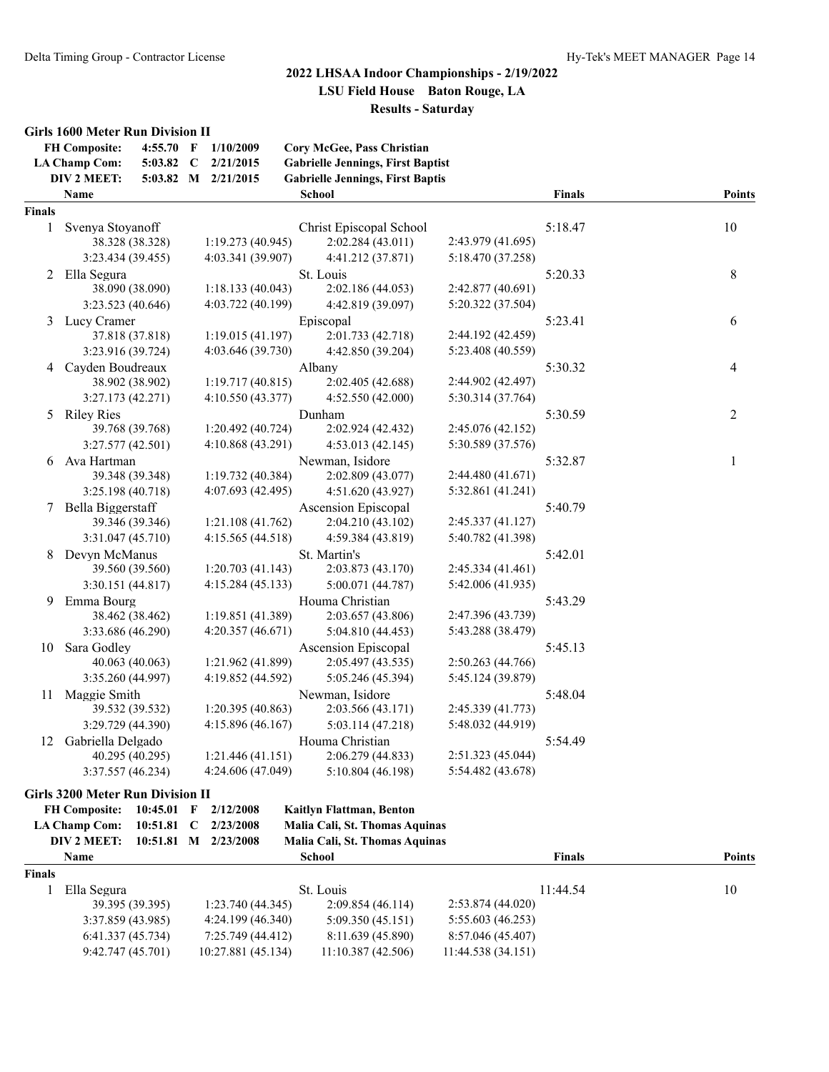## 2022 LHSAA Indoor Championships - 2/19/2022

### LSU Field House Baton Rouge, LA

### Results - Saturday

### Girls 1600 Meter Run Division II

| | | | | |
|---|---|---|---|---|
| FH Composite: | 4:55.70 | F | 1/10/2009 | Cory McGee, Pass Christian |
| LA Champ Com: | 5:03.82 | C | 2/21/2015 | Gabrielle Jennings, First Baptist |
| DIV 2 MEET: | 5:03.82 | M | 2/21/2015 | Gabrielle Jennings, First Baptis |

**Finals**

| Place | Name | School | Finals | Points |
|---|---|---|---|---|
| 1 | Svenya Stoyanoff | Christ Episcopal School | 5:18.47 | 10 |
| | 38.328 (38.328) · 1:19.273 (40.945) · 2:02.284 (43.011) · 2:43.979 (41.695) · 3:23.434 (39.455) · 4:03.341 (39.907) · 4:41.212 (37.871) · 5:18.470 (37.258) | | | |
| 2 | Ella Segura | St. Louis | 5:20.33 | 8 |
| | 38.090 (38.090) · 1:18.133 (40.043) · 2:02.186 (44.053) · 2:42.877 (40.691) · 3:23.523 (40.646) · 4:03.722 (40.199) · 4:42.819 (39.097) · 5:20.322 (37.504) | | | |
| 3 | Lucy Cramer | Episcopal | 5:23.41 | 6 |
| | 37.818 (37.818) · 1:19.015 (41.197) · 2:01.733 (42.718) · 2:44.192 (42.459) · 3:23.916 (39.724) · 4:03.646 (39.730) · 4:42.850 (39.204) · 5:23.408 (40.559) | | | |
| 4 | Cayden Boudreaux | Albany | 5:30.32 | 4 |
| | 38.902 (38.902) · 1:19.717 (40.815) · 2:02.405 (42.688) · 2:44.902 (42.497) · 3:27.173 (42.271) · 4:10.550 (43.377) · 4:52.550 (42.000) · 5:30.314 (37.764) | | | |
| 5 | Riley Ries | Dunham | 5:30.59 | 2 |
| | 39.768 (39.768) · 1:20.492 (40.724) · 2:02.924 (42.432) · 2:45.076 (42.152) · 3:27.577 (42.501) · 4:10.868 (43.291) · 4:53.013 (42.145) · 5:30.589 (37.576) | | | |
| 6 | Ava Hartman | Newman, Isidore | 5:32.87 | 1 |
| | 39.348 (39.348) · 1:19.732 (40.384) · 2:02.809 (43.077) · 2:44.480 (41.671) · 3:25.198 (40.718) · 4:07.693 (42.495) · 4:51.620 (43.927) · 5:32.861 (41.241) | | | |
| 7 | Bella Biggerstaff | Ascension Episcopal | 5:40.79 | |
| | 39.346 (39.346) · 1:21.108 (41.762) · 2:04.210 (43.102) · 2:45.337 (41.127) · 3:31.047 (45.710) · 4:15.565 (44.518) · 4:59.384 (43.819) · 5:40.782 (41.398) | | | |
| 8 | Devyn McManus | St. Martin's | 5:42.01 | |
| | 39.560 (39.560) · 1:20.703 (41.143) · 2:03.873 (43.170) · 2:45.334 (41.461) · 3:30.151 (44.817) · 4:15.284 (45.133) · 5:00.071 (44.787) · 5:42.006 (41.935) | | | |
| 9 | Emma Bourg | Houma Christian | 5:43.29 | |
| | 38.462 (38.462) · 1:19.851 (41.389) · 2:03.657 (43.806) · 2:47.396 (43.739) · 3:33.686 (46.290) · 4:20.357 (46.671) · 5:04.810 (44.453) · 5:43.288 (38.479) | | | |
| 10 | Sara Godley | Ascension Episcopal | 5:45.13 | |
| | 40.063 (40.063) · 1:21.962 (41.899) · 2:05.497 (43.535) · 2:50.263 (44.766) · 3:35.260 (44.997) · 4:19.852 (44.592) · 5:05.246 (45.394) · 5:45.124 (39.879) | | | |
| 11 | Maggie Smith | Newman, Isidore | 5:48.04 | |
| | 39.532 (39.532) · 1:20.395 (40.863) · 2:03.566 (43.171) · 2:45.339 (41.773) · 3:29.729 (44.390) · 4:15.896 (46.167) · 5:03.114 (47.218) · 5:48.032 (44.919) | | | |
| 12 | Gabriella Delgado | Houma Christian | 5:54.49 | |
| | 40.295 (40.295) · 1:21.446 (41.151) · 2:06.279 (44.833) · 2:51.323 (45.044) · 3:37.557 (46.234) · 4:24.606 (47.049) · 5:10.804 (46.198) · 5:54.482 (43.678) | | | |

### Girls 3200 Meter Run Division II

| | | | | |
|---|---|---|---|---|
| FH Composite: | 10:45.01 | F | 2/12/2008 | Kaitlyn Flattman, Benton |
| LA Champ Com: | 10:51.81 | C | 2/23/2008 | Malia Cali, St. Thomas Aquinas |
| DIV 2 MEET: | 10:51.81 | M | 2/23/2008 | Malia Cali, St. Thomas Aquinas |

**Finals**

| Place | Name | School | Finals | Points |
|---|---|---|---|---|
| 1 | Ella Segura | St. Louis | 11:44.54 | 10 |
| | 39.395 (39.395) · 1:23.740 (44.345) · 2:09.854 (46.114) · 2:53.874 (44.020) · 3:37.859 (43.985) · 4:24.199 (46.340) · 5:09.350 (45.151) · 5:55.603 (46.253) · 6:41.337 (45.734) · 7:25.749 (44.412) · 8:11.639 (45.890) · 8:57.046 (45.407) · 9:42.747 (45.701) · 10:27.881 (45.134) · 11:10.387 (42.506) · 11:44.538 (34.151) | | | |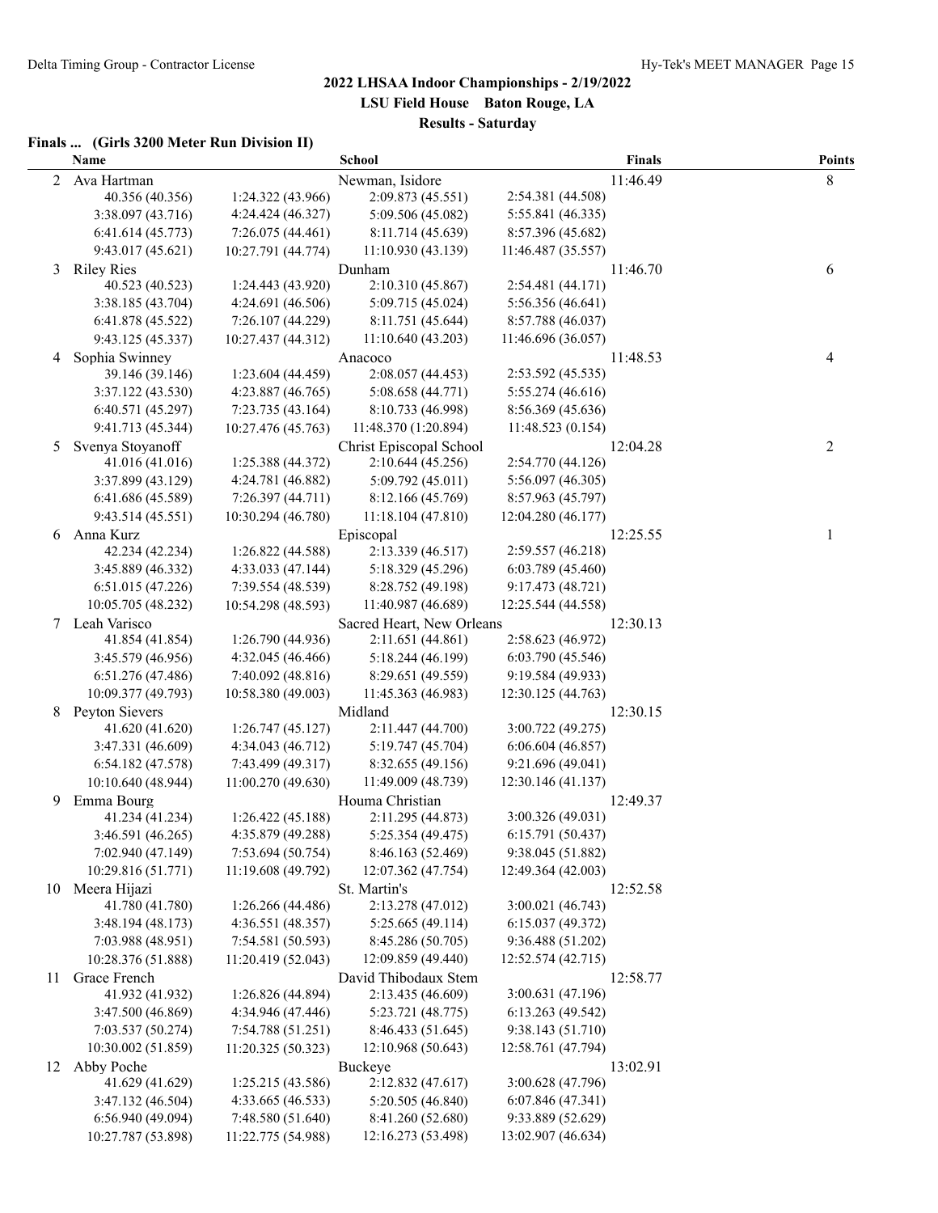## 2022 LHSAA Indoor Championships - 2/19/2022

**LSU Field House Baton Rouge, LA**

**Results - Saturday**

### Finals ... (Girls 3200 Meter Run Division II)

| | Name | | School | | Finals | Points |
|---|---|---|---|---|---|---|
| 2 | Ava Hartman | | Newman, Isidore | | 11:46.49 | 8 |
| | 40.356 (40.356) | 1:24.322 (43.966) | 2:09.873 (45.551) | 2:54.381 (44.508) | | |
| | 3:38.097 (43.716) | 4:24.424 (46.327) | 5:09.506 (45.082) | 5:55.841 (46.335) | | |
| | 6:41.614 (45.773) | 7:26.075 (44.461) | 8:11.714 (45.639) | 8:57.396 (45.682) | | |
| | 9:43.017 (45.621) | 10:27.791 (44.774) | 11:10.930 (43.139) | 11:46.487 (35.557) | | |
| 3 | Riley Ries | | Dunham | | 11:46.70 | 6 |
| | 40.523 (40.523) | 1:24.443 (43.920) | 2:10.310 (45.867) | 2:54.481 (44.171) | | |
| | 3:38.185 (43.704) | 4:24.691 (46.506) | 5:09.715 (45.024) | 5:56.356 (46.641) | | |
| | 6:41.878 (45.522) | 7:26.107 (44.229) | 8:11.751 (45.644) | 8:57.788 (46.037) | | |
| | 9:43.125 (45.337) | 10:27.437 (44.312) | 11:10.640 (43.203) | 11:46.696 (36.057) | | |
| 4 | Sophia Swinney | | Anacoco | | 11:48.53 | 4 |
| | 39.146 (39.146) | 1:23.604 (44.459) | 2:08.057 (44.453) | 2:53.592 (45.535) | | |
| | 3:37.122 (43.530) | 4:23.887 (46.765) | 5:08.658 (44.771) | 5:55.274 (46.616) | | |
| | 6:40.571 (45.297) | 7:23.735 (43.164) | 8:10.733 (46.998) | 8:56.369 (45.636) | | |
| | 9:41.713 (45.344) | 10:27.476 (45.763) | 11:48.370 (1:20.894) | 11:48.523 (0.154) | | |
| 5 | Svenya Stoyanoff | | Christ Episcopal School | | 12:04.28 | 2 |
| | 41.016 (41.016) | 1:25.388 (44.372) | 2:10.644 (45.256) | 2:54.770 (44.126) | | |
| | 3:37.899 (43.129) | 4:24.781 (46.882) | 5:09.792 (45.011) | 5:56.097 (46.305) | | |
| | 6:41.686 (45.589) | 7:26.397 (44.711) | 8:12.166 (45.769) | 8:57.963 (45.797) | | |
| | 9:43.514 (45.551) | 10:30.294 (46.780) | 11:18.104 (47.810) | 12:04.280 (46.177) | | |
| 6 | Anna Kurz | | Episcopal | | 12:25.55 | 1 |
| | 42.234 (42.234) | 1:26.822 (44.588) | 2:13.339 (46.517) | 2:59.557 (46.218) | | |
| | 3:45.889 (46.332) | 4:33.033 (47.144) | 5:18.329 (45.296) | 6:03.789 (45.460) | | |
| | 6:51.015 (47.226) | 7:39.554 (48.539) | 8:28.752 (49.198) | 9:17.473 (48.721) | | |
| | 10:05.705 (48.232) | 10:54.298 (48.593) | 11:40.987 (46.689) | 12:25.544 (44.558) | | |
| 7 | Leah Varisco | | Sacred Heart, New Orleans | | 12:30.13 | |
| | 41.854 (41.854) | 1:26.790 (44.936) | 2:11.651 (44.861) | 2:58.623 (46.972) | | |
| | 3:45.579 (46.956) | 4:32.045 (46.466) | 5:18.244 (46.199) | 6:03.790 (45.546) | | |
| | 6:51.276 (47.486) | 7:40.092 (48.816) | 8:29.651 (49.559) | 9:19.584 (49.933) | | |
| | 10:09.377 (49.793) | 10:58.380 (49.003) | 11:45.363 (46.983) | 12:30.125 (44.763) | | |
| 8 | Peyton Sievers | | Midland | | 12:30.15 | |
| | 41.620 (41.620) | 1:26.747 (45.127) | 2:11.447 (44.700) | 3:00.722 (49.275) | | |
| | 3:47.331 (46.609) | 4:34.043 (46.712) | 5:19.747 (45.704) | 6:06.604 (46.857) | | |
| | 6:54.182 (47.578) | 7:43.499 (49.317) | 8:32.655 (49.156) | 9:21.696 (49.041) | | |
| | 10:10.640 (48.944) | 11:00.270 (49.630) | 11:49.009 (48.739) | 12:30.146 (41.137) | | |
| 9 | Emma Bourg | | Houma Christian | | 12:49.37 | |
| | 41.234 (41.234) | 1:26.422 (45.188) | 2:11.295 (44.873) | 3:00.326 (49.031) | | |
| | 3:46.591 (46.265) | 4:35.879 (49.288) | 5:25.354 (49.475) | 6:15.791 (50.437) | | |
| | 7:02.940 (47.149) | 7:53.694 (50.754) | 8:46.163 (52.469) | 9:38.045 (51.882) | | |
| | 10:29.816 (51.771) | 11:19.608 (49.792) | 12:07.362 (47.754) | 12:49.364 (42.003) | | |
| 10 | Meera Hijazi | | St. Martin's | | 12:52.58 | |
| | 41.780 (41.780) | 1:26.266 (44.486) | 2:13.278 (47.012) | 3:00.021 (46.743) | | |
| | 3:48.194 (48.173) | 4:36.551 (48.357) | 5:25.665 (49.114) | 6:15.037 (49.372) | | |
| | 7:03.988 (48.951) | 7:54.581 (50.593) | 8:45.286 (50.705) | 9:36.488 (51.202) | | |
| | 10:28.376 (51.888) | 11:20.419 (52.043) | 12:09.859 (49.440) | 12:52.574 (42.715) | | |
| 11 | Grace French | | David Thibodaux Stem | | 12:58.77 | |
| | 41.932 (41.932) | 1:26.826 (44.894) | 2:13.435 (46.609) | 3:00.631 (47.196) | | |
| | 3:47.500 (46.869) | 4:34.946 (47.446) | 5:23.721 (48.775) | 6:13.263 (49.542) | | |
| | 7:03.537 (50.274) | 7:54.788 (51.251) | 8:46.433 (51.645) | 9:38.143 (51.710) | | |
| | 10:30.002 (51.859) | 11:20.325 (50.323) | 12:10.968 (50.643) | 12:58.761 (47.794) | | |
| 12 | Abby Poche | | Buckeye | | 13:02.91 | |
| | 41.629 (41.629) | 1:25.215 (43.586) | 2:12.832 (47.617) | 3:00.628 (47.796) | | |
| | 3:47.132 (46.504) | 4:33.665 (46.533) | 5:20.505 (46.840) | 6:07.846 (47.341) | | |
| | 6:56.940 (49.094) | 7:48.580 (51.640) | 8:41.260 (52.680) | 9:33.889 (52.629) | | |
| | 10:27.787 (53.898) | 11:22.775 (54.988) | 12:16.273 (53.498) | 13:02.907 (46.634) | | |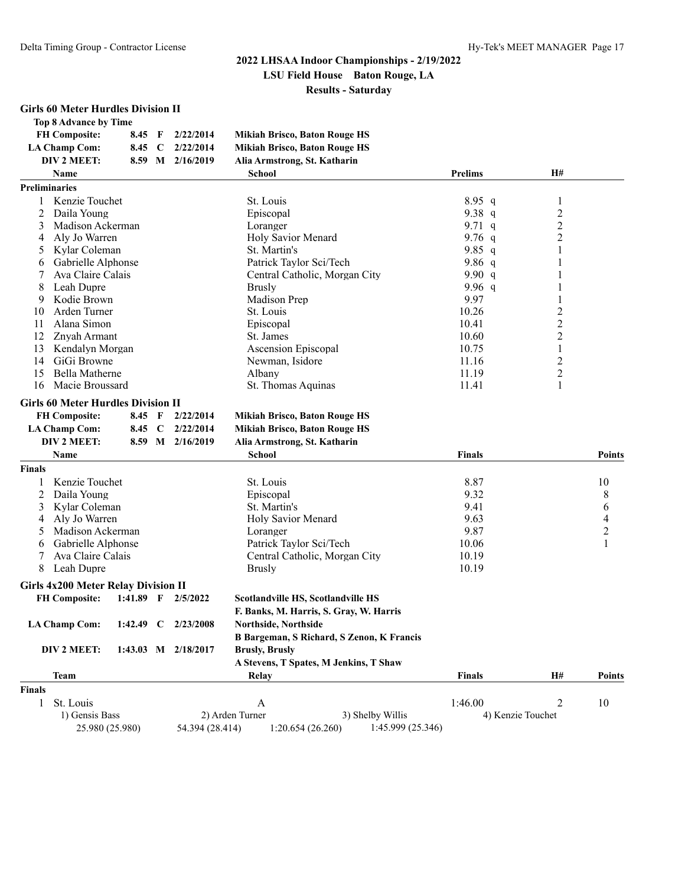# 2022 LHSAA Indoor Championships - 2/19/2022

**LSU Field House    Baton Rouge, LA**

**Results - Saturday**

### Girls 60 Meter Hurdles Division II

**Top 8 Advance by Time**

| | | | | |
|---|---|---|---|---|
| **FH Composite:** | 8.45 | F | 2/22/2014 | Mikiah Brisco, Baton Rouge HS |
| **LA Champ Com:** | 8.45 | C | 2/22/2014 | Mikiah Brisco, Baton Rouge HS |
| **DIV 2 MEET:** | 8.59 | M | 2/16/2019 | Alia Armstrong, St. Katharin |

**Preliminaries**

| | Name | School | Prelims | H# |
|---|---|---|---|---|
| 1 | Kenzie Touchet | St. Louis | 8.95 q | 1 |
| 2 | Daila Young | Episcopal | 9.38 q | 2 |
| 3 | Madison Ackerman | Loranger | 9.71 q | 2 |
| 4 | Aly Jo Warren | Holy Savior Menard | 9.76 q | 2 |
| 5 | Kylar Coleman | St. Martin's | 9.85 q | 1 |
| 6 | Gabrielle Alphonse | Patrick Taylor Sci/Tech | 9.86 q | 1 |
| 7 | Ava Claire Calais | Central Catholic, Morgan City | 9.90 q | 1 |
| 8 | Leah Dupre | Brusly | 9.96 q | 1 |
| 9 | Kodie Brown | Madison Prep | 9.97 | 1 |
| 10 | Arden Turner | St. Louis | 10.26 | 2 |
| 11 | Alana Simon | Episcopal | 10.41 | 2 |
| 12 | Znyah Armant | St. James | 10.60 | 2 |
| 13 | Kendalyn Morgan | Ascension Episcopal | 10.75 | 1 |
| 14 | GiGi Browne | Newman, Isidore | 11.16 | 2 |
| 15 | Bella Matherne | Albany | 11.19 | 2 |
| 16 | Macie Broussard | St. Thomas Aquinas | 11.41 | 1 |

### Girls 60 Meter Hurdles Division II

| | | | | |
|---|---|---|---|---|
| **FH Composite:** | 8.45 | F | 2/22/2014 | Mikiah Brisco, Baton Rouge HS |
| **LA Champ Com:** | 8.45 | C | 2/22/2014 | Mikiah Brisco, Baton Rouge HS |
| **DIV 2 MEET:** | 8.59 | M | 2/16/2019 | Alia Armstrong, St. Katharin |

**Finals**

| | Name | School | Finals | Points |
|---|---|---|---|---|
| 1 | Kenzie Touchet | St. Louis | 8.87 | 10 |
| 2 | Daila Young | Episcopal | 9.32 | 8 |
| 3 | Kylar Coleman | St. Martin's | 9.41 | 6 |
| 4 | Aly Jo Warren | Holy Savior Menard | 9.63 | 4 |
| 5 | Madison Ackerman | Loranger | 9.87 | 2 |
| 6 | Gabrielle Alphonse | Patrick Taylor Sci/Tech | 10.06 | 1 |
| 7 | Ava Claire Calais | Central Catholic, Morgan City | 10.19 | |
| 8 | Leah Dupre | Brusly | 10.19 | |

### Girls 4x200 Meter Relay Division II

| | | | | |
|---|---|---|---|---|
| **FH Composite:** | 1:41.89 | F | 2/5/2022 | Scotlandville HS, Scotlandville HS |
| | | | | F. Banks, M. Harris, S. Gray, W. Harris |
| **LA Champ Com:** | 1:42.49 | C | 2/23/2008 | Northside, Northside |
| | | | | B Bargeman, S Richard, S Zenon, K Francis |
| **DIV 2 MEET:** | 1:43.03 | M | 2/18/2017 | Brusly, Brusly |
| | | | | A Stevens, T Spates, M Jenkins, T Shaw |

**Finals**

| | Team | Relay | Finals | H# | Points |
|---|---|---|---|---|---|
| 1 | St. Louis | A | 1:46.00 | 2 | 10 |

1) Gensis Bass    2) Arden Turner    3) Shelby Willis    4) Kenzie Touchet

25.980 (25.980)    54.394 (28.414)    1:20.654 (26.260)    1:45.999 (25.346)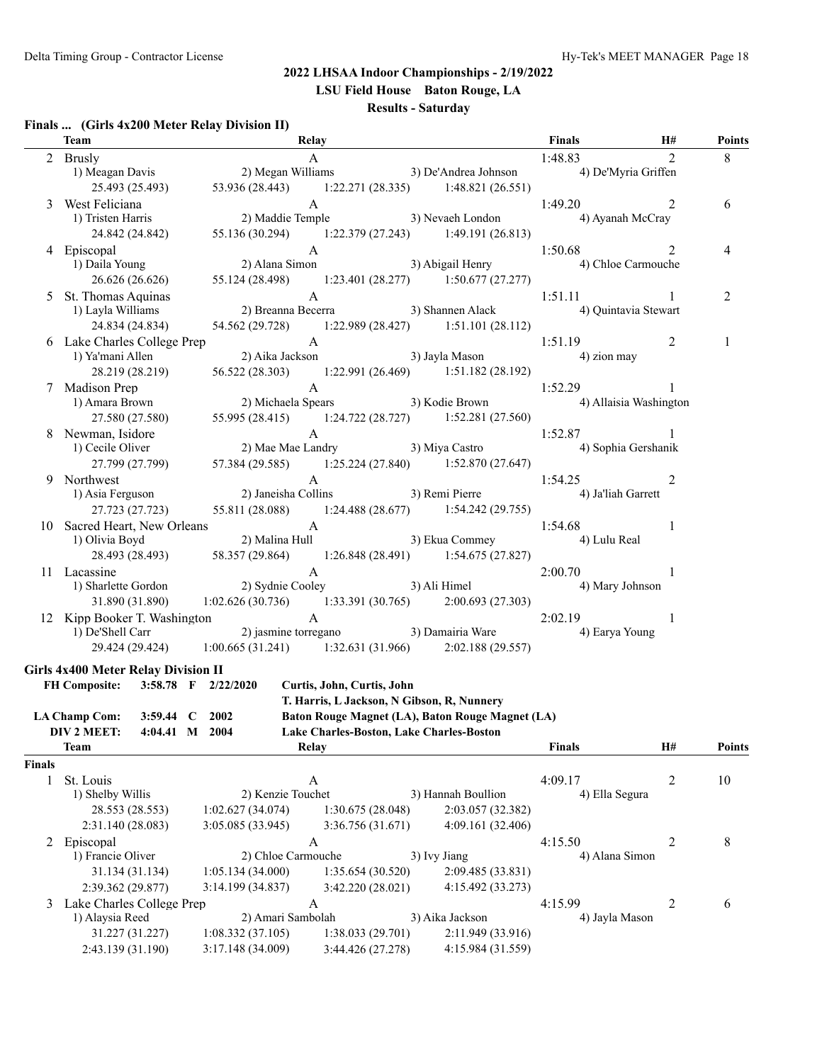## 2022 LHSAA Indoor Championships - 2/19/2022

**LSU Field House Baton Rouge, LA**

**Results - Saturday**

### Finals ... (Girls 4x200 Meter Relay Division II)

| | Team | Relay | | | Finals | H# | Points |
|---|---|---|---|---|---|---|---|
| 2 | Brusly | A | | | 1:48.83 | 2 | 8 |
| | 1) Meagan Davis | 2) Megan Williams | 3) De'Andrea Johnson | 4) De'Myria Griffen | | | |
| | 25.493 (25.493) | 53.936 (28.443) | 1:22.271 (28.335) | 1:48.821 (26.551) | | | |
| 3 | West Feliciana | A | | | 1:49.20 | 2 | 6 |
| | 1) Tristen Harris | 2) Maddie Temple | 3) Nevaeh London | 4) Ayanah McCray | | | |
| | 24.842 (24.842) | 55.136 (30.294) | 1:22.379 (27.243) | 1:49.191 (26.813) | | | |
| 4 | Episcopal | A | | | 1:50.68 | 2 | 4 |
| | 1) Daila Young | 2) Alana Simon | 3) Abigail Henry | 4) Chloe Carmouche | | | |
| | 26.626 (26.626) | 55.124 (28.498) | 1:23.401 (28.277) | 1:50.677 (27.277) | | | |
| 5 | St. Thomas Aquinas | A | | | 1:51.11 | 1 | 2 |
| | 1) Layla Williams | 2) Breanna Becerra | 3) Shannen Alack | 4) Quintavia Stewart | | | |
| | 24.834 (24.834) | 54.562 (29.728) | 1:22.989 (28.427) | 1:51.101 (28.112) | | | |
| 6 | Lake Charles College Prep | A | | | 1:51.19 | 2 | 1 |
| | 1) Ya'mani Allen | 2) Aika Jackson | 3) Jayla Mason | 4) zion may | | | |
| | 28.219 (28.219) | 56.522 (28.303) | 1:22.991 (26.469) | 1:51.182 (28.192) | | | |
| 7 | Madison Prep | A | | | 1:52.29 | 1 | |
| | 1) Amara Brown | 2) Michaela Spears | 3) Kodie Brown | 4) Allaisia Washington | | | |
| | 27.580 (27.580) | 55.995 (28.415) | 1:24.722 (28.727) | 1:52.281 (27.560) | | | |
| 8 | Newman, Isidore | A | | | 1:52.87 | 1 | |
| | 1) Cecile Oliver | 2) Mae Mae Landry | 3) Miya Castro | 4) Sophia Gershanik | | | |
| | 27.799 (27.799) | 57.384 (29.585) | 1:25.224 (27.840) | 1:52.870 (27.647) | | | |
| 9 | Northwest | A | | | 1:54.25 | 2 | |
| | 1) Asia Ferguson | 2) Janeisha Collins | 3) Remi Pierre | 4) Ja'liah Garrett | | | |
| | 27.723 (27.723) | 55.811 (28.088) | 1:24.488 (28.677) | 1:54.242 (29.755) | | | |
| 10 | Sacred Heart, New Orleans | A | | | 1:54.68 | 1 | |
| | 1) Olivia Boyd | 2) Malina Hull | 3) Ekua Commey | 4) Lulu Real | | | |
| | 28.493 (28.493) | 58.357 (29.864) | 1:26.848 (28.491) | 1:54.675 (27.827) | | | |
| 11 | Lacassine | A | | | 2:00.70 | 1 | |
| | 1) Sharlette Gordon | 2) Sydnie Cooley | 3) Ali Himel | 4) Mary Johnson | | | |
| | 31.890 (31.890) | 1:02.626 (30.736) | 1:33.391 (30.765) | 2:00.693 (27.303) | | | |
| 12 | Kipp Booker T. Washington | A | | | 2:02.19 | 1 | |
| | 1) De'Shell Carr | 2) jasmine torregano | 3) Damairia Ware | 4) Earya Young | | | |
| | 29.424 (29.424) | 1:00.665 (31.241) | 1:32.631 (31.966) | 2:02.188 (29.557) | | | |

### Girls 4x400 Meter Relay Division II

| | | | | |
|---|---|---|---|---|
| **FH Composite:** | **3:58.78** | **F** | **2/22/2020** | **Curtis, John, Curtis, John** |
| | | | | **T. Harris, L Jackson, N Gibson, R, Nunnery** |
| **LA Champ Com:** | **3:59.44** | **C** | **2002** | **Baton Rouge Magnet (LA), Baton Rouge Magnet (LA)** |
| **DIV 2 MEET:** | **4:04.41** | **M** | **2004** | **Lake Charles-Boston, Lake Charles-Boston** |

**Finals**

| | Team | Relay | | | Finals | H# | Points |
|---|---|---|---|---|---|---|---|
| 1 | St. Louis | A | | | 4:09.17 | 2 | 10 |
| | 1) Shelby Willis | 2) Kenzie Touchet | 3) Hannah Boullion | 4) Ella Segura | | | |
| | 28.553 (28.553) | 1:02.627 (34.074) | 1:30.675 (28.048) | 2:03.057 (32.382) | | | |
| | 2:31.140 (28.083) | 3:05.085 (33.945) | 3:36.756 (31.671) | 4:09.161 (32.406) | | | |
| 2 | Episcopal | A | | | 4:15.50 | 2 | 8 |
| | 1) Francie Oliver | 2) Chloe Carmouche | 3) Ivy Jiang | 4) Alana Simon | | | |
| | 31.134 (31.134) | 1:05.134 (34.000) | 1:35.654 (30.520) | 2:09.485 (33.831) | | | |
| | 2:39.362 (29.877) | 3:14.199 (34.837) | 3:42.220 (28.021) | 4:15.492 (33.273) | | | |
| 3 | Lake Charles College Prep | A | | | 4:15.99 | 2 | 6 |
| | 1) Alaysia Reed | 2) Amari Sambolah | 3) Aika Jackson | 4) Jayla Mason | | | |
| | 31.227 (31.227) | 1:08.332 (37.105) | 1:38.033 (29.701) | 2:11.949 (33.916) | | | |
| | 2:43.139 (31.190) | 3:17.148 (34.009) | 3:44.426 (27.278) | 4:15.984 (31.559) | | | |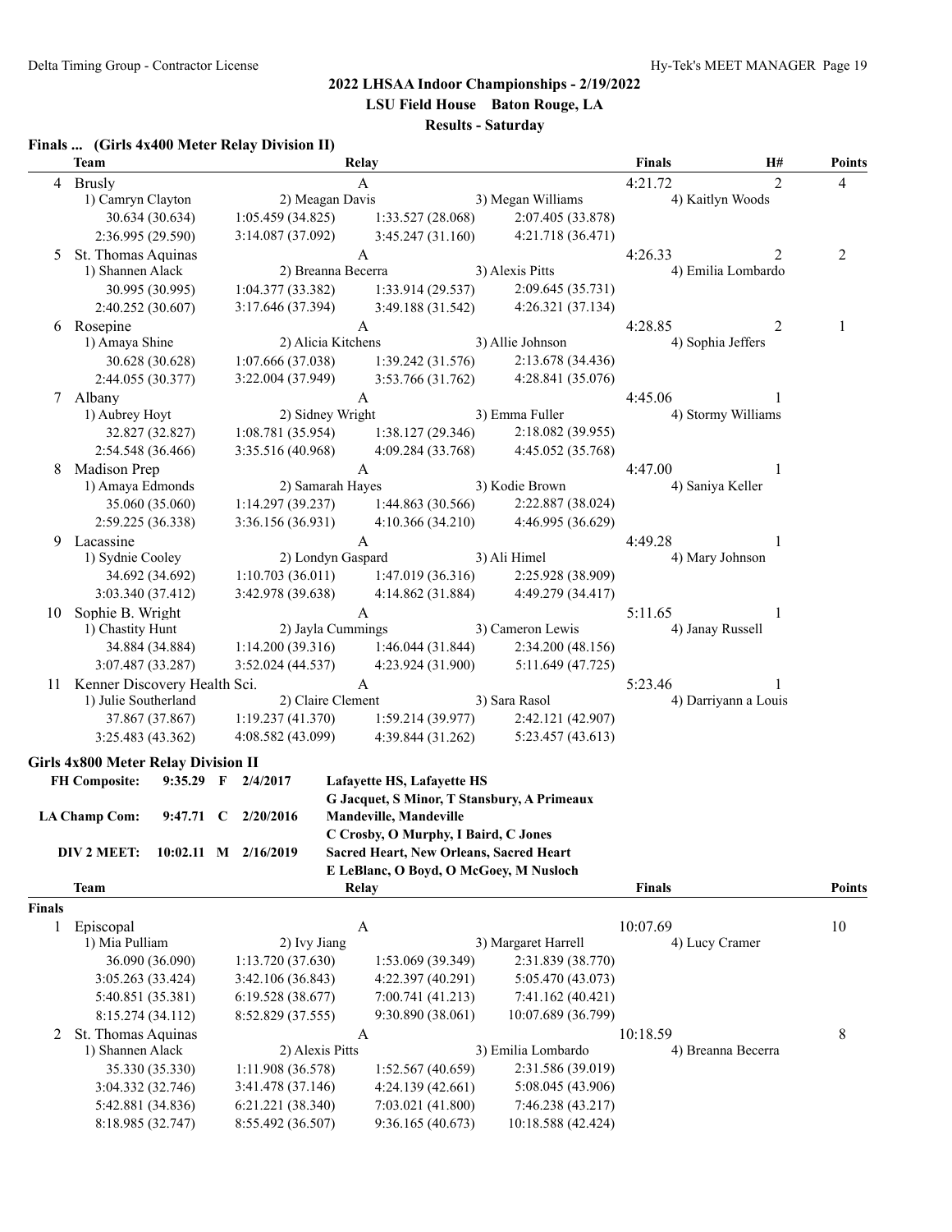## 2022 LHSAA Indoor Championships - 2/19/2022

**LSU Field House Baton Rouge, LA**

**Results - Saturday**

### Finals ... (Girls 4x400 Meter Relay Division II)

| | Team | Relay | | | Finals | H# | Points |
|---|---|---|---|---|---|---|---|
| 4 | Brusly | A | | | 4:21.72 | 2 | 4 |
| | 1) Camryn Clayton | 2) Meagan Davis | 3) Megan Williams | 4) Kaitlyn Woods | | | |
| | 30.634 (30.634) | 1:05.459 (34.825) | 1:33.527 (28.068) | 2:07.405 (33.878) | | | |
| | 2:36.995 (29.590) | 3:14.087 (37.092) | 3:45.247 (31.160) | 4:21.718 (36.471) | | | |
| 5 | St. Thomas Aquinas | A | | | 4:26.33 | 2 | 2 |
| | 1) Shannen Alack | 2) Breanna Becerra | 3) Alexis Pitts | 4) Emilia Lombardo | | | |
| | 30.995 (30.995) | 1:04.377 (33.382) | 1:33.914 (29.537) | 2:09.645 (35.731) | | | |
| | 2:40.252 (30.607) | 3:17.646 (37.394) | 3:49.188 (31.542) | 4:26.321 (37.134) | | | |
| 6 | Rosepine | A | | | 4:28.85 | 2 | 1 |
| | 1) Amaya Shine | 2) Alicia Kitchens | 3) Allie Johnson | 4) Sophia Jeffers | | | |
| | 30.628 (30.628) | 1:07.666 (37.038) | 1:39.242 (31.576) | 2:13.678 (34.436) | | | |
| | 2:44.055 (30.377) | 3:22.004 (37.949) | 3:53.766 (31.762) | 4:28.841 (35.076) | | | |
| 7 | Albany | A | | | 4:45.06 | 1 | |
| | 1) Aubrey Hoyt | 2) Sidney Wright | 3) Emma Fuller | 4) Stormy Williams | | | |
| | 32.827 (32.827) | 1:08.781 (35.954) | 1:38.127 (29.346) | 2:18.082 (39.955) | | | |
| | 2:54.548 (36.466) | 3:35.516 (40.968) | 4:09.284 (33.768) | 4:45.052 (35.768) | | | |
| 8 | Madison Prep | A | | | 4:47.00 | 1 | |
| | 1) Amaya Edmonds | 2) Samarah Hayes | 3) Kodie Brown | 4) Saniya Keller | | | |
| | 35.060 (35.060) | 1:14.297 (39.237) | 1:44.863 (30.566) | 2:22.887 (38.024) | | | |
| | 2:59.225 (36.338) | 3:36.156 (36.931) | 4:10.366 (34.210) | 4:46.995 (36.629) | | | |
| 9 | Lacassine | A | | | 4:49.28 | 1 | |
| | 1) Sydnie Cooley | 2) Londyn Gaspard | 3) Ali Himel | 4) Mary Johnson | | | |
| | 34.692 (34.692) | 1:10.703 (36.011) | 1:47.019 (36.316) | 2:25.928 (38.909) | | | |
| | 3:03.340 (37.412) | 3:42.978 (39.638) | 4:14.862 (31.884) | 4:49.279 (34.417) | | | |
| 10 | Sophie B. Wright | A | | | 5:11.65 | 1 | |
| | 1) Chastity Hunt | 2) Jayla Cummings | 3) Cameron Lewis | 4) Janay Russell | | | |
| | 34.884 (34.884) | 1:14.200 (39.316) | 1:46.044 (31.844) | 2:34.200 (48.156) | | | |
| | 3:07.487 (33.287) | 3:52.024 (44.537) | 4:23.924 (31.900) | 5:11.649 (47.725) | | | |
| 11 | Kenner Discovery Health Sci. | A | | | 5:23.46 | 1 | |
| | 1) Julie Southerland | 2) Claire Clement | 3) Sara Rasol | 4) Darriyann a Louis | | | |
| | 37.867 (37.867) | 1:19.237 (41.370) | 1:59.214 (39.977) | 2:42.121 (42.907) | | | |
| | 3:25.483 (43.362) | 4:08.582 (43.099) | 4:39.844 (31.262) | 5:23.457 (43.613) | | | |

### Girls 4x800 Meter Relay Division II

| | | | | |
|---|---|---|---|---|
| **FH Composite:** | 9:35.29 | F | 2/4/2017 | **Lafayette HS, Lafayette HS** |
| | | | | **G Jacquet, S Minor, T Stansbury, A Primeaux** |
| **LA Champ Com:** | 9:47.71 | C | 2/20/2016 | **Mandeville, Mandeville** |
| | | | | **C Crosby, O Murphy, I Baird, C Jones** |
| **DIV 2 MEET:** | 10:02.11 | M | 2/16/2019 | **Sacred Heart, New Orleans, Sacred Heart** |
| | | | | **E LeBlanc, O Boyd, O McGoey, M Nusloch** |

**Finals**

| | Team | Relay | | | Finals | Points |
|---|---|---|---|---|---|---|
| 1 | Episcopal | A | | | 10:07.69 | 10 |
| | 1) Mia Pulliam | 2) Ivy Jiang | 3) Margaret Harrell | 4) Lucy Cramer | | |
| | 36.090 (36.090) | 1:13.720 (37.630) | 1:53.069 (39.349) | 2:31.839 (38.770) | | |
| | 3:05.263 (33.424) | 3:42.106 (36.843) | 4:22.397 (40.291) | 5:05.470 (43.073) | | |
| | 5:40.851 (35.381) | 6:19.528 (38.677) | 7:00.741 (41.213) | 7:41.162 (40.421) | | |
| | 8:15.274 (34.112) | 8:52.829 (37.555) | 9:30.890 (38.061) | 10:07.689 (36.799) | | |
| 2 | St. Thomas Aquinas | A | | | 10:18.59 | 8 |
| | 1) Shannen Alack | 2) Alexis Pitts | 3) Emilia Lombardo | 4) Breanna Becerra | | |
| | 35.330 (35.330) | 1:11.908 (36.578) | 1:52.567 (40.659) | 2:31.586 (39.019) | | |
| | 3:04.332 (32.746) | 3:41.478 (37.146) | 4:24.139 (42.661) | 5:08.045 (43.906) | | |
| | 5:42.881 (34.836) | 6:21.221 (38.340) | 7:03.021 (41.800) | 7:46.238 (43.217) | | |
| | 8:18.985 (32.747) | 8:55.492 (36.507) | 9:36.165 (40.673) | 10:18.588 (42.424) | | |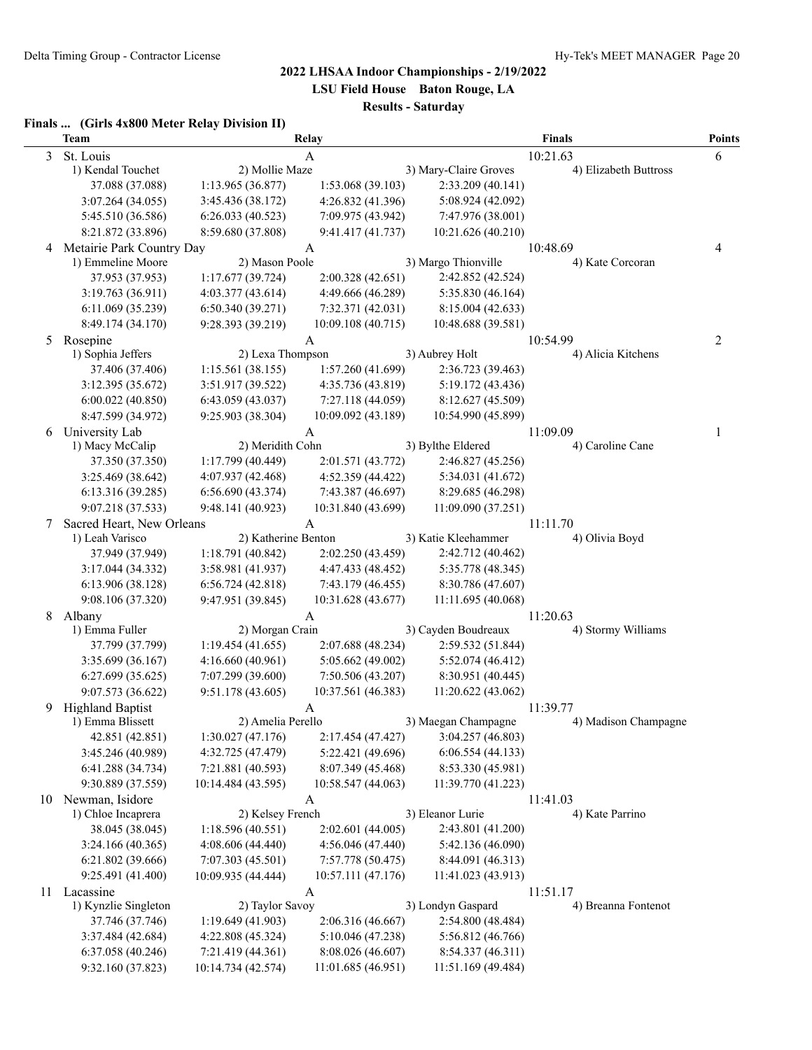## 2022 LHSAA Indoor Championships - 2/19/2022

**LSU Field House Baton Rouge, LA**

**Results - Saturday**

### Finals ... (Girls 4x800 Meter Relay Division II)

| | Team | Relay | | | Finals | Points |
|---|---|---|---|---|---|---|
| 3 | St. Louis | A | | | 10:21.63 | 6 |
| | 1) Kendal Touchet | 2) Mollie Maze | 3) Mary-Claire Groves | 4) Elizabeth Buttross | | |
| | 37.088 (37.088) | 1:13.965 (36.877) | 1:53.068 (39.103) | 2:33.209 (40.141) | | |
| | 3:07.264 (34.055) | 3:45.436 (38.172) | 4:26.832 (41.396) | 5:08.924 (42.092) | | |
| | 5:45.510 (36.586) | 6:26.033 (40.523) | 7:09.975 (43.942) | 7:47.976 (38.001) | | |
| | 8:21.872 (33.896) | 8:59.680 (37.808) | 9:41.417 (41.737) | 10:21.626 (40.210) | | |
| 4 | Metairie Park Country Day | A | | | 10:48.69 | 4 |
| | 1) Emmeline Moore | 2) Mason Poole | 3) Margo Thionville | 4) Kate Corcoran | | |
| | 37.953 (37.953) | 1:17.677 (39.724) | 2:00.328 (42.651) | 2:42.852 (42.524) | | |
| | 3:19.763 (36.911) | 4:03.377 (43.614) | 4:49.666 (46.289) | 5:35.830 (46.164) | | |
| | 6:11.069 (35.239) | 6:50.340 (39.271) | 7:32.371 (42.031) | 8:15.004 (42.633) | | |
| | 8:49.174 (34.170) | 9:28.393 (39.219) | 10:09.108 (40.715) | 10:48.688 (39.581) | | |
| 5 | Rosepine | A | | | 10:54.99 | 2 |
| | 1) Sophia Jeffers | 2) Lexa Thompson | 3) Aubrey Holt | 4) Alicia Kitchens | | |
| | 37.406 (37.406) | 1:15.561 (38.155) | 1:57.260 (41.699) | 2:36.723 (39.463) | | |
| | 3:12.395 (35.672) | 3:51.917 (39.522) | 4:35.736 (43.819) | 5:19.172 (43.436) | | |
| | 6:00.022 (40.850) | 6:43.059 (43.037) | 7:27.118 (44.059) | 8:12.627 (45.509) | | |
| | 8:47.599 (34.972) | 9:25.903 (38.304) | 10:09.092 (43.189) | 10:54.990 (45.899) | | |
| 6 | University Lab | A | | | 11:09.09 | 1 |
| | 1) Macy McCalip | 2) Meridith Cohn | 3) Bylthe Eldered | 4) Caroline Cane | | |
| | 37.350 (37.350) | 1:17.799 (40.449) | 2:01.571 (43.772) | 2:46.827 (45.256) | | |
| | 3:25.469 (38.642) | 4:07.937 (42.468) | 4:52.359 (44.422) | 5:34.031 (41.672) | | |
| | 6:13.316 (39.285) | 6:56.690 (43.374) | 7:43.387 (46.697) | 8:29.685 (46.298) | | |
| | 9:07.218 (37.533) | 9:48.141 (40.923) | 10:31.840 (43.699) | 11:09.090 (37.251) | | |
| 7 | Sacred Heart, New Orleans | A | | | 11:11.70 | |
| | 1) Leah Varisco | 2) Katherine Benton | 3) Katie Kleehammer | 4) Olivia Boyd | | |
| | 37.949 (37.949) | 1:18.791 (40.842) | 2:02.250 (43.459) | 2:42.712 (40.462) | | |
| | 3:17.044 (34.332) | 3:58.981 (41.937) | 4:47.433 (48.452) | 5:35.778 (48.345) | | |
| | 6:13.906 (38.128) | 6:56.724 (42.818) | 7:43.179 (46.455) | 8:30.786 (47.607) | | |
| | 9:08.106 (37.320) | 9:47.951 (39.845) | 10:31.628 (43.677) | 11:11.695 (40.068) | | |
| 8 | Albany | A | | | 11:20.63 | |
| | 1) Emma Fuller | 2) Morgan Crain | 3) Cayden Boudreaux | 4) Stormy Williams | | |
| | 37.799 (37.799) | 1:19.454 (41.655) | 2:07.688 (48.234) | 2:59.532 (51.844) | | |
| | 3:35.699 (36.167) | 4:16.660 (40.961) | 5:05.662 (49.002) | 5:52.074 (46.412) | | |
| | 6:27.699 (35.625) | 7:07.299 (39.600) | 7:50.506 (43.207) | 8:30.951 (40.445) | | |
| | 9:07.573 (36.622) | 9:51.178 (43.605) | 10:37.561 (46.383) | 11:20.622 (43.062) | | |
| 9 | Highland Baptist | A | | | 11:39.77 | |
| | 1) Emma Blissett | 2) Amelia Perello | 3) Maegan Champagne | 4) Madison Champagne | | |
| | 42.851 (42.851) | 1:30.027 (47.176) | 2:17.454 (47.427) | 3:04.257 (46.803) | | |
| | 3:45.246 (40.989) | 4:32.725 (47.479) | 5:22.421 (49.696) | 6:06.554 (44.133) | | |
| | 6:41.288 (34.734) | 7:21.881 (40.593) | 8:07.349 (45.468) | 8:53.330 (45.981) | | |
| | 9:30.889 (37.559) | 10:14.484 (43.595) | 10:58.547 (44.063) | 11:39.770 (41.223) | | |
| 10 | Newman, Isidore | A | | | 11:41.03 | |
| | 1) Chloe Incaprera | 2) Kelsey French | 3) Eleanor Lurie | 4) Kate Parrino | | |
| | 38.045 (38.045) | 1:18.596 (40.551) | 2:02.601 (44.005) | 2:43.801 (41.200) | | |
| | 3:24.166 (40.365) | 4:08.606 (44.440) | 4:56.046 (47.440) | 5:42.136 (46.090) | | |
| | 6:21.802 (39.666) | 7:07.303 (45.501) | 7:57.778 (50.475) | 8:44.091 (46.313) | | |
| | 9:25.491 (41.400) | 10:09.935 (44.444) | 10:57.111 (47.176) | 11:41.023 (43.913) | | |
| 11 | Lacassine | A | | | 11:51.17 | |
| | 1) Kynzlie Singleton | 2) Taylor Savoy | 3) Londyn Gaspard | 4) Breanna Fontenot | | |
| | 37.746 (37.746) | 1:19.649 (41.903) | 2:06.316 (46.667) | 2:54.800 (48.484) | | |
| | 3:37.484 (42.684) | 4:22.808 (45.324) | 5:10.046 (47.238) | 5:56.812 (46.766) | | |
| | 6:37.058 (40.246) | 7:21.419 (44.361) | 8:08.026 (46.607) | 8:54.337 (46.311) | | |
| | 9:32.160 (37.823) | 10:14.734 (42.574) | 11:01.685 (46.951) | 11:51.169 (49.484) | | |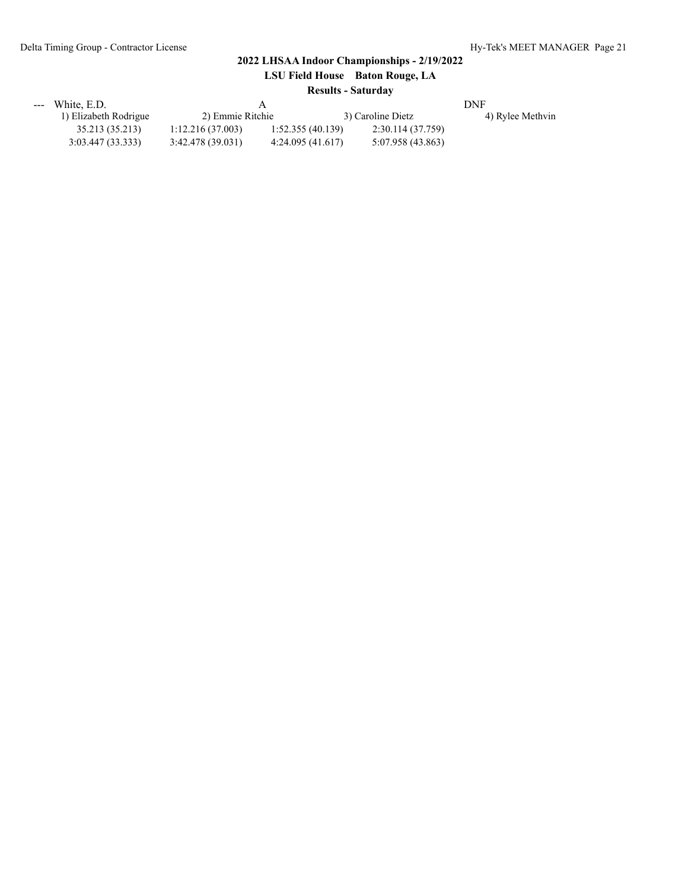### 2022 LHSAA Indoor Championships - 2/19/2022

### LSU Field House Baton Rouge, LA

### Results - Saturday

| | | | | |
|---|---|---|---|---|
| --- White, E.D. | | A | | DNF |
| 1) Elizabeth Rodrigue | 2) Emmie Ritchie | | 3) Caroline Dietz | 4) Rylee Methvin |
| 35.213 (35.213) | 1:12.216 (37.003) | 1:52.355 (40.139) | 2:30.114 (37.759) | |
| 3:03.447 (33.333) | 3:42.478 (39.031) | 4:24.095 (41.617) | 5:07.958 (43.863) | |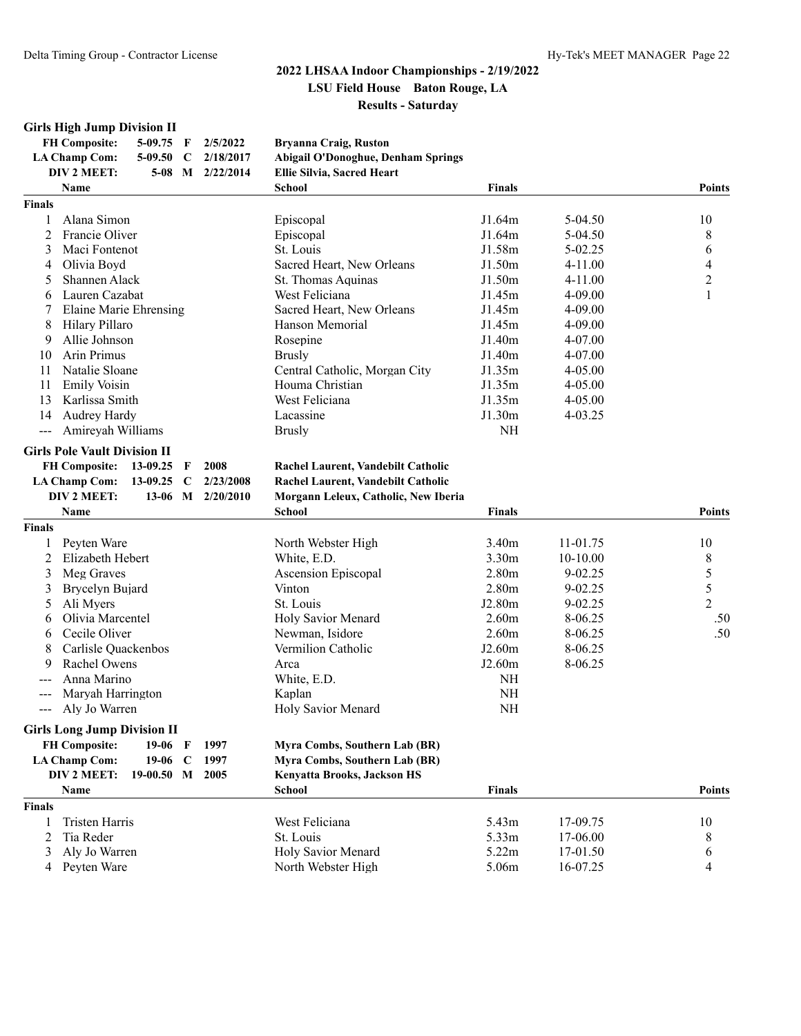## 2022 LHSAA Indoor Championships - 2/19/2022

**LSU Field House Baton Rouge, LA**

**Results - Saturday**

### Girls High Jump Division II

| | | | | |
|---|---|---|---|---|
| **FH Composite:** | 5-09.75 | F | 2/5/2022 | **Bryanna Craig, Ruston** |
| **LA Champ Com:** | 5-09.50 | C | 2/18/2017 | **Abigail O'Donoghue, Denham Springs** |
| **DIV 2 MEET:** | 5-08 | M | 2/22/2014 | **Ellie Silvia, Sacred Heart** |

| | Name | School | Finals | | Points |
|---|---|---|---|---|---|
| **Finals** | | | | | |
| 1 | Alana Simon | Episcopal | J1.64m | 5-04.50 | 10 |
| 2 | Francie Oliver | Episcopal | J1.64m | 5-04.50 | 8 |
| 3 | Maci Fontenot | St. Louis | J1.58m | 5-02.25 | 6 |
| 4 | Olivia Boyd | Sacred Heart, New Orleans | J1.50m | 4-11.00 | 4 |
| 5 | Shannen Alack | St. Thomas Aquinas | J1.50m | 4-11.00 | 2 |
| 6 | Lauren Cazabat | West Feliciana | J1.45m | 4-09.00 | 1 |
| 7 | Elaine Marie Ehrensing | Sacred Heart, New Orleans | J1.45m | 4-09.00 | |
| 8 | Hilary Pillaro | Hanson Memorial | J1.45m | 4-09.00 | |
| 9 | Allie Johnson | Rosepine | J1.40m | 4-07.00 | |
| 10 | Arin Primus | Brusly | J1.40m | 4-07.00 | |
| 11 | Natalie Sloane | Central Catholic, Morgan City | J1.35m | 4-05.00 | |
| 11 | Emily Voisin | Houma Christian | J1.35m | 4-05.00 | |
| 13 | Karlissa Smith | West Feliciana | J1.35m | 4-05.00 | |
| 14 | Audrey Hardy | Lacassine | J1.30m | 4-03.25 | |
| --- | Amireyah Williams | Brusly | NH | | |

### Girls Pole Vault Division II

| | | | | |
|---|---|---|---|---|
| **FH Composite:** | 13-09.25 | F | 2008 | **Rachel Laurent, Vandebilt Catholic** |
| **LA Champ Com:** | 13-09.25 | C | 2/23/2008 | **Rachel Laurent, Vandebilt Catholic** |
| **DIV 2 MEET:** | 13-06 | M | 2/20/2010 | **Morgann Leleux, Catholic, New Iberia** |

| | Name | School | Finals | | Points |
|---|---|---|---|---|---|
| **Finals** | | | | | |
| 1 | Peyten Ware | North Webster High | 3.40m | 11-01.75 | 10 |
| 2 | Elizabeth Hebert | White, E.D. | 3.30m | 10-10.00 | 8 |
| 3 | Meg Graves | Ascension Episcopal | 2.80m | 9-02.25 | 5 |
| 3 | Brycelyn Bujard | Vinton | 2.80m | 9-02.25 | 5 |
| 5 | Ali Myers | St. Louis | J2.80m | 9-02.25 | 2 |
| 6 | Olivia Marcentel | Holy Savior Menard | 2.60m | 8-06.25 | .50 |
| 6 | Cecile Oliver | Newman, Isidore | 2.60m | 8-06.25 | .50 |
| 8 | Carlisle Quackenbos | Vermilion Catholic | J2.60m | 8-06.25 | |
| 9 | Rachel Owens | Arca | J2.60m | 8-06.25 | |
| --- | Anna Marino | White, E.D. | NH | | |
| --- | Maryah Harrington | Kaplan | NH | | |
| --- | Aly Jo Warren | Holy Savior Menard | NH | | |

### Girls Long Jump Division II

| | | | | |
|---|---|---|---|---|
| **FH Composite:** | 19-06 | F | 1997 | **Myra Combs, Southern Lab (BR)** |
| **LA Champ Com:** | 19-06 | C | 1997 | **Myra Combs, Southern Lab (BR)** |
| **DIV 2 MEET:** | 19-00.50 | M | 2005 | **Kenyatta Brooks, Jackson HS** |

| | Name | School | Finals | | Points |
|---|---|---|---|---|---|
| **Finals** | | | | | |
| 1 | Tristen Harris | West Feliciana | 5.43m | 17-09.75 | 10 |
| 2 | Tia Reder | St. Louis | 5.33m | 17-06.00 | 8 |
| 3 | Aly Jo Warren | Holy Savior Menard | 5.22m | 17-01.50 | 6 |
| 4 | Peyten Ware | North Webster High | 5.06m | 16-07.25 | 4 |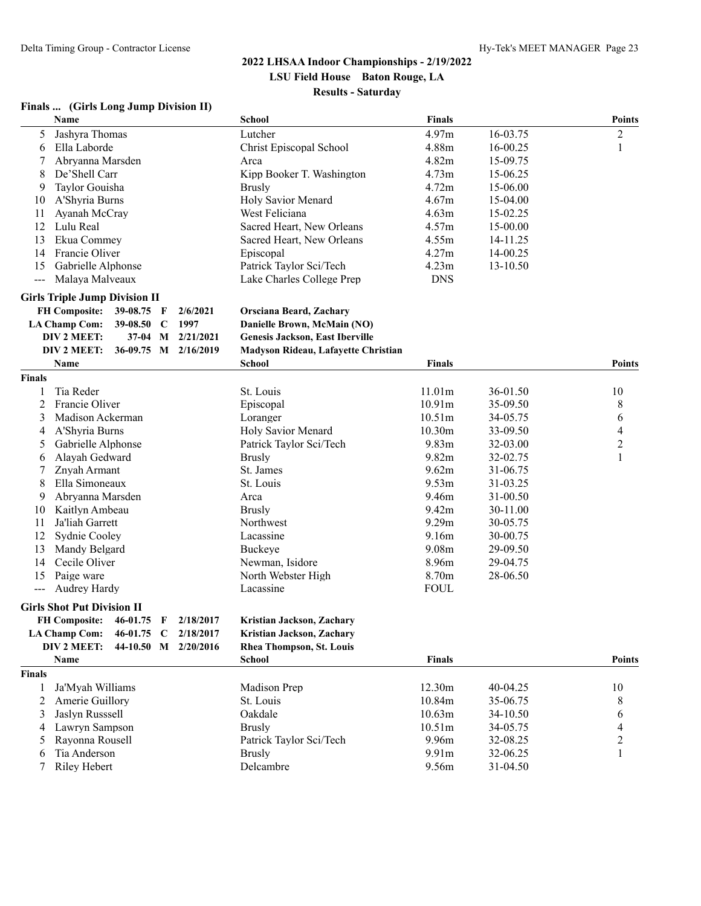# 2022 LHSAA Indoor Championships - 2/19/2022

**LSU Field House Baton Rouge, LA**

**Results - Saturday**

## Finals ... (Girls Long Jump Division II)

| | Name | School | Finals | | Points |
|---|---|---|---|---|---|
| 5 | Jashyra Thomas | Lutcher | 4.97m | 16-03.75 | 2 |
| 6 | Ella Laborde | Christ Episcopal School | 4.88m | 16-00.25 | 1 |
| 7 | Abryanna Marsden | Arca | 4.82m | 15-09.75 | |
| 8 | De'Shell Carr | Kipp Booker T. Washington | 4.73m | 15-06.25 | |
| 9 | Taylor Gouisha | Brusly | 4.72m | 15-06.00 | |
| 10 | A'Shyria Burns | Holy Savior Menard | 4.67m | 15-04.00 | |
| 11 | Ayanah McCray | West Feliciana | 4.63m | 15-02.25 | |
| 12 | Lulu Real | Sacred Heart, New Orleans | 4.57m | 15-00.00 | |
| 13 | Ekua Commey | Sacred Heart, New Orleans | 4.55m | 14-11.25 | |
| 14 | Francie Oliver | Episcopal | 4.27m | 14-00.25 | |
| 15 | Gabrielle Alphonse | Patrick Taylor Sci/Tech | 4.23m | 13-10.50 | |
| --- | Malaya Malveaux | Lake Charles College Prep | DNS | | |

## Girls Triple Jump Division II

| | | | | |
|---|---|---|---|---|
| FH Composite: | 39-08.75 | F | 2/6/2021 | Orsciana Beard, Zachary |
| LA Champ Com: | 39-08.50 | C | 1997 | Danielle Brown, McMain (NO) |
| DIV 2 MEET: | 37-04 | M | 2/21/2021 | Genesis Jackson, East Iberville |
| DIV 2 MEET: | 36-09.75 | M | 2/16/2019 | Madyson Rideau, Lafayette Christian |

**Finals**

| | Name | School | Finals | | Points |
|---|---|---|---|---|---|
| 1 | Tia Reder | St. Louis | 11.01m | 36-01.50 | 10 |
| 2 | Francie Oliver | Episcopal | 10.91m | 35-09.50 | 8 |
| 3 | Madison Ackerman | Loranger | 10.51m | 34-05.75 | 6 |
| 4 | A'Shyria Burns | Holy Savior Menard | 10.30m | 33-09.50 | 4 |
| 5 | Gabrielle Alphonse | Patrick Taylor Sci/Tech | 9.83m | 32-03.00 | 2 |
| 6 | Alayah Gedward | Brusly | 9.82m | 32-02.75 | 1 |
| 7 | Znyah Armant | St. James | 9.62m | 31-06.75 | |
| 8 | Ella Simoneaux | St. Louis | 9.53m | 31-03.25 | |
| 9 | Abryanna Marsden | Arca | 9.46m | 31-00.50 | |
| 10 | Kaitlyn Ambeau | Brusly | 9.42m | 30-11.00 | |
| 11 | Ja'liah Garrett | Northwest | 9.29m | 30-05.75 | |
| 12 | Sydnie Cooley | Lacassine | 9.16m | 30-00.75 | |
| 13 | Mandy Belgard | Buckeye | 9.08m | 29-09.50 | |
| 14 | Cecile Oliver | Newman, Isidore | 8.96m | 29-04.75 | |
| 15 | Paige ware | North Webster High | 8.70m | 28-06.50 | |
| --- | Audrey Hardy | Lacassine | FOUL | | |

## Girls Shot Put Division II

| | | | | |
|---|---|---|---|---|
| FH Composite: | 46-01.75 | F | 2/18/2017 | Kristian Jackson, Zachary |
| LA Champ Com: | 46-01.75 | C | 2/18/2017 | Kristian Jackson, Zachary |
| DIV 2 MEET: | 44-10.50 | M | 2/20/2016 | Rhea Thompson, St. Louis |

**Finals**

| | Name | School | Finals | | Points |
|---|---|---|---|---|---|
| 1 | Ja'Myah Williams | Madison Prep | 12.30m | 40-04.25 | 10 |
| 2 | Amerie Guillory | St. Louis | 10.84m | 35-06.75 | 8 |
| 3 | Jaslyn Russsell | Oakdale | 10.63m | 34-10.50 | 6 |
| 4 | Lawryn Sampson | Brusly | 10.51m | 34-05.75 | 4 |
| 5 | Rayonna Rousell | Patrick Taylor Sci/Tech | 9.96m | 32-08.25 | 2 |
| 6 | Tia Anderson | Brusly | 9.91m | 32-06.25 | 1 |
| 7 | Riley Hebert | Delcambre | 9.56m | 31-04.50 | |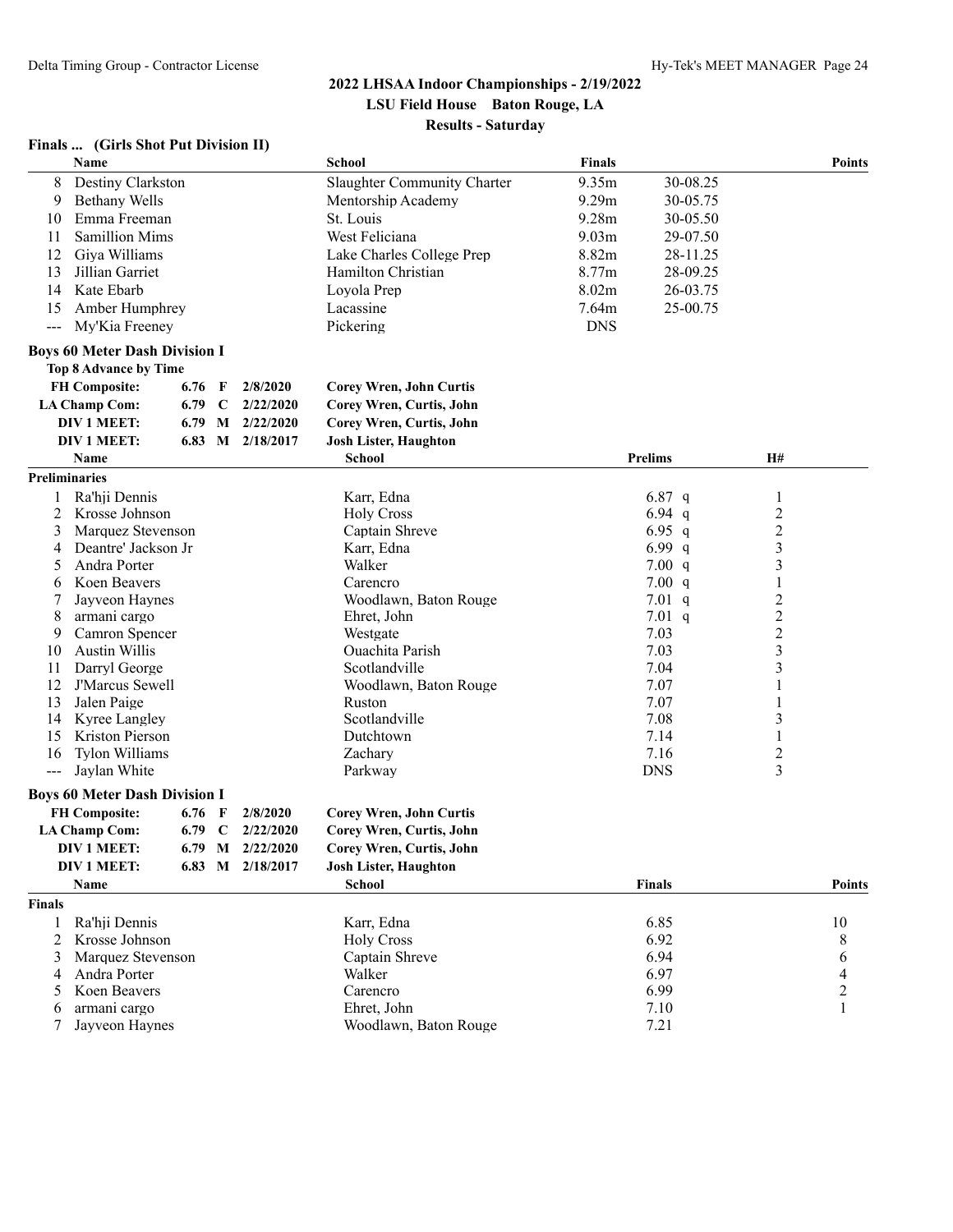# 2022 LHSAA Indoor Championships - 2/19/2022

**LSU Field House Baton Rouge, LA**

**Results - Saturday**

### Finals ... (Girls Shot Put Division II)

| | Name | School | Finals | | Points |
|---|---|---|---|---|---|
| 8 | Destiny Clarkston | Slaughter Community Charter | 9.35m | 30-08.25 | |
| 9 | Bethany Wells | Mentorship Academy | 9.29m | 30-05.75 | |
| 10 | Emma Freeman | St. Louis | 9.28m | 30-05.50 | |
| 11 | Samillion Mims | West Feliciana | 9.03m | 29-07.50 | |
| 12 | Giya Williams | Lake Charles College Prep | 8.82m | 28-11.25 | |
| 13 | Jillian Garriet | Hamilton Christian | 8.77m | 28-09.25 | |
| 14 | Kate Ebarb | Loyola Prep | 8.02m | 26-03.75 | |
| 15 | Amber Humphrey | Lacassine | 7.64m | 25-00.75 | |
| --- | My'Kia Freeney | Pickering | DNS | | |

### Boys 60 Meter Dash Division I

**Top 8 Advance by Time**

| | | | |
|---|---|---|---|
| **FH Composite:** | 6.76 F | 2/8/2020 | **Corey Wren, John Curtis** |
| **LA Champ Com:** | 6.79 C | 2/22/2020 | **Corey Wren, Curtis, John** |
| **DIV 1 MEET:** | 6.79 M | 2/22/2020 | **Corey Wren, Curtis, John** |
| **DIV 1 MEET:** | 6.83 M | 2/18/2017 | **Josh Lister, Haughton** |

**Preliminaries**

| | Name | School | Prelims | H# |
|---|---|---|---|---|
| 1 | Ra'hji Dennis | Karr, Edna | 6.87 q | 1 |
| 2 | Krosse Johnson | Holy Cross | 6.94 q | 2 |
| 3 | Marquez Stevenson | Captain Shreve | 6.95 q | 2 |
| 4 | Deantre' Jackson Jr | Karr, Edna | 6.99 q | 3 |
| 5 | Andra Porter | Walker | 7.00 q | 3 |
| 6 | Koen Beavers | Carencro | 7.00 q | 1 |
| 7 | Jayveon Haynes | Woodlawn, Baton Rouge | 7.01 q | 2 |
| 8 | armani cargo | Ehret, John | 7.01 q | 2 |
| 9 | Camron Spencer | Westgate | 7.03 | 2 |
| 10 | Austin Willis | Ouachita Parish | 7.03 | 3 |
| 11 | Darryl George | Scotlandville | 7.04 | 3 |
| 12 | J'Marcus Sewell | Woodlawn, Baton Rouge | 7.07 | 1 |
| 13 | Jalen Paige | Ruston | 7.07 | 1 |
| 14 | Kyree Langley | Scotlandville | 7.08 | 3 |
| 15 | Kriston Pierson | Dutchtown | 7.14 | 1 |
| 16 | Tylon Williams | Zachary | 7.16 | 2 |
| --- | Jaylan White | Parkway | DNS | 3 |

### Boys 60 Meter Dash Division I

| | | | |
|---|---|---|---|
| **FH Composite:** | 6.76 F | 2/8/2020 | **Corey Wren, John Curtis** |
| **LA Champ Com:** | 6.79 C | 2/22/2020 | **Corey Wren, Curtis, John** |
| **DIV 1 MEET:** | 6.79 M | 2/22/2020 | **Corey Wren, Curtis, John** |
| **DIV 1 MEET:** | 6.83 M | 2/18/2017 | **Josh Lister, Haughton** |

**Finals**

| | Name | School | Finals | Points |
|---|---|---|---|---|
| 1 | Ra'hji Dennis | Karr, Edna | 6.85 | 10 |
| 2 | Krosse Johnson | Holy Cross | 6.92 | 8 |
| 3 | Marquez Stevenson | Captain Shreve | 6.94 | 6 |
| 4 | Andra Porter | Walker | 6.97 | 4 |
| 5 | Koen Beavers | Carencro | 6.99 | 2 |
| 6 | armani cargo | Ehret, John | 7.10 | 1 |
| 7 | Jayveon Haynes | Woodlawn, Baton Rouge | 7.21 | |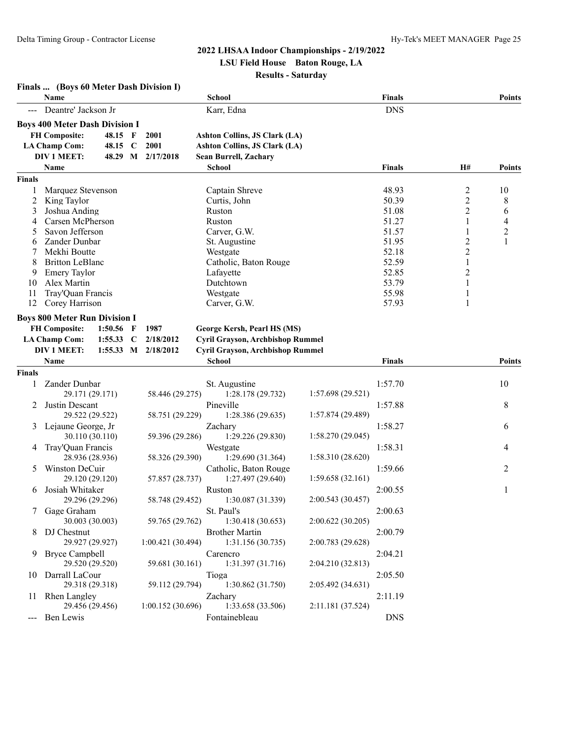# 2022 LHSAA Indoor Championships - 2/19/2022

**LSU Field House Baton Rouge, LA**

**Results - Saturday**

### Finals ... (Boys 60 Meter Dash Division I)

| | Name | School | Finals | Points |
|---|---|---|---|---|
| --- | Deantre' Jackson Jr | Karr, Edna | DNS | |

### Boys 400 Meter Dash Division I

| | | | | |
|---|---|---|---|---|
| **FH Composite:** | 48.15 | F | 2001 | **Ashton Collins, JS Clark (LA)** |
| **LA Champ Com:** | 48.15 | C | 2001 | **Ashton Collins, JS Clark (LA)** |
| **DIV 1 MEET:** | 48.29 | M | 2/17/2018 | **Sean Burrell, Zachary** |

**Finals**

| | Name | School | Finals | H# | Points |
|---|---|---|---|---|---|
| 1 | Marquez Stevenson | Captain Shreve | 48.93 | 2 | 10 |
| 2 | King Taylor | Curtis, John | 50.39 | 2 | 8 |
| 3 | Joshua Anding | Ruston | 51.08 | 2 | 6 |
| 4 | Carsen McPherson | Ruston | 51.27 | 1 | 4 |
| 5 | Savon Jefferson | Carver, G.W. | 51.57 | 1 | 2 |
| 6 | Zander Dunbar | St. Augustine | 51.95 | 2 | 1 |
| 7 | Mekhi Boutte | Westgate | 52.18 | 2 | |
| 8 | Britton LeBlanc | Catholic, Baton Rouge | 52.59 | 1 | |
| 9 | Emery Taylor | Lafayette | 52.85 | 2 | |
| 10 | Alex Martin | Dutchtown | 53.79 | 1 | |
| 11 | Tray'Quan Francis | Westgate | 55.98 | 1 | |
| 12 | Corey Harrison | Carver, G.W. | 57.93 | 1 | |

### Boys 800 Meter Run Division I

| | | | | |
|---|---|---|---|---|
| **FH Composite:** | 1:50.56 | F | 1987 | **George Kersh, Pearl HS (MS)** |
| **LA Champ Com:** | 1:55.33 | C | 2/18/2012 | **Cyril Grayson, Archbishop Rummel** |
| **DIV 1 MEET:** | 1:55.33 | M | 2/18/2012 | **Cyril Grayson, Archbishop Rummel** |

**Finals**

| | Name | School | Finals | Points |
|---|---|---|---|---|
| 1 | Zander Dunbar | St. Augustine | 1:57.70 | 10 |
| | 29.171 (29.171) | 58.446 (29.275) 1:28.178 (29.732) 1:57.698 (29.521) | | |
| 2 | Justin Descant | Pineville | 1:57.88 | 8 |
| | 29.522 (29.522) | 58.751 (29.229) 1:28.386 (29.635) 1:57.874 (29.489) | | |
| 3 | Lejaune George, Jr | Zachary | 1:58.27 | 6 |
| | 30.110 (30.110) | 59.396 (29.286) 1:29.226 (29.830) 1:58.270 (29.045) | | |
| 4 | Tray'Quan Francis | Westgate | 1:58.31 | 4 |
| | 28.936 (28.936) | 58.326 (29.390) 1:29.690 (31.364) 1:58.310 (28.620) | | |
| 5 | Winston DeCuir | Catholic, Baton Rouge | 1:59.66 | 2 |
| | 29.120 (29.120) | 57.857 (28.737) 1:27.497 (29.640) 1:59.658 (32.161) | | |
| 6 | Josiah Whitaker | Ruston | 2:00.55 | 1 |
| | 29.296 (29.296) | 58.748 (29.452) 1:30.087 (31.339) 2:00.543 (30.457) | | |
| 7 | Gage Graham | St. Paul's | 2:00.63 | |
| | 30.003 (30.003) | 59.765 (29.762) 1:30.418 (30.653) 2:00.622 (30.205) | | |
| 8 | DJ Chestnut | Brother Martin | 2:00.79 | |
| | 29.927 (29.927) | 1:00.421 (30.494) 1:31.156 (30.735) 2:00.783 (29.628) | | |
| 9 | Bryce Campbell | Carencro | 2:04.21 | |
| | 29.520 (29.520) | 59.681 (30.161) 1:31.397 (31.716) 2:04.210 (32.813) | | |
| 10 | Darrall LaCour | Tioga | 2:05.50 | |
| | 29.318 (29.318) | 59.112 (29.794) 1:30.862 (31.750) 2:05.492 (34.631) | | |
| 11 | Rhen Langley | Zachary | 2:11.19 | |
| | 29.456 (29.456) | 1:00.152 (30.696) 1:33.658 (33.506) 2:11.181 (37.524) | | |
| --- | Ben Lewis | Fontainebleau | DNS | |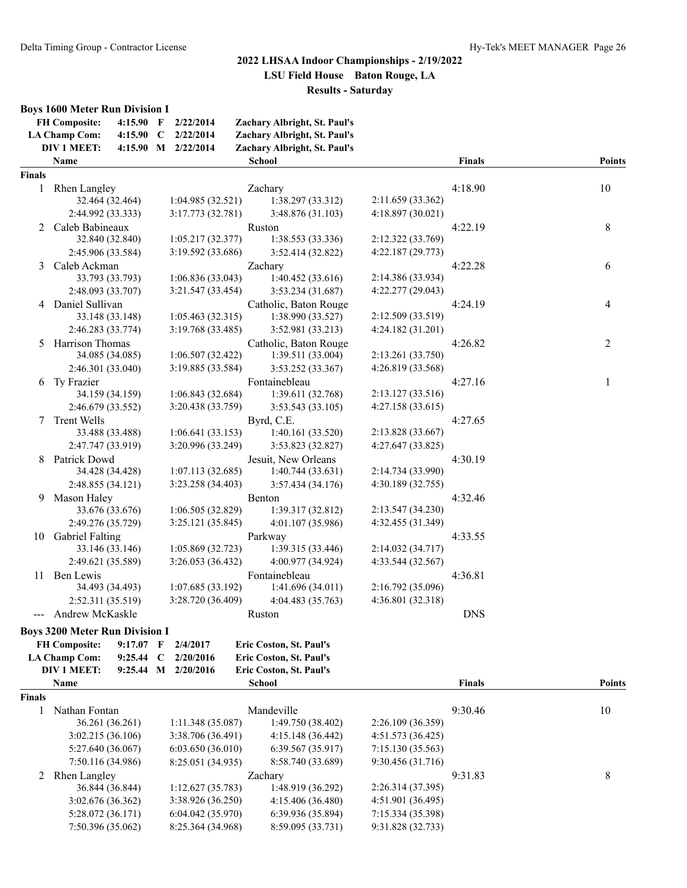## 2022 LHSAA Indoor Championships - 2/19/2022

**LSU Field House Baton Rouge, LA**

**Results - Saturday**

### Boys 1600 Meter Run Division I

| | | | | |
|---|---|---|---|---|
| **FH Composite:** | **4:15.90** | **F** | **2/22/2014** | **Zachary Albright, St. Paul's** |
| **LA Champ Com:** | **4:15.90** | **C** | **2/22/2014** | **Zachary Albright, St. Paul's** |
| **DIV 1 MEET:** | **4:15.90** | **M** | **2/22/2014** | **Zachary Albright, St. Paul's** |

**Finals**

| Place | Name | School | Finals | Points |
|---|---|---|---|---|
| 1 | Rhen Langley | Zachary | 4:18.90 | 10 |
| | 32.464 (32.464), 1:04.985 (32.521), 1:38.297 (33.312), 2:11.659 (33.362), 2:44.992 (33.333), 3:17.773 (32.781), 3:48.876 (31.103), 4:18.897 (30.021) | | | |
| 2 | Caleb Babineaux | Ruston | 4:22.19 | 8 |
| | 32.840 (32.840), 1:05.217 (32.377), 1:38.553 (33.336), 2:12.322 (33.769), 2:45.906 (33.584), 3:19.592 (33.686), 3:52.414 (32.822), 4:22.187 (29.773) | | | |
| 3 | Caleb Ackman | Zachary | 4:22.28 | 6 |
| | 33.793 (33.793), 1:06.836 (33.043), 1:40.452 (33.616), 2:14.386 (33.934), 2:48.093 (33.707), 3:21.547 (33.454), 3:53.234 (31.687), 4:22.277 (29.043) | | | |
| 4 | Daniel Sullivan | Catholic, Baton Rouge | 4:24.19 | 4 |
| | 33.148 (33.148), 1:05.463 (32.315), 1:38.990 (33.527), 2:12.509 (33.519), 2:46.283 (33.774), 3:19.768 (33.485), 3:52.981 (33.213), 4:24.182 (31.201) | | | |
| 5 | Harrison Thomas | Catholic, Baton Rouge | 4:26.82 | 2 |
| | 34.085 (34.085), 1:06.507 (32.422), 1:39.511 (33.004), 2:13.261 (33.750), 2:46.301 (33.040), 3:19.885 (33.584), 3:53.252 (33.367), 4:26.819 (33.568) | | | |
| 6 | Ty Frazier | Fontainebleau | 4:27.16 | 1 |
| | 34.159 (34.159), 1:06.843 (32.684), 1:39.611 (32.768), 2:13.127 (33.516), 2:46.679 (33.552), 3:20.438 (33.759), 3:53.543 (33.105), 4:27.158 (33.615) | | | |
| 7 | Trent Wells | Byrd, C.E. | 4:27.65 | |
| | 33.488 (33.488), 1:06.641 (33.153), 1:40.161 (33.520), 2:13.828 (33.667), 2:47.747 (33.919), 3:20.996 (33.249), 3:53.823 (32.827), 4:27.647 (33.825) | | | |
| 8 | Patrick Dowd | Jesuit, New Orleans | 4:30.19 | |
| | 34.428 (34.428), 1:07.113 (32.685), 1:40.744 (33.631), 2:14.734 (33.990), 2:48.855 (34.121), 3:23.258 (34.403), 3:57.434 (34.176), 4:30.189 (32.755) | | | |
| 9 | Mason Haley | Benton | 4:32.46 | |
| | 33.676 (33.676), 1:06.505 (32.829), 1:39.317 (32.812), 2:13.547 (34.230), 2:49.276 (35.729), 3:25.121 (35.845), 4:01.107 (35.986), 4:32.455 (31.349) | | | |
| 10 | Gabriel Falting | Parkway | 4:33.55 | |
| | 33.146 (33.146), 1:05.869 (32.723), 1:39.315 (33.446), 2:14.032 (34.717), 2:49.621 (35.589), 3:26.053 (36.432), 4:00.977 (34.924), 4:33.544 (32.567) | | | |
| 11 | Ben Lewis | Fontainebleau | 4:36.81 | |
| | 34.493 (34.493), 1:07.685 (33.192), 1:41.696 (34.011), 2:16.792 (35.096), 2:52.311 (35.519), 3:28.720 (36.409), 4:04.483 (35.763), 4:36.801 (32.318) | | | |
| --- | Andrew McKaskle | Ruston | DNS | |

### Boys 3200 Meter Run Division I

| | | | | |
|---|---|---|---|---|
| **FH Composite:** | **9:17.07** | **F** | **2/4/2017** | **Eric Coston, St. Paul's** |
| **LA Champ Com:** | **9:25.44** | **C** | **2/20/2016** | **Eric Coston, St. Paul's** |
| **DIV 1 MEET:** | **9:25.44** | **M** | **2/20/2016** | **Eric Coston, St. Paul's** |

**Finals**

| Place | Name | School | Finals | Points |
|---|---|---|---|---|
| 1 | Nathan Fontan | Mandeville | 9:30.46 | 10 |
| | 36.261 (36.261), 1:11.348 (35.087), 1:49.750 (38.402), 2:26.109 (36.359), 3:02.215 (36.106), 3:38.706 (36.491), 4:15.148 (36.442), 4:51.573 (36.425), 5:27.640 (36.067), 6:03.650 (36.010), 6:39.567 (35.917), 7:15.130 (35.563), 7:50.116 (34.986), 8:25.051 (34.935), 8:58.740 (33.689), 9:30.456 (31.716) | | | |
| 2 | Rhen Langley | Zachary | 9:31.83 | 8 |
| | 36.844 (36.844), 1:12.627 (35.783), 1:48.919 (36.292), 2:26.314 (37.395), 3:02.676 (36.362), 3:38.926 (36.250), 4:15.406 (36.480), 4:51.901 (36.495), 5:28.072 (36.171), 6:04.042 (35.970), 6:39.936 (35.894), 7:15.334 (35.398), 7:50.396 (35.062), 8:25.364 (34.968), 8:59.095 (33.731), 9:31.828 (32.733) | | | |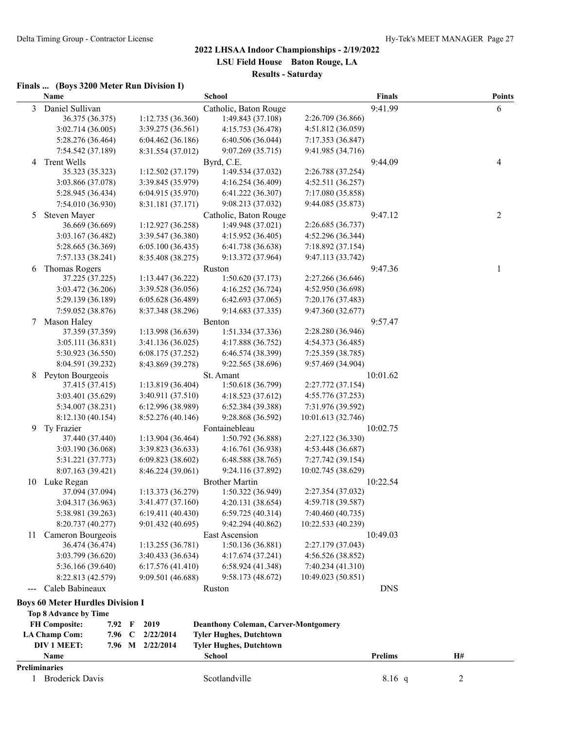## 2022 LHSAA Indoor Championships - 2/19/2022

### LSU Field House Baton Rouge, LA

### Results - Saturday

**Finals ... (Boys 3200 Meter Run Division I)**

| | Name | | School | | Finals | Points |
|---|---|---|---|---|---|---|
| 3 | Daniel Sullivan | | Catholic, Baton Rouge | | 9:41.99 | 6 |
| | 36.375 (36.375) | 1:12.735 (36.360) | 1:49.843 (37.108) | 2:26.709 (36.866) | | |
| | 3:02.714 (36.005) | 3:39.275 (36.561) | 4:15.753 (36.478) | 4:51.812 (36.059) | | |
| | 5:28.276 (36.464) | 6:04.462 (36.186) | 6:40.506 (36.044) | 7:17.353 (36.847) | | |
| | 7:54.542 (37.189) | 8:31.554 (37.012) | 9:07.269 (35.715) | 9:41.985 (34.716) | | |
| 4 | Trent Wells | | Byrd, C.E. | | 9:44.09 | 4 |
| | 35.323 (35.323) | 1:12.502 (37.179) | 1:49.534 (37.032) | 2:26.788 (37.254) | | |
| | 3:03.866 (37.078) | 3:39.845 (35.979) | 4:16.254 (36.409) | 4:52.511 (36.257) | | |
| | 5:28.945 (36.434) | 6:04.915 (35.970) | 6:41.222 (36.307) | 7:17.080 (35.858) | | |
| | 7:54.010 (36.930) | 8:31.181 (37.171) | 9:08.213 (37.032) | 9:44.085 (35.873) | | |
| 5 | Steven Mayer | | Catholic, Baton Rouge | | 9:47.12 | 2 |
| | 36.669 (36.669) | 1:12.927 (36.258) | 1:49.948 (37.021) | 2:26.685 (36.737) | | |
| | 3:03.167 (36.482) | 3:39.547 (36.380) | 4:15.952 (36.405) | 4:52.296 (36.344) | | |
| | 5:28.665 (36.369) | 6:05.100 (36.435) | 6:41.738 (36.638) | 7:18.892 (37.154) | | |
| | 7:57.133 (38.241) | 8:35.408 (38.275) | 9:13.372 (37.964) | 9:47.113 (33.742) | | |
| 6 | Thomas Rogers | | Ruston | | 9:47.36 | 1 |
| | 37.225 (37.225) | 1:13.447 (36.222) | 1:50.620 (37.173) | 2:27.266 (36.646) | | |
| | 3:03.472 (36.206) | 3:39.528 (36.056) | 4:16.252 (36.724) | 4:52.950 (36.698) | | |
| | 5:29.139 (36.189) | 6:05.628 (36.489) | 6:42.693 (37.065) | 7:20.176 (37.483) | | |
| | 7:59.052 (38.876) | 8:37.348 (38.296) | 9:14.683 (37.335) | 9:47.360 (32.677) | | |
| 7 | Mason Haley | | Benton | | 9:57.47 | |
| | 37.359 (37.359) | 1:13.998 (36.639) | 1:51.334 (37.336) | 2:28.280 (36.946) | | |
| | 3:05.111 (36.831) | 3:41.136 (36.025) | 4:17.888 (36.752) | 4:54.373 (36.485) | | |
| | 5:30.923 (36.550) | 6:08.175 (37.252) | 6:46.574 (38.399) | 7:25.359 (38.785) | | |
| | 8:04.591 (39.232) | 8:43.869 (39.278) | 9:22.565 (38.696) | 9:57.469 (34.904) | | |
| 8 | Peyton Bourgeois | | St. Amant | | 10:01.62 | |
| | 37.415 (37.415) | 1:13.819 (36.404) | 1:50.618 (36.799) | 2:27.772 (37.154) | | |
| | 3:03.401 (35.629) | 3:40.911 (37.510) | 4:18.523 (37.612) | 4:55.776 (37.253) | | |
| | 5:34.007 (38.231) | 6:12.996 (38.989) | 6:52.384 (39.388) | 7:31.976 (39.592) | | |
| | 8:12.130 (40.154) | 8:52.276 (40.146) | 9:28.868 (36.592) | 10:01.613 (32.746) | | |
| 9 | Ty Frazier | | Fontainebleau | | 10:02.75 | |
| | 37.440 (37.440) | 1:13.904 (36.464) | 1:50.792 (36.888) | 2:27.122 (36.330) | | |
| | 3:03.190 (36.068) | 3:39.823 (36.633) | 4:16.761 (36.938) | 4:53.448 (36.687) | | |
| | 5:31.221 (37.773) | 6:09.823 (38.602) | 6:48.588 (38.765) | 7:27.742 (39.154) | | |
| | 8:07.163 (39.421) | 8:46.224 (39.061) | 9:24.116 (37.892) | 10:02.745 (38.629) | | |
| 10 | Luke Regan | | Brother Martin | | 10:22.54 | |
| | 37.094 (37.094) | 1:13.373 (36.279) | 1:50.322 (36.949) | 2:27.354 (37.032) | | |
| | 3:04.317 (36.963) | 3:41.477 (37.160) | 4:20.131 (38.654) | 4:59.718 (39.587) | | |
| | 5:38.981 (39.263) | 6:19.411 (40.430) | 6:59.725 (40.314) | 7:40.460 (40.735) | | |
| | 8:20.737 (40.277) | 9:01.432 (40.695) | 9:42.294 (40.862) | 10:22.533 (40.239) | | |
| 11 | Cameron Bourgeois | | East Ascension | | 10:49.03 | |
| | 36.474 (36.474) | 1:13.255 (36.781) | 1:50.136 (36.881) | 2:27.179 (37.043) | | |
| | 3:03.799 (36.620) | 3:40.433 (36.634) | 4:17.674 (37.241) | 4:56.526 (38.852) | | |
| | 5:36.166 (39.640) | 6:17.576 (41.410) | 6:58.924 (41.348) | 7:40.234 (41.310) | | |
| | 8:22.813 (42.579) | 9:09.501 (46.688) | 9:58.173 (48.672) | 10:49.023 (50.851) | | |
| --- | Caleb Babineaux | | Ruston | | DNS | |

**Boys 60 Meter Hurdles Division I**

**Top 8 Advance by Time**

| | | | | |
|---|---|---|---|---|
| **FH Composite:** | **7.92** | **F** | **2019** | **Deanthony Coleman, Carver-Montgomery** |
| **LA Champ Com:** | **7.96** | **C** | **2/22/2014** | **Tyler Hughes, Dutchtown** |
| **DIV 1 MEET:** | **7.96** | **M** | **2/22/2014** | **Tyler Hughes, Dutchtown** |

| | Name | School | Prelims | H# |
|---|---|---|---|---|
| **Preliminaries** | | | | |
| 1 | Broderick Davis | Scotlandville | 8.16 q | 2 |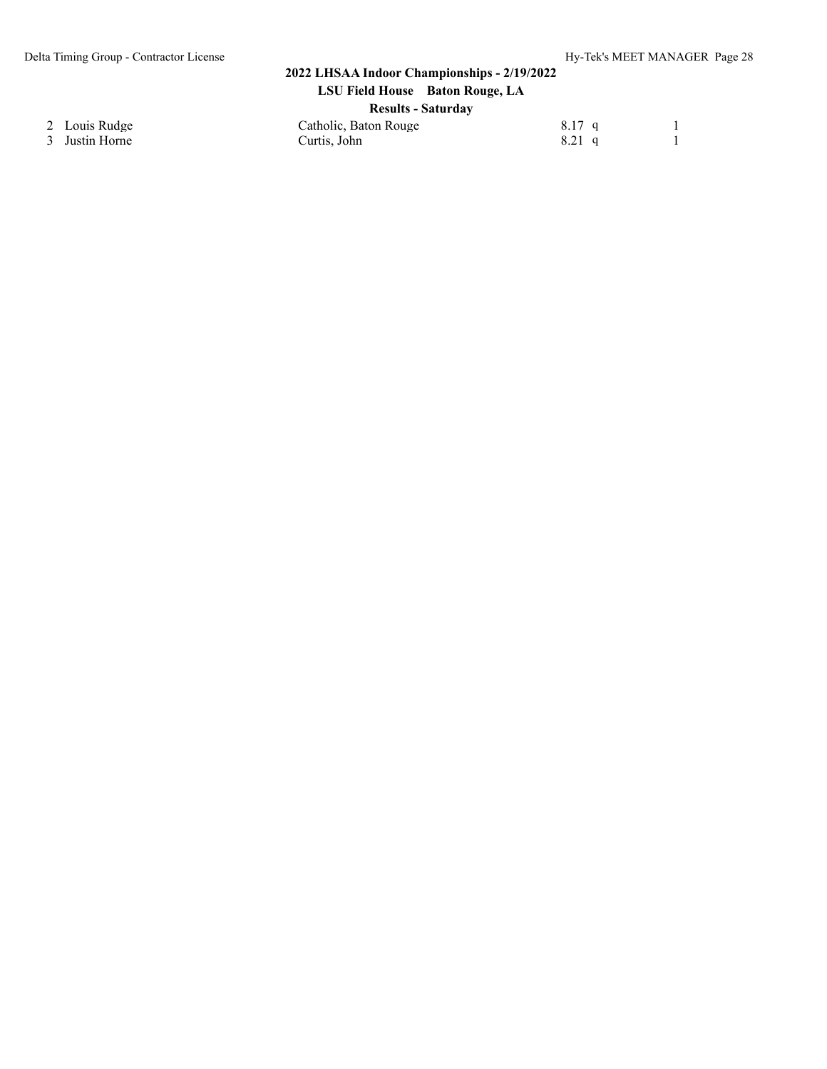| | | | | |
|---|---|---|---|---|
| 2 | Louis Rudge | Catholic, Baton Rouge | 8.17 q | 1 |
| 3 | Justin Horne | Curtis, John | 8.21 q | 1 |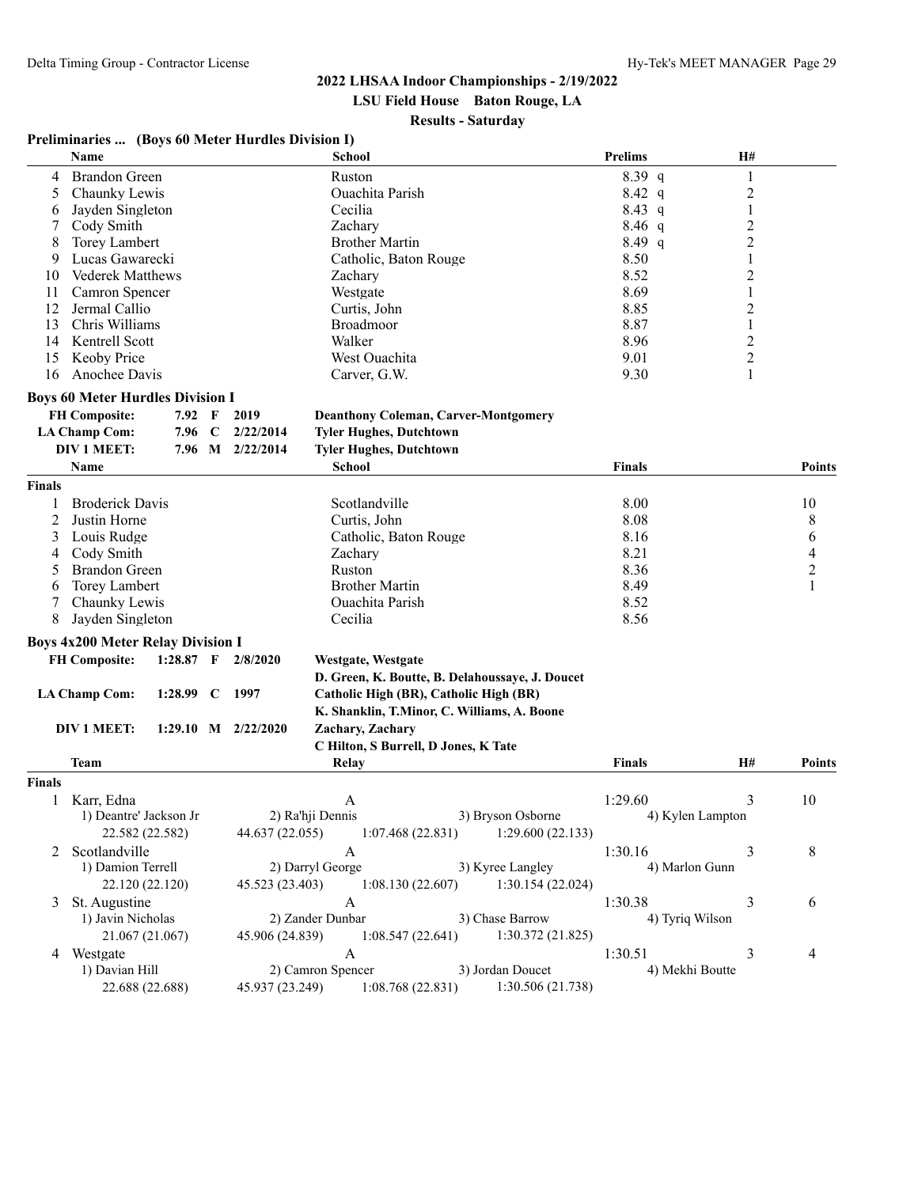## 2022 LHSAA Indoor Championships - 2/19/2022

**LSU Field House Baton Rouge, LA**

**Results - Saturday**

### Preliminaries ... (Boys 60 Meter Hurdles Division I)

| | Name | School | Prelims | H# |
|---|---|---|---|---|
| 4 | Brandon Green | Ruston | 8.39 q | 1 |
| 5 | Chaunky Lewis | Ouachita Parish | 8.42 q | 2 |
| 6 | Jayden Singleton | Cecilia | 8.43 q | 1 |
| 7 | Cody Smith | Zachary | 8.46 q | 2 |
| 8 | Torey Lambert | Brother Martin | 8.49 q | 2 |
| 9 | Lucas Gawarecki | Catholic, Baton Rouge | 8.50 | 1 |
| 10 | Vederek Matthews | Zachary | 8.52 | 2 |
| 11 | Camron Spencer | Westgate | 8.69 | 1 |
| 12 | Jermal Callio | Curtis, John | 8.85 | 2 |
| 13 | Chris Williams | Broadmoor | 8.87 | 1 |
| 14 | Kentrell Scott | Walker | 8.96 | 2 |
| 15 | Keoby Price | West Ouachita | 9.01 | 2 |
| 16 | Anochee Davis | Carver, G.W. | 9.30 | 1 |

### Boys 60 Meter Hurdles Division I

| | | | | |
|---|---|---|---|---|
| **FH Composite:** | 7.92 | F | 2019 | Deanthony Coleman, Carver-Montgomery |
| **LA Champ Com:** | 7.96 | C | 2/22/2014 | Tyler Hughes, Dutchtown |
| **DIV 1 MEET:** | 7.96 | M | 2/22/2014 | Tyler Hughes, Dutchtown |

**Finals**

| | Name | School | Finals | Points |
|---|---|---|---|---|
| 1 | Broderick Davis | Scotlandville | 8.00 | 10 |
| 2 | Justin Horne | Curtis, John | 8.08 | 8 |
| 3 | Louis Rudge | Catholic, Baton Rouge | 8.16 | 6 |
| 4 | Cody Smith | Zachary | 8.21 | 4 |
| 5 | Brandon Green | Ruston | 8.36 | 2 |
| 6 | Torey Lambert | Brother Martin | 8.49 | 1 |
| 7 | Chaunky Lewis | Ouachita Parish | 8.52 | |
| 8 | Jayden Singleton | Cecilia | 8.56 | |

### Boys 4x200 Meter Relay Division I

| | | | | |
|---|---|---|---|---|
| **FH Composite:** | 1:28.87 | F | 2/8/2020 | Westgate, Westgate |
| | | | | D. Green, K. Boutte, B. Delahoussaye, J. Doucet |
| **LA Champ Com:** | 1:28.99 | C | 1997 | Catholic High (BR), Catholic High (BR) |
| | | | | K. Shanklin, T.Minor, C. Williams, A. Boone |
| **DIV 1 MEET:** | 1:29.10 | M | 2/22/2020 | Zachary, Zachary |
| | | | | C Hilton, S Burrell, D Jones, K Tate |

**Finals**

| | Team | Relay | Finals | H# | Points |
|---|---|---|---|---|---|
| 1 | Karr, Edna | A | 1:29.60 | 3 | 10 |
| | 1) Deantre' Jackson Jr; 2) Ra'hji Dennis; 3) Bryson Osborne; 4) Kylen Lampton | | | | |
| | 22.582 (22.582); 44.637 (22.055); 1:07.468 (22.831); 1:29.600 (22.133) | | | | |
| 2 | Scotlandville | A | 1:30.16 | 3 | 8 |
| | 1) Damion Terrell; 2) Darryl George; 3) Kyree Langley; 4) Marlon Gunn | | | | |
| | 22.120 (22.120); 45.523 (23.403); 1:08.130 (22.607); 1:30.154 (22.024) | | | | |
| 3 | St. Augustine | A | 1:30.38 | 3 | 6 |
| | 1) Javin Nicholas; 2) Zander Dunbar; 3) Chase Barrow; 4) Tyriq Wilson | | | | |
| | 21.067 (21.067); 45.906 (24.839); 1:08.547 (22.641); 1:30.372 (21.825) | | | | |
| 4 | Westgate | A | 1:30.51 | 3 | 4 |
| | 1) Davian Hill; 2) Camron Spencer; 3) Jordan Doucet; 4) Mekhi Boutte | | | | |
| | 22.688 (22.688); 45.937 (23.249); 1:08.768 (22.831); 1:30.506 (21.738) | | | | |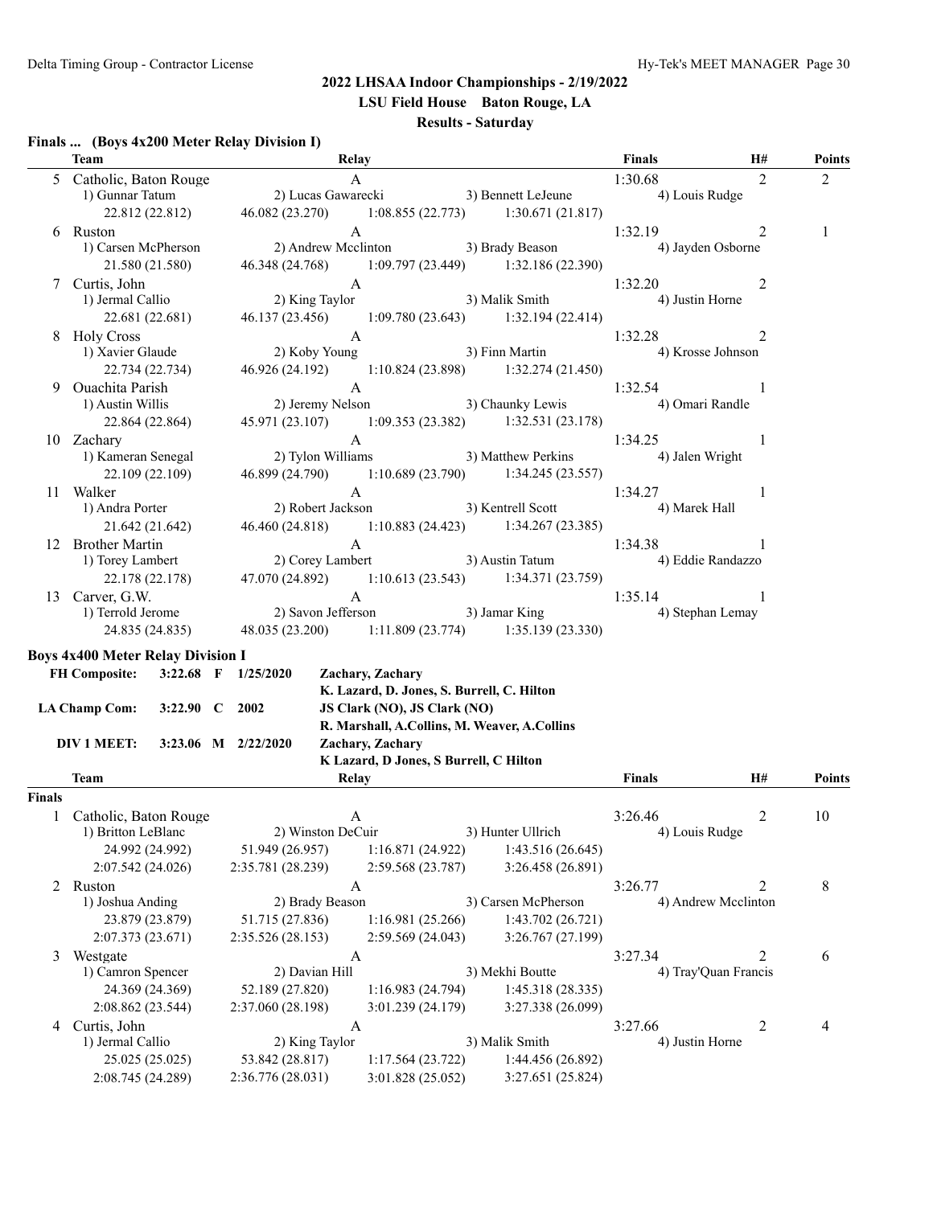## 2022 LHSAA Indoor Championships - 2/19/2022

**LSU Field House Baton Rouge, LA**

**Results - Saturday**

### Finals ... (Boys 4x200 Meter Relay Division I)

| | Team | Relay | | | Finals | H# | Points |
|---|---|---|---|---|---|---|---|
| 5 | Catholic, Baton Rouge | A | | | 1:30.68 | 2 | 2 |
| | 1) Gunnar Tatum | 2) Lucas Gawarecki | 3) Bennett LeJeune | 4) Louis Rudge | | | |
| | 22.812 (22.812) | 46.082 (23.270) | 1:08.855 (22.773) | 1:30.671 (21.817) | | | |
| 6 | Ruston | A | | | 1:32.19 | 2 | 1 |
| | 1) Carsen McPherson | 2) Andrew Mcclinton | 3) Brady Beason | 4) Jayden Osborne | | | |
| | 21.580 (21.580) | 46.348 (24.768) | 1:09.797 (23.449) | 1:32.186 (22.390) | | | |
| 7 | Curtis, John | A | | | 1:32.20 | 2 | |
| | 1) Jermal Callio | 2) King Taylor | 3) Malik Smith | 4) Justin Horne | | | |
| | 22.681 (22.681) | 46.137 (23.456) | 1:09.780 (23.643) | 1:32.194 (22.414) | | | |
| 8 | Holy Cross | A | | | 1:32.28 | 2 | |
| | 1) Xavier Glaude | 2) Koby Young | 3) Finn Martin | 4) Krosse Johnson | | | |
| | 22.734 (22.734) | 46.926 (24.192) | 1:10.824 (23.898) | 1:32.274 (21.450) | | | |
| 9 | Ouachita Parish | A | | | 1:32.54 | 1 | |
| | 1) Austin Willis | 2) Jeremy Nelson | 3) Chaunky Lewis | 4) Omari Randle | | | |
| | 22.864 (22.864) | 45.971 (23.107) | 1:09.353 (23.382) | 1:32.531 (23.178) | | | |
| 10 | Zachary | A | | | 1:34.25 | 1 | |
| | 1) Kameran Senegal | 2) Tylon Williams | 3) Matthew Perkins | 4) Jalen Wright | | | |
| | 22.109 (22.109) | 46.899 (24.790) | 1:10.689 (23.790) | 1:34.245 (23.557) | | | |
| 11 | Walker | A | | | 1:34.27 | 1 | |
| | 1) Andra Porter | 2) Robert Jackson | 3) Kentrell Scott | 4) Marek Hall | | | |
| | 21.642 (21.642) | 46.460 (24.818) | 1:10.883 (24.423) | 1:34.267 (23.385) | | | |
| 12 | Brother Martin | A | | | 1:34.38 | 1 | |
| | 1) Torey Lambert | 2) Corey Lambert | 3) Austin Tatum | 4) Eddie Randazzo | | | |
| | 22.178 (22.178) | 47.070 (24.892) | 1:10.613 (23.543) | 1:34.371 (23.759) | | | |
| 13 | Carver, G.W. | A | | | 1:35.14 | 1 | |
| | 1) Terrold Jerome | 2) Savon Jefferson | 3) Jamar King | 4) Stephan Lemay | | | |
| | 24.835 (24.835) | 48.035 (23.200) | 1:11.809 (23.774) | 1:35.139 (23.330) | | | |

### Boys 4x400 Meter Relay Division I

**FH Composite:** 3:22.68 F 1/25/2020 Zachary, Zachary
K. Lazard, D. Jones, S. Burrell, C. Hilton

**LA Champ Com:** 3:22.90 C 2002 JS Clark (NO), JS Clark (NO)
R. Marshall, A.Collins, M. Weaver, A.Collins

**DIV 1 MEET:** 3:23.06 M 2/22/2020 Zachary, Zachary
K Lazard, D Jones, S Burrell, C Hilton

**Finals**

| | Team | Relay | | | Finals | H# | Points |
|---|---|---|---|---|---|---|---|
| 1 | Catholic, Baton Rouge | A | | | 3:26.46 | 2 | 10 |
| | 1) Britton LeBlanc | 2) Winston DeCuir | 3) Hunter Ullrich | 4) Louis Rudge | | | |
| | 24.992 (24.992) | 51.949 (26.957) | 1:16.871 (24.922) | 1:43.516 (26.645) | | | |
| | 2:07.542 (24.026) | 2:35.781 (28.239) | 2:59.568 (23.787) | 3:26.458 (26.891) | | | |
| 2 | Ruston | A | | | 3:26.77 | 2 | 8 |
| | 1) Joshua Anding | 2) Brady Beason | 3) Carsen McPherson | 4) Andrew Mcclinton | | | |
| | 23.879 (23.879) | 51.715 (27.836) | 1:16.981 (25.266) | 1:43.702 (26.721) | | | |
| | 2:07.373 (23.671) | 2:35.526 (28.153) | 2:59.569 (24.043) | 3:26.767 (27.199) | | | |
| 3 | Westgate | A | | | 3:27.34 | 2 | 6 |
| | 1) Camron Spencer | 2) Davian Hill | 3) Mekhi Boutte | 4) Tray'Quan Francis | | | |
| | 24.369 (24.369) | 52.189 (27.820) | 1:16.983 (24.794) | 1:45.318 (28.335) | | | |
| | 2:08.862 (23.544) | 2:37.060 (28.198) | 3:01.239 (24.179) | 3:27.338 (26.099) | | | |
| 4 | Curtis, John | A | | | 3:27.66 | 2 | 4 |
| | 1) Jermal Callio | 2) King Taylor | 3) Malik Smith | 4) Justin Horne | | | |
| | 25.025 (25.025) | 53.842 (28.817) | 1:17.564 (23.722) | 1:44.456 (26.892) | | | |
| | 2:08.745 (24.289) | 2:36.776 (28.031) | 3:01.828 (25.052) | 3:27.651 (25.824) | | | |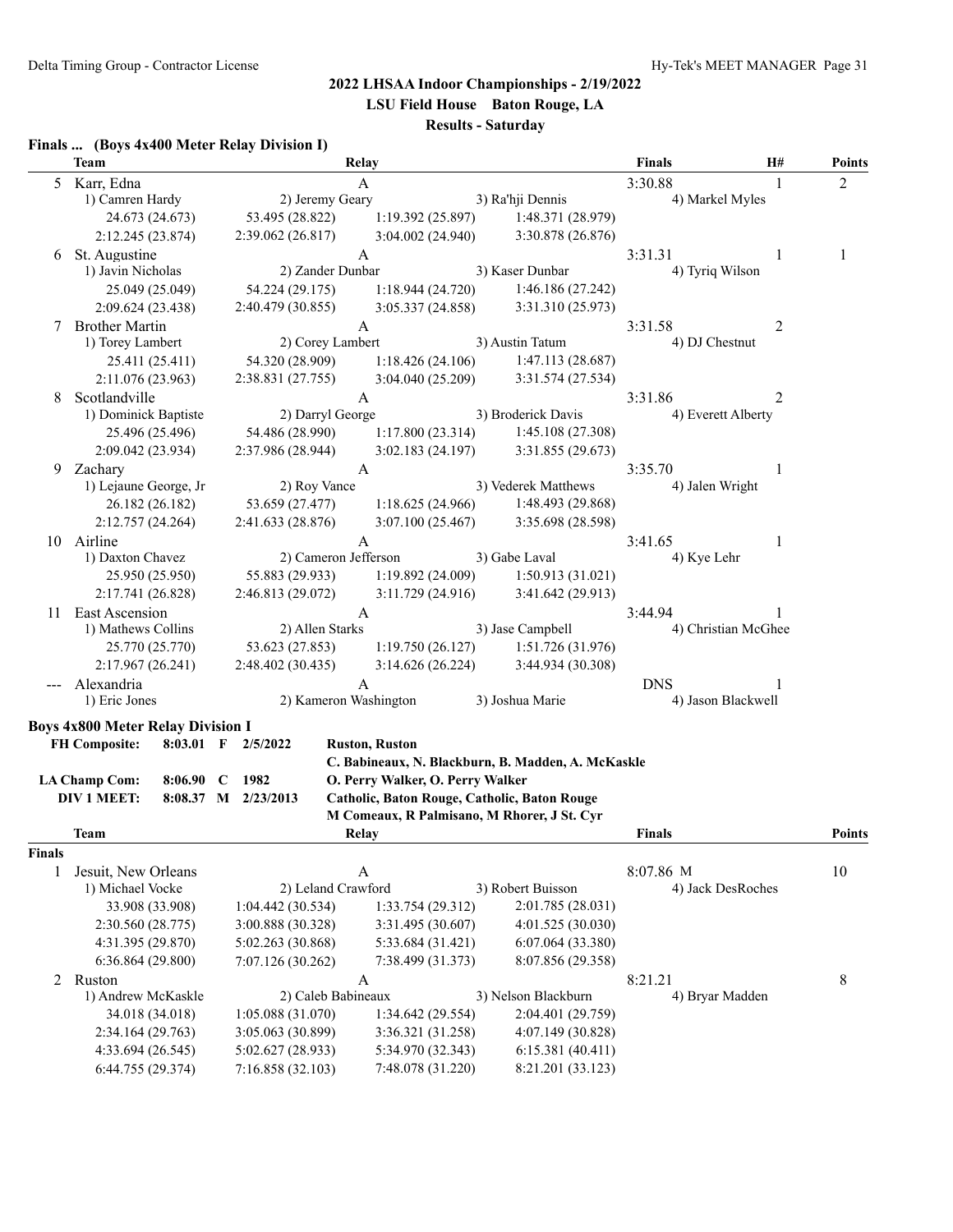## 2022 LHSAA Indoor Championships - 2/19/2022

**LSU Field House Baton Rouge, LA**

**Results - Saturday**

### Finals ... (Boys 4x400 Meter Relay Division I)

| | Team | Relay | | | Finals | H# | Points |
|---|---|---|---|---|---|---|---|
| 5 | Karr, Edna | A | | | 3:30.88 | 1 | 2 |
| | 1) Camren Hardy | 2) Jeremy Geary | 3) Ra'hji Dennis | 4) Markel Myles | | | |
| | 24.673 (24.673) | 53.495 (28.822) | 1:19.392 (25.897) | 1:48.371 (28.979) | | | |
| | 2:12.245 (23.874) | 2:39.062 (26.817) | 3:04.002 (24.940) | 3:30.878 (26.876) | | | |
| 6 | St. Augustine | A | | | 3:31.31 | 1 | 1 |
| | 1) Javin Nicholas | 2) Zander Dunbar | 3) Kaser Dunbar | 4) Tyriq Wilson | | | |
| | 25.049 (25.049) | 54.224 (29.175) | 1:18.944 (24.720) | 1:46.186 (27.242) | | | |
| | 2:09.624 (23.438) | 2:40.479 (30.855) | 3:05.337 (24.858) | 3:31.310 (25.973) | | | |
| 7 | Brother Martin | A | | | 3:31.58 | 2 | |
| | 1) Torey Lambert | 2) Corey Lambert | 3) Austin Tatum | 4) DJ Chestnut | | | |
| | 25.411 (25.411) | 54.320 (28.909) | 1:18.426 (24.106) | 1:47.113 (28.687) | | | |
| | 2:11.076 (23.963) | 2:38.831 (27.755) | 3:04.040 (25.209) | 3:31.574 (27.534) | | | |
| 8 | Scotlandville | A | | | 3:31.86 | 2 | |
| | 1) Dominick Baptiste | 2) Darryl George | 3) Broderick Davis | 4) Everett Alberty | | | |
| | 25.496 (25.496) | 54.486 (28.990) | 1:17.800 (23.314) | 1:45.108 (27.308) | | | |
| | 2:09.042 (23.934) | 2:37.986 (28.944) | 3:02.183 (24.197) | 3:31.855 (29.673) | | | |
| 9 | Zachary | A | | | 3:35.70 | 1 | |
| | 1) Lejaune George, Jr | 2) Roy Vance | 3) Vederek Matthews | 4) Jalen Wright | | | |
| | 26.182 (26.182) | 53.659 (27.477) | 1:18.625 (24.966) | 1:48.493 (29.868) | | | |
| | 2:12.757 (24.264) | 2:41.633 (28.876) | 3:07.100 (25.467) | 3:35.698 (28.598) | | | |
| 10 | Airline | A | | | 3:41.65 | 1 | |
| | 1) Daxton Chavez | 2) Cameron Jefferson | 3) Gabe Laval | 4) Kye Lehr | | | |
| | 25.950 (25.950) | 55.883 (29.933) | 1:19.892 (24.009) | 1:50.913 (31.021) | | | |
| | 2:17.741 (26.828) | 2:46.813 (29.072) | 3:11.729 (24.916) | 3:41.642 (29.913) | | | |
| 11 | East Ascension | A | | | 3:44.94 | 1 | |
| | 1) Mathews Collins | 2) Allen Starks | 3) Jase Campbell | 4) Christian McGhee | | | |
| | 25.770 (25.770) | 53.623 (27.853) | 1:19.750 (26.127) | 1:51.726 (31.976) | | | |
| | 2:17.967 (26.241) | 2:48.402 (30.435) | 3:14.626 (26.224) | 3:44.934 (30.308) | | | |
| --- | Alexandria | A | | | DNS | 1 | |
| | 1) Eric Jones | 2) Kameron Washington | 3) Joshua Marie | 4) Jason Blackwell | | | |

### Boys 4x800 Meter Relay Division I

**FH Composite:** 8:03.01 F 2/5/2022 **Ruston, Ruston**
**C. Babineaux, N. Blackburn, B. Madden, A. McKaskle**

**LA Champ Com:** 8:06.90 C 1982 **O. Perry Walker, O. Perry Walker**

**DIV 1 MEET:** 8:08.37 M 2/23/2013 **Catholic, Baton Rouge, Catholic, Baton Rouge**
**M Comeaux, R Palmisano, M Rhorer, J St. Cyr**

**Finals**

| | Team | Relay | | | Finals | Points |
|---|---|---|---|---|---|---|
| 1 | Jesuit, New Orleans | A | | | 8:07.86 M | 10 |
| | 1) Michael Vocke | 2) Leland Crawford | 3) Robert Buisson | 4) Jack DesRoches | | |
| | 33.908 (33.908) | 1:04.442 (30.534) | 1:33.754 (29.312) | 2:01.785 (28.031) | | |
| | 2:30.560 (28.775) | 3:00.888 (30.328) | 3:31.495 (30.607) | 4:01.525 (30.030) | | |
| | 4:31.395 (29.870) | 5:02.263 (30.868) | 5:33.684 (31.421) | 6:07.064 (33.380) | | |
| | 6:36.864 (29.800) | 7:07.126 (30.262) | 7:38.499 (31.373) | 8:07.856 (29.358) | | |
| 2 | Ruston | A | | | 8:21.21 | 8 |
| | 1) Andrew McKaskle | 2) Caleb Babineaux | 3) Nelson Blackburn | 4) Bryar Madden | | |
| | 34.018 (34.018) | 1:05.088 (31.070) | 1:34.642 (29.554) | 2:04.401 (29.759) | | |
| | 2:34.164 (29.763) | 3:05.063 (30.899) | 3:36.321 (31.258) | 4:07.149 (30.828) | | |
| | 4:33.694 (26.545) | 5:02.627 (28.933) | 5:34.970 (32.343) | 6:15.381 (40.411) | | |
| | 6:44.755 (29.374) | 7:16.858 (32.103) | 7:48.078 (31.220) | 8:21.201 (33.123) | | |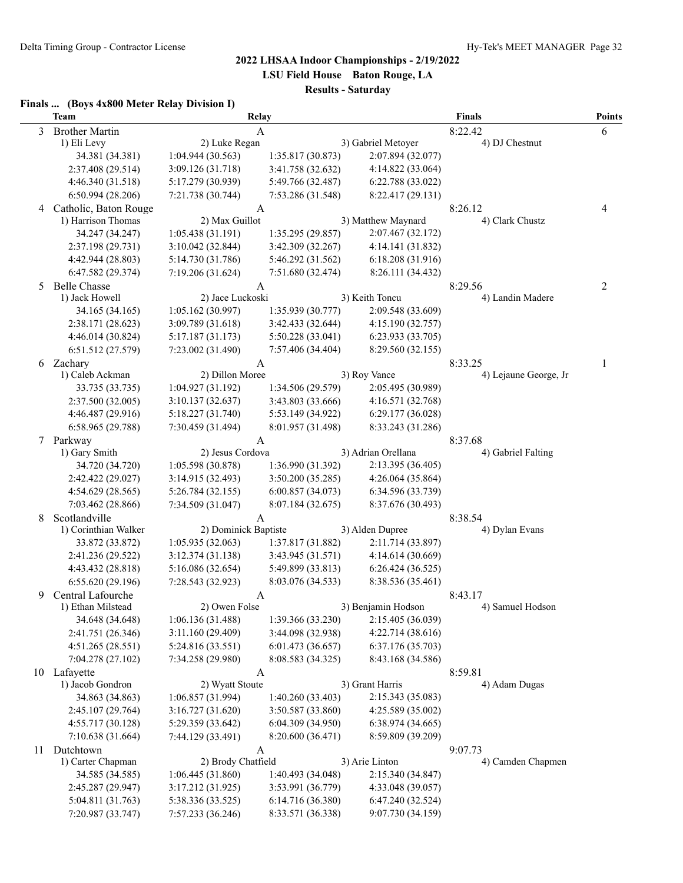## 2022 LHSAA Indoor Championships - 2/19/2022

**LSU Field House Baton Rouge, LA**

**Results - Saturday**

### Finals ... (Boys 4x800 Meter Relay Division I)

| | Team | Relay | | | Finals | Points |
|---|---|---|---|---|---|---|
| 3 | Brother Martin | A | | | 8:22.42 | 6 |
| | 1) Eli Levy | 2) Luke Regan | 3) Gabriel Metoyer | 4) DJ Chestnut | | |
| | 34.381 (34.381) | 1:04.944 (30.563) | 1:35.817 (30.873) | 2:07.894 (32.077) | | |
| | 2:37.408 (29.514) | 3:09.126 (31.718) | 3:41.758 (32.632) | 4:14.822 (33.064) | | |
| | 4:46.340 (31.518) | 5:17.279 (30.939) | 5:49.766 (32.487) | 6:22.788 (33.022) | | |
| | 6:50.994 (28.206) | 7:21.738 (30.744) | 7:53.286 (31.548) | 8:22.417 (29.131) | | |
| 4 | Catholic, Baton Rouge | A | | | 8:26.12 | 4 |
| | 1) Harrison Thomas | 2) Max Guillot | 3) Matthew Maynard | 4) Clark Chustz | | |
| | 34.247 (34.247) | 1:05.438 (31.191) | 1:35.295 (29.857) | 2:07.467 (32.172) | | |
| | 2:37.198 (29.731) | 3:10.042 (32.844) | 3:42.309 (32.267) | 4:14.141 (31.832) | | |
| | 4:42.944 (28.803) | 5:14.730 (31.786) | 5:46.292 (31.562) | 6:18.208 (31.916) | | |
| | 6:47.582 (29.374) | 7:19.206 (31.624) | 7:51.680 (32.474) | 8:26.111 (34.432) | | |
| 5 | Belle Chasse | A | | | 8:29.56 | 2 |
| | 1) Jack Howell | 2) Jace Luckoski | 3) Keith Toncu | 4) Landin Madere | | |
| | 34.165 (34.165) | 1:05.162 (30.997) | 1:35.939 (30.777) | 2:09.548 (33.609) | | |
| | 2:38.171 (28.623) | 3:09.789 (31.618) | 3:42.433 (32.644) | 4:15.190 (32.757) | | |
| | 4:46.014 (30.824) | 5:17.187 (31.173) | 5:50.228 (33.041) | 6:23.933 (33.705) | | |
| | 6:51.512 (27.579) | 7:23.002 (31.490) | 7:57.406 (34.404) | 8:29.560 (32.155) | | |
| 6 | Zachary | A | | | 8:33.25 | 1 |
| | 1) Caleb Ackman | 2) Dillon Moree | 3) Roy Vance | 4) Lejaune George, Jr | | |
| | 33.735 (33.735) | 1:04.927 (31.192) | 1:34.506 (29.579) | 2:05.495 (30.989) | | |
| | 2:37.500 (32.005) | 3:10.137 (32.637) | 3:43.803 (33.666) | 4:16.571 (32.768) | | |
| | 4:46.487 (29.916) | 5:18.227 (31.740) | 5:53.149 (34.922) | 6:29.177 (36.028) | | |
| | 6:58.965 (29.788) | 7:30.459 (31.494) | 8:01.957 (31.498) | 8:33.243 (31.286) | | |
| 7 | Parkway | A | | | 8:37.68 | |
| | 1) Gary Smith | 2) Jesus Cordova | 3) Adrian Orellana | 4) Gabriel Falting | | |
| | 34.720 (34.720) | 1:05.598 (30.878) | 1:36.990 (31.392) | 2:13.395 (36.405) | | |
| | 2:42.422 (29.027) | 3:14.915 (32.493) | 3:50.200 (35.285) | 4:26.064 (35.864) | | |
| | 4:54.629 (28.565) | 5:26.784 (32.155) | 6:00.857 (34.073) | 6:34.596 (33.739) | | |
| | 7:03.462 (28.866) | 7:34.509 (31.047) | 8:07.184 (32.675) | 8:37.676 (30.493) | | |
| 8 | Scotlandville | A | | | 8:38.54 | |
| | 1) Corinthian Walker | 2) Dominick Baptiste | 3) Alden Dupree | 4) Dylan Evans | | |
| | 33.872 (33.872) | 1:05.935 (32.063) | 1:37.817 (31.882) | 2:11.714 (33.897) | | |
| | 2:41.236 (29.522) | 3:12.374 (31.138) | 3:43.945 (31.571) | 4:14.614 (30.669) | | |
| | 4:43.432 (28.818) | 5:16.086 (32.654) | 5:49.899 (33.813) | 6:26.424 (36.525) | | |
| | 6:55.620 (29.196) | 7:28.543 (32.923) | 8:03.076 (34.533) | 8:38.536 (35.461) | | |
| 9 | Central Lafourche | A | | | 8:43.17 | |
| | 1) Ethan Milstead | 2) Owen Folse | 3) Benjamin Hodson | 4) Samuel Hodson | | |
| | 34.648 (34.648) | 1:06.136 (31.488) | 1:39.366 (33.230) | 2:15.405 (36.039) | | |
| | 2:41.751 (26.346) | 3:11.160 (29.409) | 3:44.098 (32.938) | 4:22.714 (38.616) | | |
| | 4:51.265 (28.551) | 5:24.816 (33.551) | 6:01.473 (36.657) | 6:37.176 (35.703) | | |
| | 7:04.278 (27.102) | 7:34.258 (29.980) | 8:08.583 (34.325) | 8:43.168 (34.586) | | |
| 10 | Lafayette | A | | | 8:59.81 | |
| | 1) Jacob Gondron | 2) Wyatt Stoute | 3) Grant Harris | 4) Adam Dugas | | |
| | 34.863 (34.863) | 1:06.857 (31.994) | 1:40.260 (33.403) | 2:15.343 (35.083) | | |
| | 2:45.107 (29.764) | 3:16.727 (31.620) | 3:50.587 (33.860) | 4:25.589 (35.002) | | |
| | 4:55.717 (30.128) | 5:29.359 (33.642) | 6:04.309 (34.950) | 6:38.974 (34.665) | | |
| | 7:10.638 (31.664) | 7:44.129 (33.491) | 8:20.600 (36.471) | 8:59.809 (39.209) | | |
| 11 | Dutchtown | A | | | 9:07.73 | |
| | 1) Carter Chapman | 2) Brody Chatfield | 3) Arie Linton | 4) Camden Chapmen | | |
| | 34.585 (34.585) | 1:06.445 (31.860) | 1:40.493 (34.048) | 2:15.340 (34.847) | | |
| | 2:45.287 (29.947) | 3:17.212 (31.925) | 3:53.991 (36.779) | 4:33.048 (39.057) | | |
| | 5:04.811 (31.763) | 5:38.336 (33.525) | 6:14.716 (36.380) | 6:47.240 (32.524) | | |
| | 7:20.987 (33.747) | 7:57.233 (36.246) | 8:33.571 (36.338) | 9:07.730 (34.159) | | |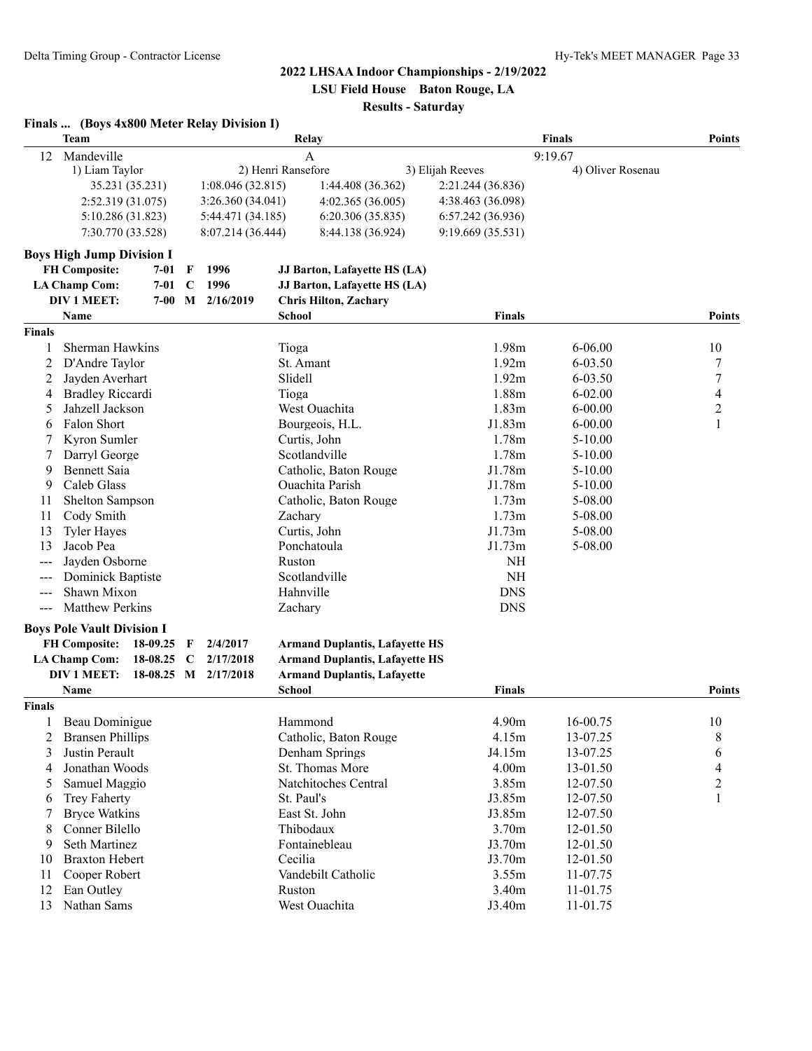**2022 LHSAA Indoor Championships - 2/19/2022**

**LSU Field House Baton Rouge, LA**

**Results - Saturday**

### Finals ... (Boys 4x800 Meter Relay Division I)

| | Team | Relay | | Finals | Points |
|---|---|---|---|---|---|
| 12 | Mandeville | A | | 9:19.67 | |
| | 1) Liam Taylor | 2) Henri Ransefore | 3) Elijah Reeves | 4) Oliver Rosenau | |
| | 35.231 (35.231) | 1:08.046 (32.815) | 1:44.408 (36.362) | 2:21.244 (36.836) | |
| | 2:52.319 (31.075) | 3:26.360 (34.041) | 4:02.365 (36.005) | 4:38.463 (36.098) | |
| | 5:10.286 (31.823) | 5:44.471 (34.185) | 6:20.306 (35.835) | 6:57.242 (36.936) | |
| | 7:30.770 (33.528) | 8:07.214 (36.444) | 8:44.138 (36.924) | 9:19.669 (35.531) | |

### Boys High Jump Division I

| | | | | |
|---|---|---|---|---|
| FH Composite: | 7-01 | F | 1996 | JJ Barton, Lafayette HS (LA) |
| LA Champ Com: | 7-01 | C | 1996 | JJ Barton, Lafayette HS (LA) |
| DIV 1 MEET: | 7-00 | M | 2/16/2019 | Chris Hilton, Zachary |

| | Name | School | Finals | | Points |
|---|---|---|---|---|---|
| **Finals** | | | | | |
| 1 | Sherman Hawkins | Tioga | 1.98m | 6-06.00 | 10 |
| 2 | D'Andre Taylor | St. Amant | 1.92m | 6-03.50 | 7 |
| 2 | Jayden Averhart | Slidell | 1.92m | 6-03.50 | 7 |
| 4 | Bradley Riccardi | Tioga | 1.88m | 6-02.00 | 4 |
| 5 | Jahzell Jackson | West Ouachita | 1.83m | 6-00.00 | 2 |
| 6 | Falon Short | Bourgeois, H.L. | J1.83m | 6-00.00 | 1 |
| 7 | Kyron Sumler | Curtis, John | 1.78m | 5-10.00 | |
| 7 | Darryl George | Scotlandville | 1.78m | 5-10.00 | |
| 9 | Bennett Saia | Catholic, Baton Rouge | J1.78m | 5-10.00 | |
| 9 | Caleb Glass | Ouachita Parish | J1.78m | 5-10.00 | |
| 11 | Shelton Sampson | Catholic, Baton Rouge | 1.73m | 5-08.00 | |
| 11 | Cody Smith | Zachary | 1.73m | 5-08.00 | |
| 13 | Tyler Hayes | Curtis, John | J1.73m | 5-08.00 | |
| 13 | Jacob Pea | Ponchatoula | J1.73m | 5-08.00 | |
| --- | Jayden Osborne | Ruston | NH | | |
| --- | Dominick Baptiste | Scotlandville | NH | | |
| --- | Shawn Mixon | Hahnville | DNS | | |
| --- | Matthew Perkins | Zachary | DNS | | |

### Boys Pole Vault Division I

| | | | | |
|---|---|---|---|---|
| FH Composite: | 18-09.25 | F | 2/4/2017 | Armand Duplantis, Lafayette HS |
| LA Champ Com: | 18-08.25 | C | 2/17/2018 | Armand Duplantis, Lafayette HS |
| DIV 1 MEET: | 18-08.25 | M | 2/17/2018 | Armand Duplantis, Lafayette |

| | Name | School | Finals | | Points |
|---|---|---|---|---|---|
| **Finals** | | | | | |
| 1 | Beau Dominigue | Hammond | 4.90m | 16-00.75 | 10 |
| 2 | Bransen Phillips | Catholic, Baton Rouge | 4.15m | 13-07.25 | 8 |
| 3 | Justin Perault | Denham Springs | J4.15m | 13-07.25 | 6 |
| 4 | Jonathan Woods | St. Thomas More | 4.00m | 13-01.50 | 4 |
| 5 | Samuel Maggio | Natchitoches Central | 3.85m | 12-07.50 | 2 |
| 6 | Trey Faherty | St. Paul's | J3.85m | 12-07.50 | 1 |
| 7 | Bryce Watkins | East St. John | J3.85m | 12-07.50 | |
| 8 | Conner Bilello | Thibodaux | 3.70m | 12-01.50 | |
| 9 | Seth Martinez | Fontainebleau | J3.70m | 12-01.50 | |
| 10 | Braxton Hebert | Cecilia | J3.70m | 12-01.50 | |
| 11 | Cooper Robert | Vandebilt Catholic | 3.55m | 11-07.75 | |
| 12 | Ean Outley | Ruston | 3.40m | 11-01.75 | |
| 13 | Nathan Sams | West Ouachita | J3.40m | 11-01.75 | |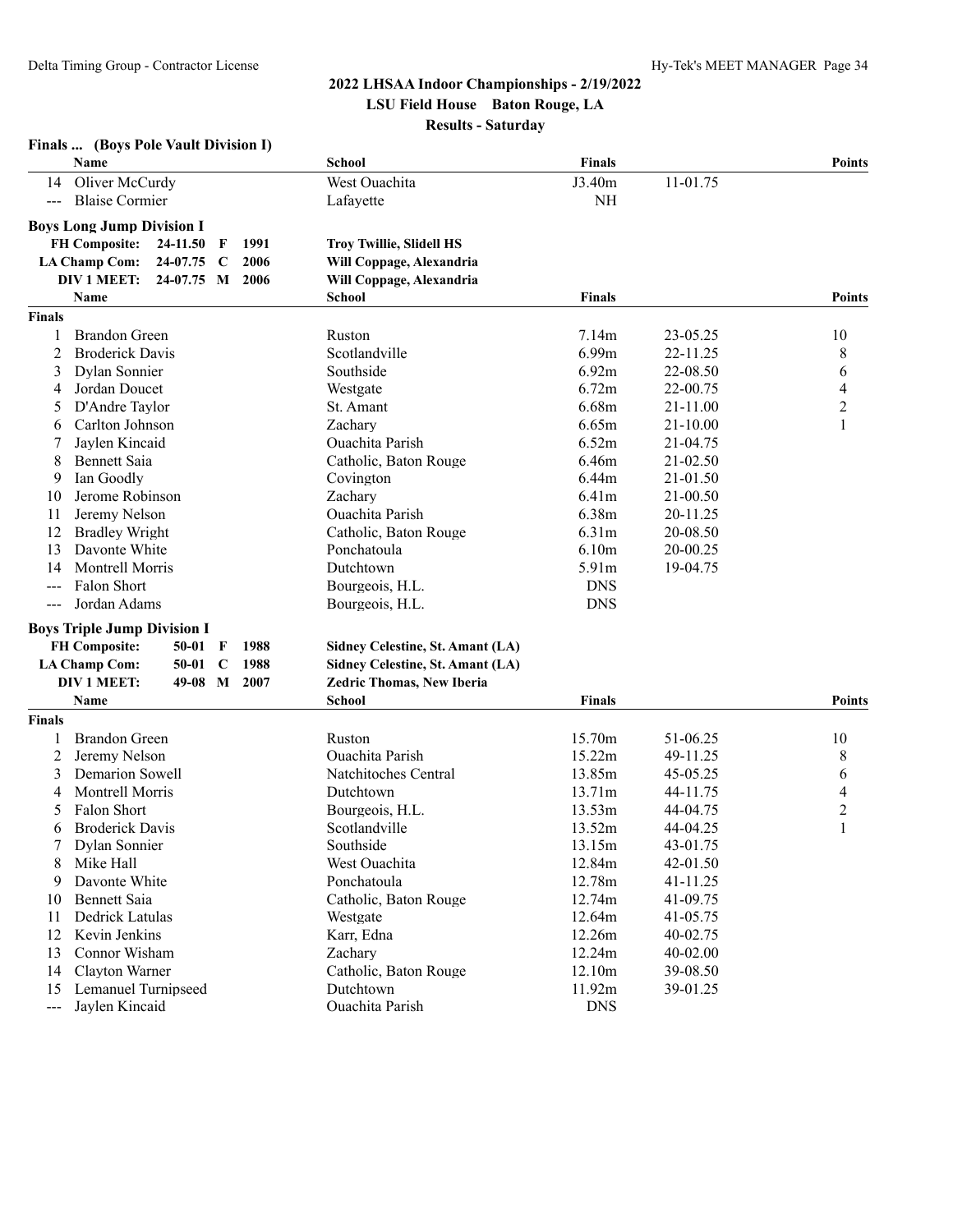# 2022 LHSAA Indoor Championships - 2/19/2022

**LSU Field House Baton Rouge, LA**

**Results - Saturday**

### Finals ... (Boys Pole Vault Division I)

| | Name | School | Finals | | Points |
|---|---|---|---|---|---|
| 14 | Oliver McCurdy | West Ouachita | J3.40m | 11-01.75 | |
| --- | Blaise Cormier | Lafayette | NH | | |

### Boys Long Jump Division I

| | | | | |
|---|---|---|---|---|
| **FH Composite:** | 24-11.50 | F | 1991 | **Troy Twillie, Slidell HS** |
| **LA Champ Com:** | 24-07.75 | C | 2006 | **Will Coppage, Alexandria** |
| **DIV 1 MEET:** | 24-07.75 | M | 2006 | **Will Coppage, Alexandria** |

**Finals**

| | Name | School | Finals | | Points |
|---|---|---|---|---|---|
| 1 | Brandon Green | Ruston | 7.14m | 23-05.25 | 10 |
| 2 | Broderick Davis | Scotlandville | 6.99m | 22-11.25 | 8 |
| 3 | Dylan Sonnier | Southside | 6.92m | 22-08.50 | 6 |
| 4 | Jordan Doucet | Westgate | 6.72m | 22-00.75 | 4 |
| 5 | D'Andre Taylor | St. Amant | 6.68m | 21-11.00 | 2 |
| 6 | Carlton Johnson | Zachary | 6.65m | 21-10.00 | 1 |
| 7 | Jaylen Kincaid | Ouachita Parish | 6.52m | 21-04.75 | |
| 8 | Bennett Saia | Catholic, Baton Rouge | 6.46m | 21-02.50 | |
| 9 | Ian Goodly | Covington | 6.44m | 21-01.50 | |
| 10 | Jerome Robinson | Zachary | 6.41m | 21-00.50 | |
| 11 | Jeremy Nelson | Ouachita Parish | 6.38m | 20-11.25 | |
| 12 | Bradley Wright | Catholic, Baton Rouge | 6.31m | 20-08.50 | |
| 13 | Davonte White | Ponchatoula | 6.10m | 20-00.25 | |
| 14 | Montrell Morris | Dutchtown | 5.91m | 19-04.75 | |
| --- | Falon Short | Bourgeois, H.L. | DNS | | |
| --- | Jordan Adams | Bourgeois, H.L. | DNS | | |

### Boys Triple Jump Division I

| | | | | |
|---|---|---|---|---|
| **FH Composite:** | 50-01 | F | 1988 | **Sidney Celestine, St. Amant (LA)** |
| **LA Champ Com:** | 50-01 | C | 1988 | **Sidney Celestine, St. Amant (LA)** |
| **DIV 1 MEET:** | 49-08 | M | 2007 | **Zedric Thomas, New Iberia** |

**Finals**

| | Name | School | Finals | | Points |
|---|---|---|---|---|---|
| 1 | Brandon Green | Ruston | 15.70m | 51-06.25 | 10 |
| 2 | Jeremy Nelson | Ouachita Parish | 15.22m | 49-11.25 | 8 |
| 3 | Demarion Sowell | Natchitoches Central | 13.85m | 45-05.25 | 6 |
| 4 | Montrell Morris | Dutchtown | 13.71m | 44-11.75 | 4 |
| 5 | Falon Short | Bourgeois, H.L. | 13.53m | 44-04.75 | 2 |
| 6 | Broderick Davis | Scotlandville | 13.52m | 44-04.25 | 1 |
| 7 | Dylan Sonnier | Southside | 13.15m | 43-01.75 | |
| 8 | Mike Hall | West Ouachita | 12.84m | 42-01.50 | |
| 9 | Davonte White | Ponchatoula | 12.78m | 41-11.25 | |
| 10 | Bennett Saia | Catholic, Baton Rouge | 12.74m | 41-09.75 | |
| 11 | Dedrick Latulas | Westgate | 12.64m | 41-05.75 | |
| 12 | Kevin Jenkins | Karr, Edna | 12.26m | 40-02.75 | |
| 13 | Connor Wisham | Zachary | 12.24m | 40-02.00 | |
| 14 | Clayton Warner | Catholic, Baton Rouge | 12.10m | 39-08.50 | |
| 15 | Lemanuel Turnipseed | Dutchtown | 11.92m | 39-01.25 | |
| --- | Jaylen Kincaid | Ouachita Parish | DNS | | |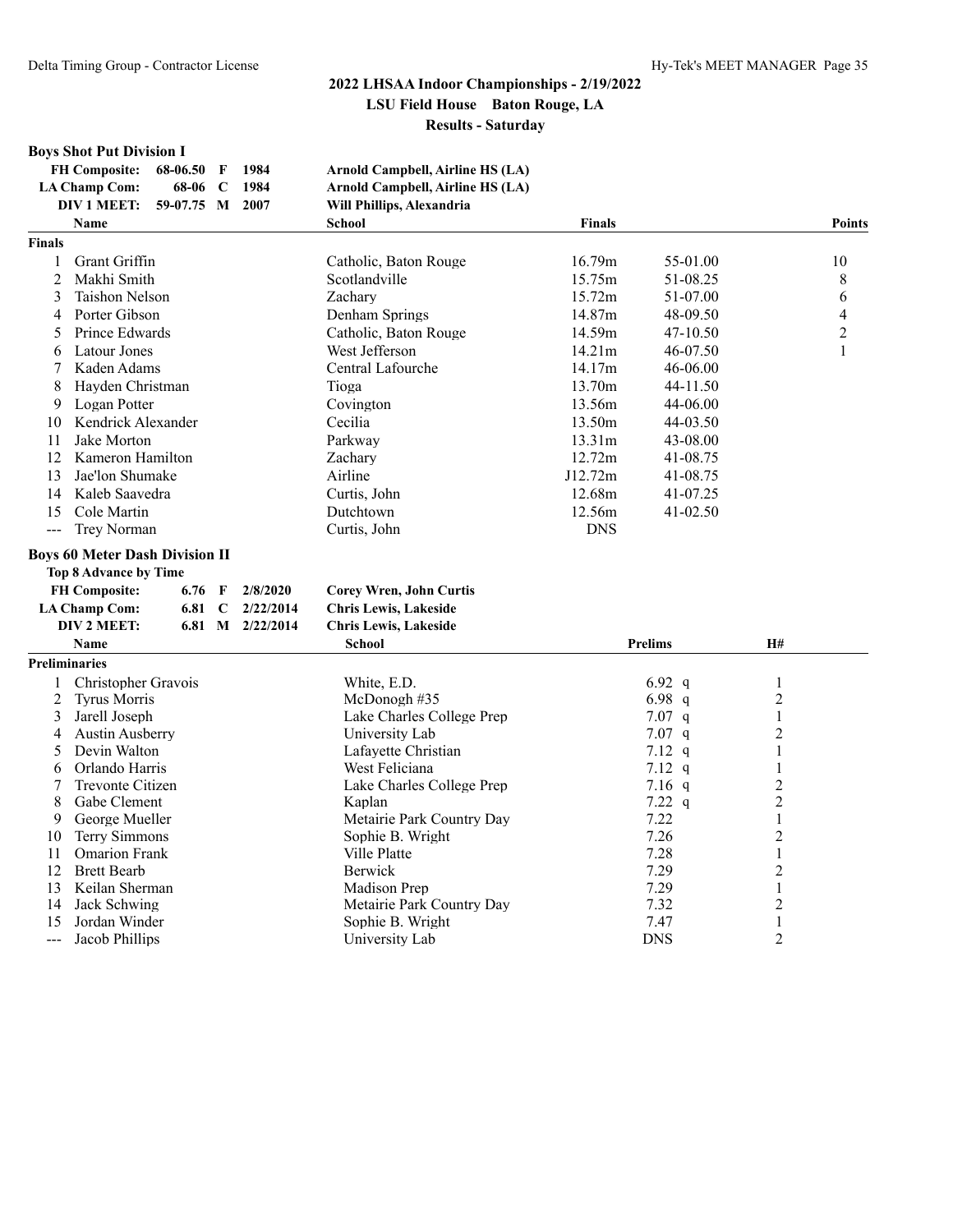## 2022 LHSAA Indoor Championships - 2/19/2022

**LSU Field House Baton Rouge, LA**

**Results - Saturday**

### Boys Shot Put Division I

| | | | | |
|---|---|---|---|---|
| FH Composite: | 68-06.50 | F | 1984 | Arnold Campbell, Airline HS (LA) |
| LA Champ Com: | 68-06 | C | 1984 | Arnold Campbell, Airline HS (LA) |
| DIV 1 MEET: | 59-07.75 | M | 2007 | Will Phillips, Alexandria |

**Finals**

| | Name | School | Finals | | Points |
|---|---|---|---|---|---|
| 1 | Grant Griffin | Catholic, Baton Rouge | 16.79m | 55-01.00 | 10 |
| 2 | Makhi Smith | Scotlandville | 15.75m | 51-08.25 | 8 |
| 3 | Taishon Nelson | Zachary | 15.72m | 51-07.00 | 6 |
| 4 | Porter Gibson | Denham Springs | 14.87m | 48-09.50 | 4 |
| 5 | Prince Edwards | Catholic, Baton Rouge | 14.59m | 47-10.50 | 2 |
| 6 | Latour Jones | West Jefferson | 14.21m | 46-07.50 | 1 |
| 7 | Kaden Adams | Central Lafourche | 14.17m | 46-06.00 | |
| 8 | Hayden Christman | Tioga | 13.70m | 44-11.50 | |
| 9 | Logan Potter | Covington | 13.56m | 44-06.00 | |
| 10 | Kendrick Alexander | Cecilia | 13.50m | 44-03.50 | |
| 11 | Jake Morton | Parkway | 13.31m | 43-08.00 | |
| 12 | Kameron Hamilton | Zachary | 12.72m | 41-08.75 | |
| 13 | Jae'lon Shumake | Airline | J12.72m | 41-08.75 | |
| 14 | Kaleb Saavedra | Curtis, John | 12.68m | 41-07.25 | |
| 15 | Cole Martin | Dutchtown | 12.56m | 41-02.50 | |
| --- | Trey Norman | Curtis, John | DNS | | |

### Boys 60 Meter Dash Division II

**Top 8 Advance by Time**

| | | | | |
|---|---|---|---|---|
| FH Composite: | 6.76 | F | 2/8/2020 | Corey Wren, John Curtis |
| LA Champ Com: | 6.81 | C | 2/22/2014 | Chris Lewis, Lakeside |
| DIV 2 MEET: | 6.81 | M | 2/22/2014 | Chris Lewis, Lakeside |

**Preliminaries**

| | Name | School | Prelims | H# |
|---|---|---|---|---|
| 1 | Christopher Gravois | White, E.D. | 6.92 q | 1 |
| 2 | Tyrus Morris | McDonogh #35 | 6.98 q | 2 |
| 3 | Jarell Joseph | Lake Charles College Prep | 7.07 q | 1 |
| 4 | Austin Ausberry | University Lab | 7.07 q | 2 |
| 5 | Devin Walton | Lafayette Christian | 7.12 q | 1 |
| 6 | Orlando Harris | West Feliciana | 7.12 q | 1 |
| 7 | Trevonte Citizen | Lake Charles College Prep | 7.16 q | 2 |
| 8 | Gabe Clement | Kaplan | 7.22 q | 2 |
| 9 | George Mueller | Metairie Park Country Day | 7.22 | 1 |
| 10 | Terry Simmons | Sophie B. Wright | 7.26 | 2 |
| 11 | Omarion Frank | Ville Platte | 7.28 | 1 |
| 12 | Brett Bearb | Berwick | 7.29 | 2 |
| 13 | Keilan Sherman | Madison Prep | 7.29 | 1 |
| 14 | Jack Schwing | Metairie Park Country Day | 7.32 | 2 |
| 15 | Jordan Winder | Sophie B. Wright | 7.47 | 1 |
| --- | Jacob Phillips | University Lab | DNS | 2 |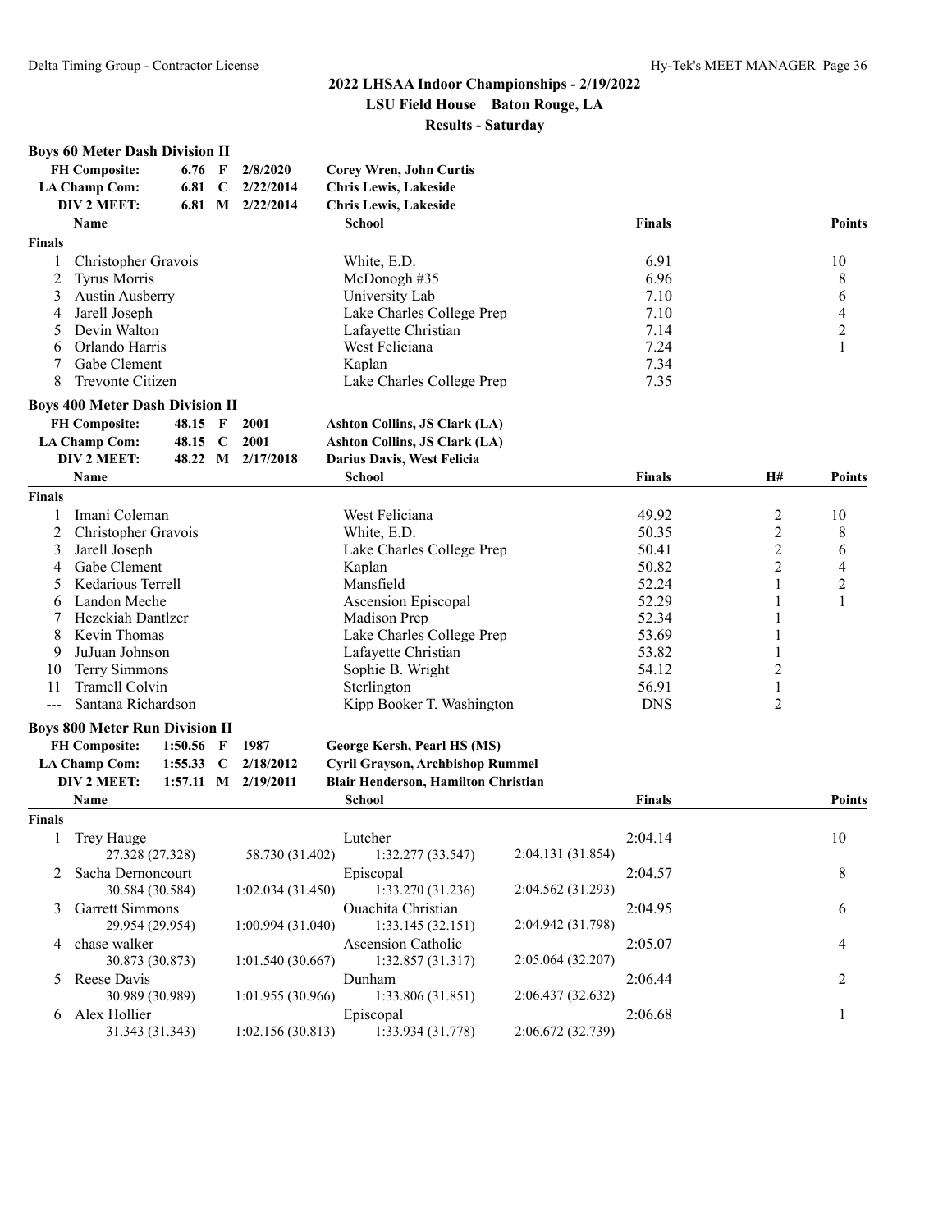## 2022 LHSAA Indoor Championships - 2/19/2022

**LSU Field House Baton Rouge, LA**

**Results - Saturday**

### Boys 60 Meter Dash Division II

| | | | | |
|---|---|---|---|---|
| **FH Composite:** | 6.76 | F | 2/8/2020 | **Corey Wren, John Curtis** |
| **LA Champ Com:** | 6.81 | C | 2/22/2014 | **Chris Lewis, Lakeside** |
| **DIV 2 MEET:** | 6.81 | M | 2/22/2014 | **Chris Lewis, Lakeside** |

| | Name | School | Finals | Points |
|---|---|---|---|---|
| **Finals** | | | | |
| 1 | Christopher Gravois | White, E.D. | 6.91 | 10 |
| 2 | Tyrus Morris | McDonogh #35 | 6.96 | 8 |
| 3 | Austin Ausberry | University Lab | 7.10 | 6 |
| 4 | Jarell Joseph | Lake Charles College Prep | 7.10 | 4 |
| 5 | Devin Walton | Lafayette Christian | 7.14 | 2 |
| 6 | Orlando Harris | West Feliciana | 7.24 | 1 |
| 7 | Gabe Clement | Kaplan | 7.34 | |
| 8 | Trevonte Citizen | Lake Charles College Prep | 7.35 | |

### Boys 400 Meter Dash Division II

| | | | | |
|---|---|---|---|---|
| **FH Composite:** | 48.15 | F | 2001 | **Ashton Collins, JS Clark (LA)** |
| **LA Champ Com:** | 48.15 | C | 2001 | **Ashton Collins, JS Clark (LA)** |
| **DIV 2 MEET:** | 48.22 | M | 2/17/2018 | **Darius Davis, West Felicia** |

| | Name | School | Finals | H# | Points |
|---|---|---|---|---|---|
| **Finals** | | | | | |
| 1 | Imani Coleman | West Feliciana | 49.92 | 2 | 10 |
| 2 | Christopher Gravois | White, E.D. | 50.35 | 2 | 8 |
| 3 | Jarell Joseph | Lake Charles College Prep | 50.41 | 2 | 6 |
| 4 | Gabe Clement | Kaplan | 50.82 | 2 | 4 |
| 5 | Kedarious Terrell | Mansfield | 52.24 | 1 | 2 |
| 6 | Landon Meche | Ascension Episcopal | 52.29 | 1 | 1 |
| 7 | Hezekiah Dantlzer | Madison Prep | 52.34 | 1 | |
| 8 | Kevin Thomas | Lake Charles College Prep | 53.69 | 1 | |
| 9 | JuJuan Johnson | Lafayette Christian | 53.82 | 1 | |
| 10 | Terry Simmons | Sophie B. Wright | 54.12 | 2 | |
| 11 | Tramell Colvin | Sterlington | 56.91 | 1 | |
| --- | Santana Richardson | Kipp Booker T. Washington | DNS | 2 | |

### Boys 800 Meter Run Division II

| | | | | |
|---|---|---|---|---|
| **FH Composite:** | 1:50.56 | F | 1987 | **George Kersh, Pearl HS (MS)** |
| **LA Champ Com:** | 1:55.33 | C | 2/18/2012 | **Cyril Grayson, Archbishop Rummel** |
| **DIV 2 MEET:** | 1:57.11 | M | 2/19/2011 | **Blair Henderson, Hamilton Christian** |

| | Name | | School | | Finals | Points |
|---|---|---|---|---|---|---|
| **Finals** | | | | | | |
| 1 | Trey Hauge | | Lutcher | | 2:04.14 | 10 |
| | 27.328 (27.328) | 58.730 (31.402) | 1:32.277 (33.547) | 2:04.131 (31.854) | | |
| 2 | Sacha Dernoncourt | | Episcopal | | 2:04.57 | 8 |
| | 30.584 (30.584) | 1:02.034 (31.450) | 1:33.270 (31.236) | 2:04.562 (31.293) | | |
| 3 | Garrett Simmons | | Ouachita Christian | | 2:04.95 | 6 |
| | 29.954 (29.954) | 1:00.994 (31.040) | 1:33.145 (32.151) | 2:04.942 (31.798) | | |
| 4 | chase walker | | Ascension Catholic | | 2:05.07 | 4 |
| | 30.873 (30.873) | 1:01.540 (30.667) | 1:32.857 (31.317) | 2:05.064 (32.207) | | |
| 5 | Reese Davis | | Dunham | | 2:06.44 | 2 |
| | 30.989 (30.989) | 1:01.955 (30.966) | 1:33.806 (31.851) | 2:06.437 (32.632) | | |
| 6 | Alex Hollier | | Episcopal | | 2:06.68 | 1 |
| | 31.343 (31.343) | 1:02.156 (30.813) | 1:33.934 (31.778) | 2:06.672 (32.739) | | |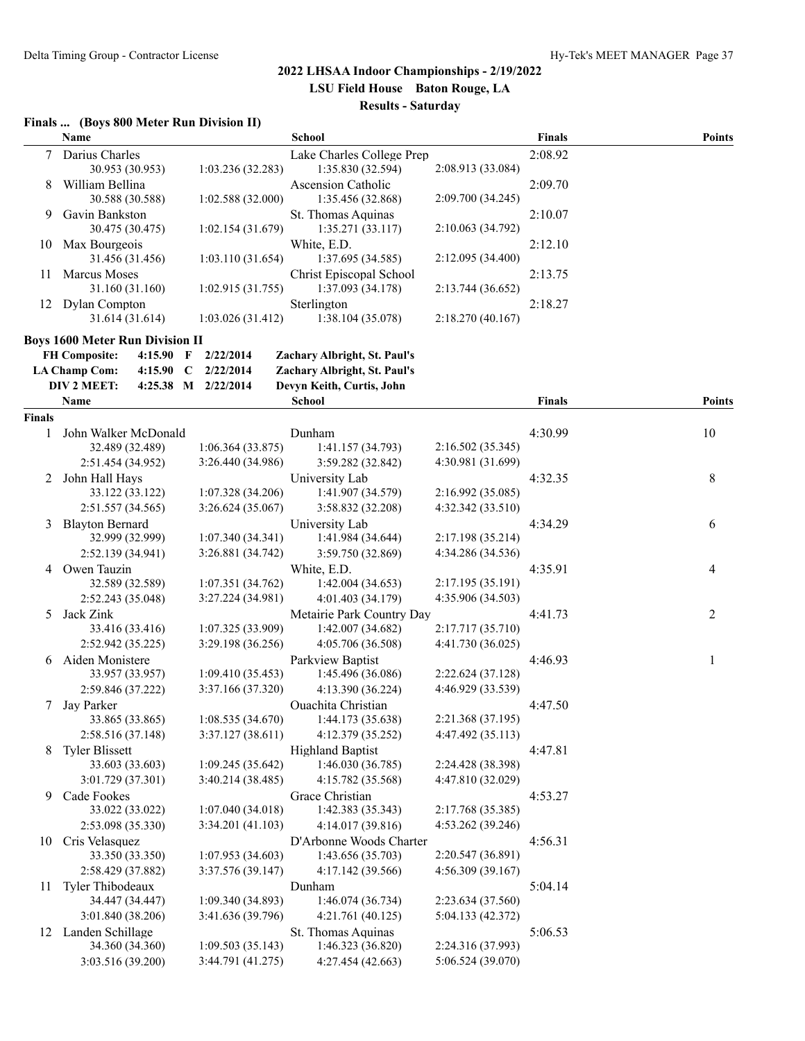## 2022 LHSAA Indoor Championships - 2/19/2022

**LSU Field House Baton Rouge, LA**

**Results - Saturday**

### Finals ... (Boys 800 Meter Run Division II)

| | Name | | School | | Finals | Points |
|---|---|---|---|---|---|---|
| 7 | Darius Charles | | Lake Charles College Prep | | 2:08.92 | |
| | 30.953 (30.953) | 1:03.236 (32.283) | 1:35.830 (32.594) | 2:08.913 (33.084) | | |
| 8 | William Bellina | | Ascension Catholic | | 2:09.70 | |
| | 30.588 (30.588) | 1:02.588 (32.000) | 1:35.456 (32.868) | 2:09.700 (34.245) | | |
| 9 | Gavin Bankston | | St. Thomas Aquinas | | 2:10.07 | |
| | 30.475 (30.475) | 1:02.154 (31.679) | 1:35.271 (33.117) | 2:10.063 (34.792) | | |
| 10 | Max Bourgeois | | White, E.D. | | 2:12.10 | |
| | 31.456 (31.456) | 1:03.110 (31.654) | 1:37.695 (34.585) | 2:12.095 (34.400) | | |
| 11 | Marcus Moses | | Christ Episcopal School | | 2:13.75 | |
| | 31.160 (31.160) | 1:02.915 (31.755) | 1:37.093 (34.178) | 2:13.744 (36.652) | | |
| 12 | Dylan Compton | | Sterlington | | 2:18.27 | |
| | 31.614 (31.614) | 1:03.026 (31.412) | 1:38.104 (35.078) | 2:18.270 (40.167) | | |

### Boys 1600 Meter Run Division II

| | | | | |
|---|---|---|---|---|
| FH Composite: | 4:15.90 | F | 2/22/2014 | Zachary Albright, St. Paul's |
| LA Champ Com: | 4:15.90 | C | 2/22/2014 | Zachary Albright, St. Paul's |
| DIV 2 MEET: | 4:25.38 | M | 2/22/2014 | Devyn Keith, Curtis, John |

**Finals**

| | Name | | School | | Finals | Points |
|---|---|---|---|---|---|---|
| 1 | John Walker McDonald | | Dunham | | 4:30.99 | 10 |
| | 32.489 (32.489) | 1:06.364 (33.875) | 1:41.157 (34.793) | 2:16.502 (35.345) | | |
| | 2:51.454 (34.952) | 3:26.440 (34.986) | 3:59.282 (32.842) | 4:30.981 (31.699) | | |
| 2 | John Hall Hays | | University Lab | | 4:32.35 | 8 |
| | 33.122 (33.122) | 1:07.328 (34.206) | 1:41.907 (34.579) | 2:16.992 (35.085) | | |
| | 2:51.557 (34.565) | 3:26.624 (35.067) | 3:58.832 (32.208) | 4:32.342 (33.510) | | |
| 3 | Blayton Bernard | | University Lab | | 4:34.29 | 6 |
| | 32.999 (32.999) | 1:07.340 (34.341) | 1:41.984 (34.644) | 2:17.198 (35.214) | | |
| | 2:52.139 (34.941) | 3:26.881 (34.742) | 3:59.750 (32.869) | 4:34.286 (34.536) | | |
| 4 | Owen Tauzin | | White, E.D. | | 4:35.91 | 4 |
| | 32.589 (32.589) | 1:07.351 (34.762) | 1:42.004 (34.653) | 2:17.195 (35.191) | | |
| | 2:52.243 (35.048) | 3:27.224 (34.981) | 4:01.403 (34.179) | 4:35.906 (34.503) | | |
| 5 | Jack Zink | | Metairie Park Country Day | | 4:41.73 | 2 |
| | 33.416 (33.416) | 1:07.325 (33.909) | 1:42.007 (34.682) | 2:17.717 (35.710) | | |
| | 2:52.942 (35.225) | 3:29.198 (36.256) | 4:05.706 (36.508) | 4:41.730 (36.025) | | |
| 6 | Aiden Monistere | | Parkview Baptist | | 4:46.93 | 1 |
| | 33.957 (33.957) | 1:09.410 (35.453) | 1:45.496 (36.086) | 2:22.624 (37.128) | | |
| | 2:59.846 (37.222) | 3:37.166 (37.320) | 4:13.390 (36.224) | 4:46.929 (33.539) | | |
| 7 | Jay Parker | | Ouachita Christian | | 4:47.50 | |
| | 33.865 (33.865) | 1:08.535 (34.670) | 1:44.173 (35.638) | 2:21.368 (37.195) | | |
| | 2:58.516 (37.148) | 3:37.127 (38.611) | 4:12.379 (35.252) | 4:47.492 (35.113) | | |
| 8 | Tyler Blissett | | Highland Baptist | | 4:47.81 | |
| | 33.603 (33.603) | 1:09.245 (35.642) | 1:46.030 (36.785) | 2:24.428 (38.398) | | |
| | 3:01.729 (37.301) | 3:40.214 (38.485) | 4:15.782 (35.568) | 4:47.810 (32.029) | | |
| 9 | Cade Fookes | | Grace Christian | | 4:53.27 | |
| | 33.022 (33.022) | 1:07.040 (34.018) | 1:42.383 (35.343) | 2:17.768 (35.385) | | |
| | 2:53.098 (35.330) | 3:34.201 (41.103) | 4:14.017 (39.816) | 4:53.262 (39.246) | | |
| 10 | Cris Velasquez | | D'Arbonne Woods Charter | | 4:56.31 | |
| | 33.350 (33.350) | 1:07.953 (34.603) | 1:43.656 (35.703) | 2:20.547 (36.891) | | |
| | 2:58.429 (37.882) | 3:37.576 (39.147) | 4:17.142 (39.566) | 4:56.309 (39.167) | | |
| 11 | Tyler Thibodeaux | | Dunham | | 5:04.14 | |
| | 34.447 (34.447) | 1:09.340 (34.893) | 1:46.074 (36.734) | 2:23.634 (37.560) | | |
| | 3:01.840 (38.206) | 3:41.636 (39.796) | 4:21.761 (40.125) | 5:04.133 (42.372) | | |
| 12 | Landen Schillage | | St. Thomas Aquinas | | 5:06.53 | |
| | 34.360 (34.360) | 1:09.503 (35.143) | 1:46.323 (36.820) | 2:24.316 (37.993) | | |
| | 3:03.516 (39.200) | 3:44.791 (41.275) | 4:27.454 (42.663) | 5:06.524 (39.070) | | |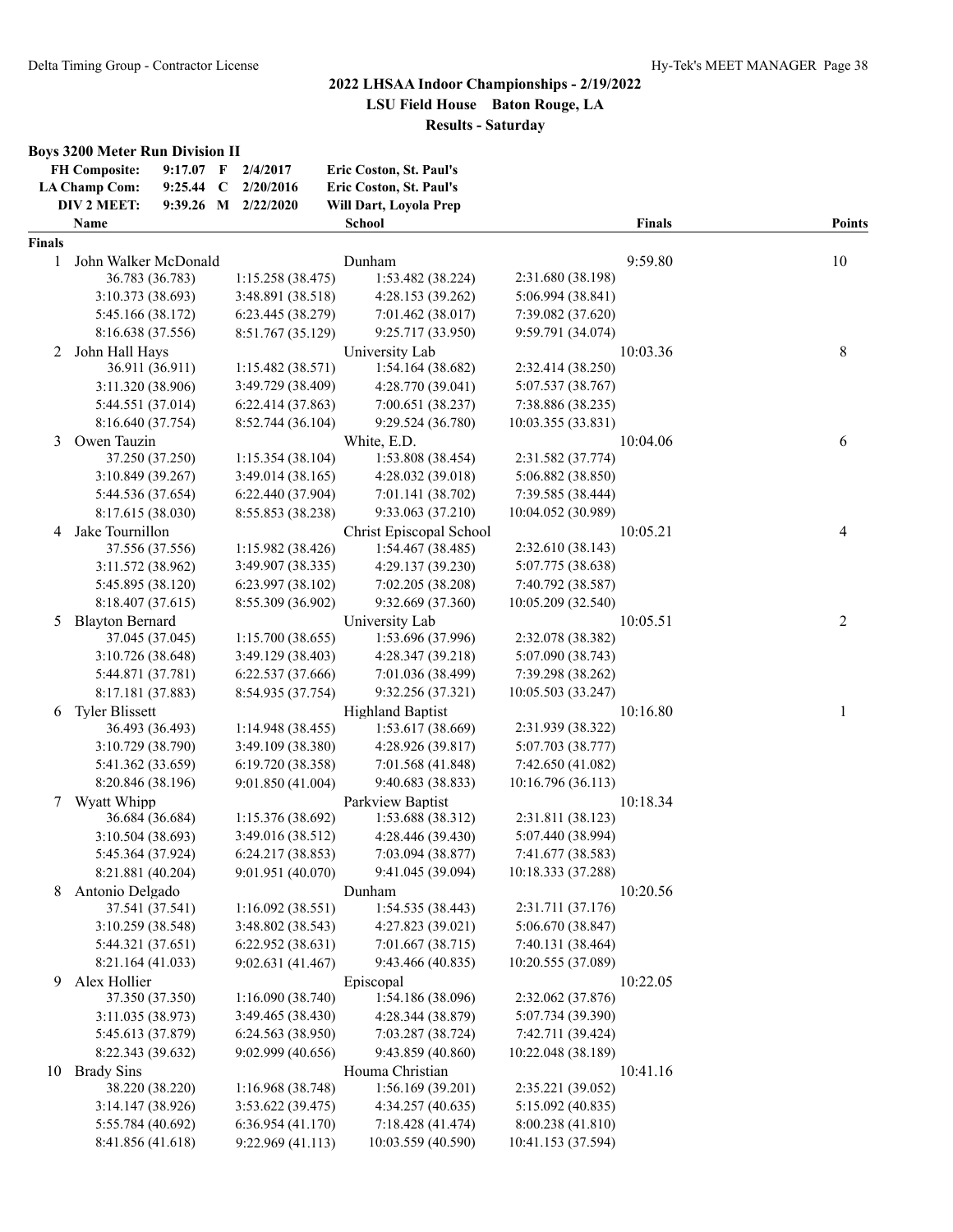## 2022 LHSAA Indoor Championships - 2/19/2022

**LSU Field House Baton Rouge, LA**

**Results - Saturday**

### Boys 3200 Meter Run Division II

| | | | | |
|---|---|---|---|---|
| FH Composite: | 9:17.07 | F | 2/4/2017 | Eric Coston, St. Paul's |
| LA Champ Com: | 9:25.44 | C | 2/20/2016 | Eric Coston, St. Paul's |
| DIV 2 MEET: | 9:39.26 | M | 2/22/2020 | Will Dart, Loyola Prep |

**Finals**

| Place | Name | School | Finals | Points |
|---|---|---|---|---|
| 1 | John Walker McDonald | Dunham | 9:59.80 | 10 |
| | 36.783 (36.783), 1:15.258 (38.475), 1:53.482 (38.224), 2:31.680 (38.198), 3:10.373 (38.693), 3:48.891 (38.518), 4:28.153 (39.262), 5:06.994 (38.841), 5:45.166 (38.172), 6:23.445 (38.279), 7:01.462 (38.017), 7:39.082 (37.620), 8:16.638 (37.556), 8:51.767 (35.129), 9:25.717 (33.950), 9:59.791 (34.074) | | | |
| 2 | John Hall Hays | University Lab | 10:03.36 | 8 |
| | 36.911 (36.911), 1:15.482 (38.571), 1:54.164 (38.682), 2:32.414 (38.250), 3:11.320 (38.906), 3:49.729 (38.409), 4:28.770 (39.041), 5:07.537 (38.767), 5:44.551 (37.014), 6:22.414 (37.863), 7:00.651 (38.237), 7:38.886 (38.235), 8:16.640 (37.754), 8:52.744 (36.104), 9:29.524 (36.780), 10:03.355 (33.831) | | | |
| 3 | Owen Tauzin | White, E.D. | 10:04.06 | 6 |
| | 37.250 (37.250), 1:15.354 (38.104), 1:53.808 (38.454), 2:31.582 (37.774), 3:10.849 (39.267), 3:49.014 (38.165), 4:28.032 (39.018), 5:06.882 (38.850), 5:44.536 (37.654), 6:22.440 (37.904), 7:01.141 (38.702), 7:39.585 (38.444), 8:17.615 (38.030), 8:55.853 (38.238), 9:33.063 (37.210), 10:04.052 (30.989) | | | |
| 4 | Jake Tournillon | Christ Episcopal School | 10:05.21 | 4 |
| | 37.556 (37.556), 1:15.982 (38.426), 1:54.467 (38.485), 2:32.610 (38.143), 3:11.572 (38.962), 3:49.907 (38.335), 4:29.137 (39.230), 5:07.775 (38.638), 5:45.895 (38.120), 6:23.997 (38.102), 7:02.205 (38.208), 7:40.792 (38.587), 8:18.407 (37.615), 8:55.309 (36.902), 9:32.669 (37.360), 10:05.209 (32.540) | | | |
| 5 | Blayton Bernard | University Lab | 10:05.51 | 2 |
| | 37.045 (37.045), 1:15.700 (38.655), 1:53.696 (37.996), 2:32.078 (38.382), 3:10.726 (38.648), 3:49.129 (38.403), 4:28.347 (39.218), 5:07.090 (38.743), 5:44.871 (37.781), 6:22.537 (37.666), 7:01.036 (38.499), 7:39.298 (38.262), 8:17.181 (37.883), 8:54.935 (37.754), 9:32.256 (37.321), 10:05.503 (33.247) | | | |
| 6 | Tyler Blissett | Highland Baptist | 10:16.80 | 1 |
| | 36.493 (36.493), 1:14.948 (38.455), 1:53.617 (38.669), 2:31.939 (38.322), 3:10.729 (38.790), 3:49.109 (38.380), 4:28.926 (39.817), 5:07.703 (38.777), 5:41.362 (33.659), 6:19.720 (38.358), 7:01.568 (41.848), 7:42.650 (41.082), 8:20.846 (38.196), 9:01.850 (41.004), 9:40.683 (38.833), 10:16.796 (36.113) | | | |
| 7 | Wyatt Whipp | Parkview Baptist | 10:18.34 | |
| | 36.684 (36.684), 1:15.376 (38.692), 1:53.688 (38.312), 2:31.811 (38.123), 3:10.504 (38.693), 3:49.016 (38.512), 4:28.446 (39.430), 5:07.440 (38.994), 5:45.364 (37.924), 6:24.217 (38.853), 7:03.094 (38.877), 7:41.677 (38.583), 8:21.881 (40.204), 9:01.951 (40.070), 9:41.045 (39.094), 10:18.333 (37.288) | | | |
| 8 | Antonio Delgado | Dunham | 10:20.56 | |
| | 37.541 (37.541), 1:16.092 (38.551), 1:54.535 (38.443), 2:31.711 (37.176), 3:10.259 (38.548), 3:48.802 (38.543), 4:27.823 (39.021), 5:06.670 (38.847), 5:44.321 (37.651), 6:22.952 (38.631), 7:01.667 (38.715), 7:40.131 (38.464), 8:21.164 (41.033), 9:02.631 (41.467), 9:43.466 (40.835), 10:20.555 (37.089) | | | |
| 9 | Alex Hollier | Episcopal | 10:22.05 | |
| | 37.350 (37.350), 1:16.090 (38.740), 1:54.186 (38.096), 2:32.062 (37.876), 3:11.035 (38.973), 3:49.465 (38.430), 4:28.344 (38.879), 5:07.734 (39.390), 5:45.613 (37.879), 6:24.563 (38.950), 7:03.287 (38.724), 7:42.711 (39.424), 8:22.343 (39.632), 9:02.999 (40.656), 9:43.859 (40.860), 10:22.048 (38.189) | | | |
| 10 | Brady Sins | Houma Christian | 10:41.16 | |
| | 38.220 (38.220), 1:16.968 (38.748), 1:56.169 (39.201), 2:35.221 (39.052), 3:14.147 (38.926), 3:53.622 (39.475), 4:34.257 (40.635), 5:15.092 (40.835), 5:55.784 (40.692), 6:36.954 (41.170), 7:18.428 (41.474), 8:00.238 (41.810), 8:41.856 (41.618), 9:22.969 (41.113), 10:03.559 (40.590), 10:41.153 (37.594) | | | |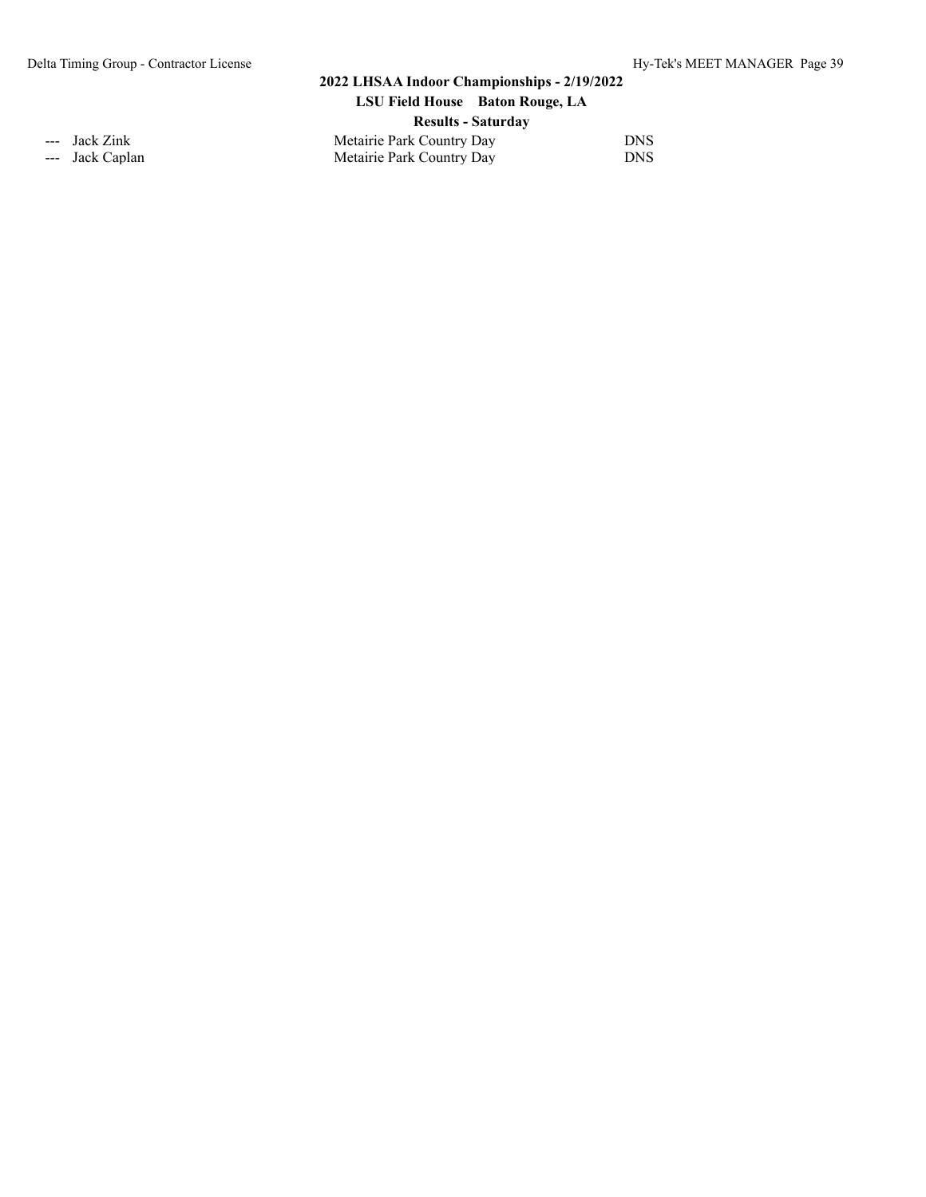| | | | |
|---|---|---|---|
| --- | Jack Zink | Metairie Park Country Day | DNS |
| --- | Jack Caplan | Metairie Park Country Day | DNS |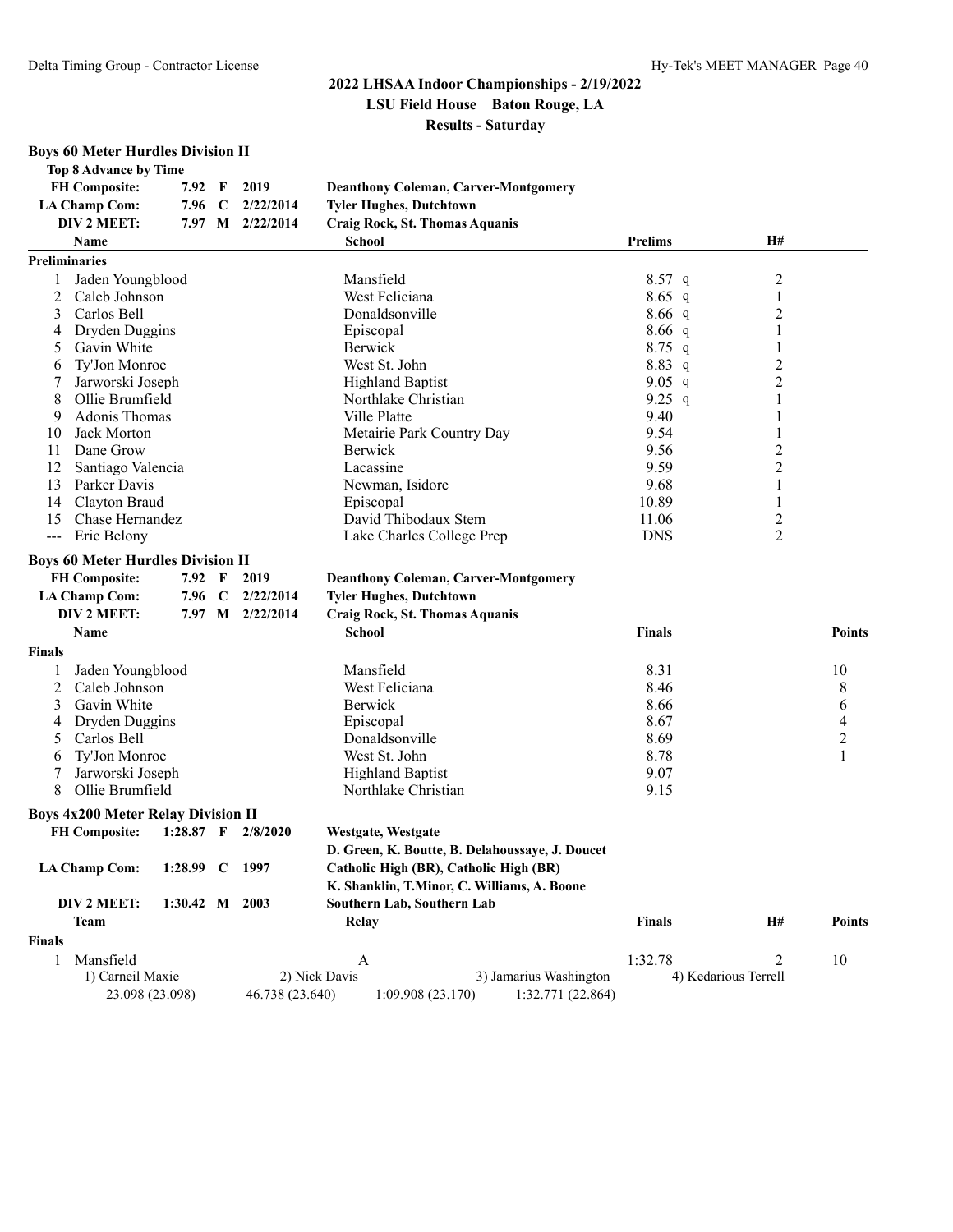## 2022 LHSAA Indoor Championships - 2/19/2022

**LSU Field House Baton Rouge, LA**

**Results - Saturday**

### Boys 60 Meter Hurdles Division II

**Top 8 Advance by Time**

| | | | | |
|---|---|---|---|---|
| **FH Composite:** | 7.92 | F | 2019 | **Deanthony Coleman, Carver-Montgomery** |
| **LA Champ Com:** | 7.96 | C | 2/22/2014 | **Tyler Hughes, Dutchtown** |
| **DIV 2 MEET:** | 7.97 | M | 2/22/2014 | **Craig Rock, St. Thomas Aquanis** |

**Preliminaries**

| | Name | School | Prelims | H# |
|---|---|---|---|---|
| 1 | Jaden Youngblood | Mansfield | 8.57 q | 2 |
| 2 | Caleb Johnson | West Feliciana | 8.65 q | 1 |
| 3 | Carlos Bell | Donaldsonville | 8.66 q | 2 |
| 4 | Dryden Duggins | Episcopal | 8.66 q | 1 |
| 5 | Gavin White | Berwick | 8.75 q | 1 |
| 6 | Ty'Jon Monroe | West St. John | 8.83 q | 2 |
| 7 | Jarworski Joseph | Highland Baptist | 9.05 q | 2 |
| 8 | Ollie Brumfield | Northlake Christian | 9.25 q | 1 |
| 9 | Adonis Thomas | Ville Platte | 9.40 | 1 |
| 10 | Jack Morton | Metairie Park Country Day | 9.54 | 1 |
| 11 | Dane Grow | Berwick | 9.56 | 2 |
| 12 | Santiago Valencia | Lacassine | 9.59 | 2 |
| 13 | Parker Davis | Newman, Isidore | 9.68 | 1 |
| 14 | Clayton Braud | Episcopal | 10.89 | 1 |
| 15 | Chase Hernandez | David Thibodaux Stem | 11.06 | 2 |
| --- | Eric Belony | Lake Charles College Prep | DNS | 2 |

### Boys 60 Meter Hurdles Division II

| | | | | |
|---|---|---|---|---|
| **FH Composite:** | 7.92 | F | 2019 | **Deanthony Coleman, Carver-Montgomery** |
| **LA Champ Com:** | 7.96 | C | 2/22/2014 | **Tyler Hughes, Dutchtown** |
| **DIV 2 MEET:** | 7.97 | M | 2/22/2014 | **Craig Rock, St. Thomas Aquanis** |

**Finals**

| | Name | School | Finals | Points |
|---|---|---|---|---|
| 1 | Jaden Youngblood | Mansfield | 8.31 | 10 |
| 2 | Caleb Johnson | West Feliciana | 8.46 | 8 |
| 3 | Gavin White | Berwick | 8.66 | 6 |
| 4 | Dryden Duggins | Episcopal | 8.67 | 4 |
| 5 | Carlos Bell | Donaldsonville | 8.69 | 2 |
| 6 | Ty'Jon Monroe | West St. John | 8.78 | 1 |
| 7 | Jarworski Joseph | Highland Baptist | 9.07 | |
| 8 | Ollie Brumfield | Northlake Christian | 9.15 | |

### Boys 4x200 Meter Relay Division II

| | | | | |
|---|---|---|---|---|
| **FH Composite:** | 1:28.87 | F | 2/8/2020 | **Westgate, Westgate** |
| | | | | **D. Green, K. Boutte, B. Delahoussaye, J. Doucet** |
| **LA Champ Com:** | 1:28.99 | C | 1997 | **Catholic High (BR), Catholic High (BR)** |
| | | | | **K. Shanklin, T.Minor, C. Williams, A. Boone** |
| **DIV 2 MEET:** | 1:30.42 | M | 2003 | **Southern Lab, Southern Lab** |

**Finals**

| | Team | Relay | Finals | H# | Points |
|---|---|---|---|---|---|
| 1 | Mansfield | A | 1:32.78 | 2 | 10 |

1) Carneil Maxie 2) Nick Davis 3) Jamarius Washington 4) Kedarious Terrell

23.098 (23.098) 46.738 (23.640) 1:09.908 (23.170) 1:32.771 (22.864)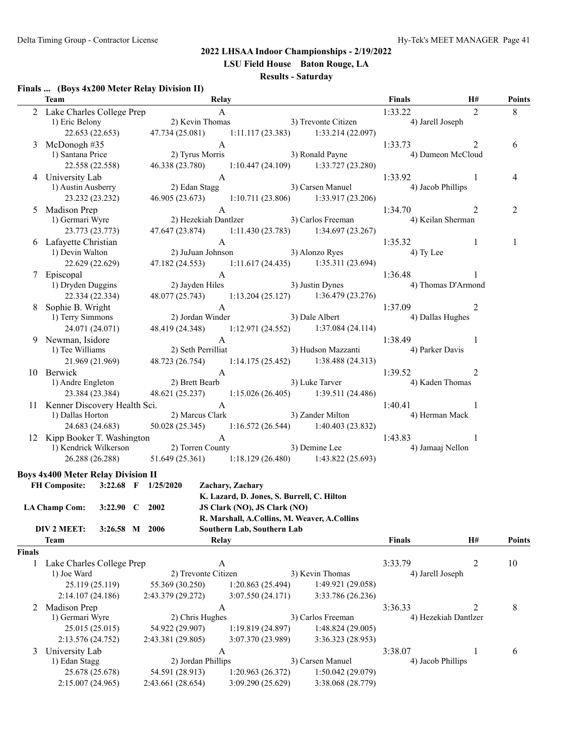## 2022 LHSAA Indoor Championships - 2/19/2022

**LSU Field House Baton Rouge, LA**

**Results - Saturday**

### Finals ... (Boys 4x200 Meter Relay Division II)

| | Team | Relay | | | Finals | H# | Points |
|---|---|---|---|---|---|---|---|
| 2 | Lake Charles College Prep | A | | | 1:33.22 | 2 | 8 |
| | 1) Eric Belony | 2) Kevin Thomas | 3) Trevonte Citizen | 4) Jarell Joseph | | | |
| | 22.653 (22.653) | 47.734 (25.081) | 1:11.117 (23.383) | 1:33.214 (22.097) | | | |
| 3 | McDonogh #35 | A | | | 1:33.73 | 2 | 6 |
| | 1) Santana Price | 2) Tyrus Morris | 3) Ronald Payne | 4) Dameon McCloud | | | |
| | 22.558 (22.558) | 46.338 (23.780) | 1:10.447 (24.109) | 1:33.727 (23.280) | | | |
| 4 | University Lab | A | | | 1:33.92 | 1 | 4 |
| | 1) Austin Ausberry | 2) Edan Stagg | 3) Carsen Manuel | 4) Jacob Phillips | | | |
| | 23.232 (23.232) | 46.905 (23.673) | 1:10.711 (23.806) | 1:33.917 (23.206) | | | |
| 5 | Madison Prep | A | | | 1:34.70 | 2 | 2 |
| | 1) Germari Wyre | 2) Hezekiah Dantlzer | 3) Carlos Freeman | 4) Keilan Sherman | | | |
| | 23.773 (23.773) | 47.647 (23.874) | 1:11.430 (23.783) | 1:34.697 (23.267) | | | |
| 6 | Lafayette Christian | A | | | 1:35.32 | 1 | 1 |
| | 1) Devin Walton | 2) JuJuan Johnson | 3) Alonzo Ryes | 4) Ty Lee | | | |
| | 22.629 (22.629) | 47.182 (24.553) | 1:11.617 (24.435) | 1:35.311 (23.694) | | | |
| 7 | Episcopal | A | | | 1:36.48 | 1 | |
| | 1) Dryden Duggins | 2) Jayden Hiles | 3) Justin Dynes | 4) Thomas D'Armond | | | |
| | 22.334 (22.334) | 48.077 (25.743) | 1:13.204 (25.127) | 1:36.479 (23.276) | | | |
| 8 | Sophie B. Wright | A | | | 1:37.09 | 2 | |
| | 1) Terry Simmons | 2) Jordan Winder | 3) Dale Albert | 4) Dallas Hughes | | | |
| | 24.071 (24.071) | 48.419 (24.348) | 1:12.971 (24.552) | 1:37.084 (24.114) | | | |
| 9 | Newman, Isidore | A | | | 1:38.49 | 1 | |
| | 1) Tee Williams | 2) Seth Perrilliat | 3) Hudson Mazzanti | 4) Parker Davis | | | |
| | 21.969 (21.969) | 48.723 (26.754) | 1:14.175 (25.452) | 1:38.488 (24.313) | | | |
| 10 | Berwick | A | | | 1:39.52 | 2 | |
| | 1) Andre Engleton | 2) Brett Bearb | 3) Luke Tarver | 4) Kaden Thomas | | | |
| | 23.384 (23.384) | 48.621 (25.237) | 1:15.026 (26.405) | 1:39.511 (24.486) | | | |
| 11 | Kenner Discovery Health Sci. | A | | | 1:40.41 | 1 | |
| | 1) Dallas Horton | 2) Marcus Clark | 3) Zander Milton | 4) Herman Mack | | | |
| | 24.683 (24.683) | 50.028 (25.345) | 1:16.572 (26.544) | 1:40.403 (23.832) | | | |
| 12 | Kipp Booker T. Washington | A | | | 1:43.83 | 1 | |
| | 1) Kendrick Wilkerson | 2) Torren County | 3) Demine Lee | 4) Jamaaj Nellon | | | |
| | 26.288 (26.288) | 51.649 (25.361) | 1:18.129 (26.480) | 1:43.822 (25.693) | | | |

### Boys 4x400 Meter Relay Division II

| | | | | |
|---|---|---|---|---|
| **FH Composite:** | 3:22.68 | F | 1/25/2020 | Zachary, Zachary — K. Lazard, D. Jones, S. Burrell, C. Hilton |
| **LA Champ Com:** | 3:22.90 | C | 2002 | JS Clark (NO), JS Clark (NO) — R. Marshall, A.Collins, M. Weaver, A.Collins |
| **DIV 2 MEET:** | 3:26.58 | M | 2006 | Southern Lab, Southern Lab |

**Finals**

| | Team | Relay | | | Finals | H# | Points |
|---|---|---|---|---|---|---|---|
| 1 | Lake Charles College Prep | A | | | 3:33.79 | 2 | 10 |
| | 1) Joe Ward | 2) Trevonte Citizen | 3) Kevin Thomas | 4) Jarell Joseph | | | |
| | 25.119 (25.119) | 55.369 (30.250) | 1:20.863 (25.494) | 1:49.921 (29.058) | | | |
| | 2:14.107 (24.186) | 2:43.379 (29.272) | 3:07.550 (24.171) | 3:33.786 (26.236) | | | |
| 2 | Madison Prep | A | | | 3:36.33 | 2 | 8 |
| | 1) Germari Wyre | 2) Chris Hughes | 3) Carlos Freeman | 4) Hezekiah Dantlzer | | | |
| | 25.015 (25.015) | 54.922 (29.907) | 1:19.819 (24.897) | 1:48.824 (29.005) | | | |
| | 2:13.576 (24.752) | 2:43.381 (29.805) | 3:07.370 (23.989) | 3:36.323 (28.953) | | | |
| 3 | University Lab | A | | | 3:38.07 | 1 | 6 |
| | 1) Edan Stagg | 2) Jordan Phillips | 3) Carsen Manuel | 4) Jacob Phillips | | | |
| | 25.678 (25.678) | 54.591 (28.913) | 1:20.963 (26.372) | 1:50.042 (29.079) | | | |
| | 2:15.007 (24.965) | 2:43.661 (28.654) | 3:09.290 (25.629) | 3:38.068 (28.779) | | | |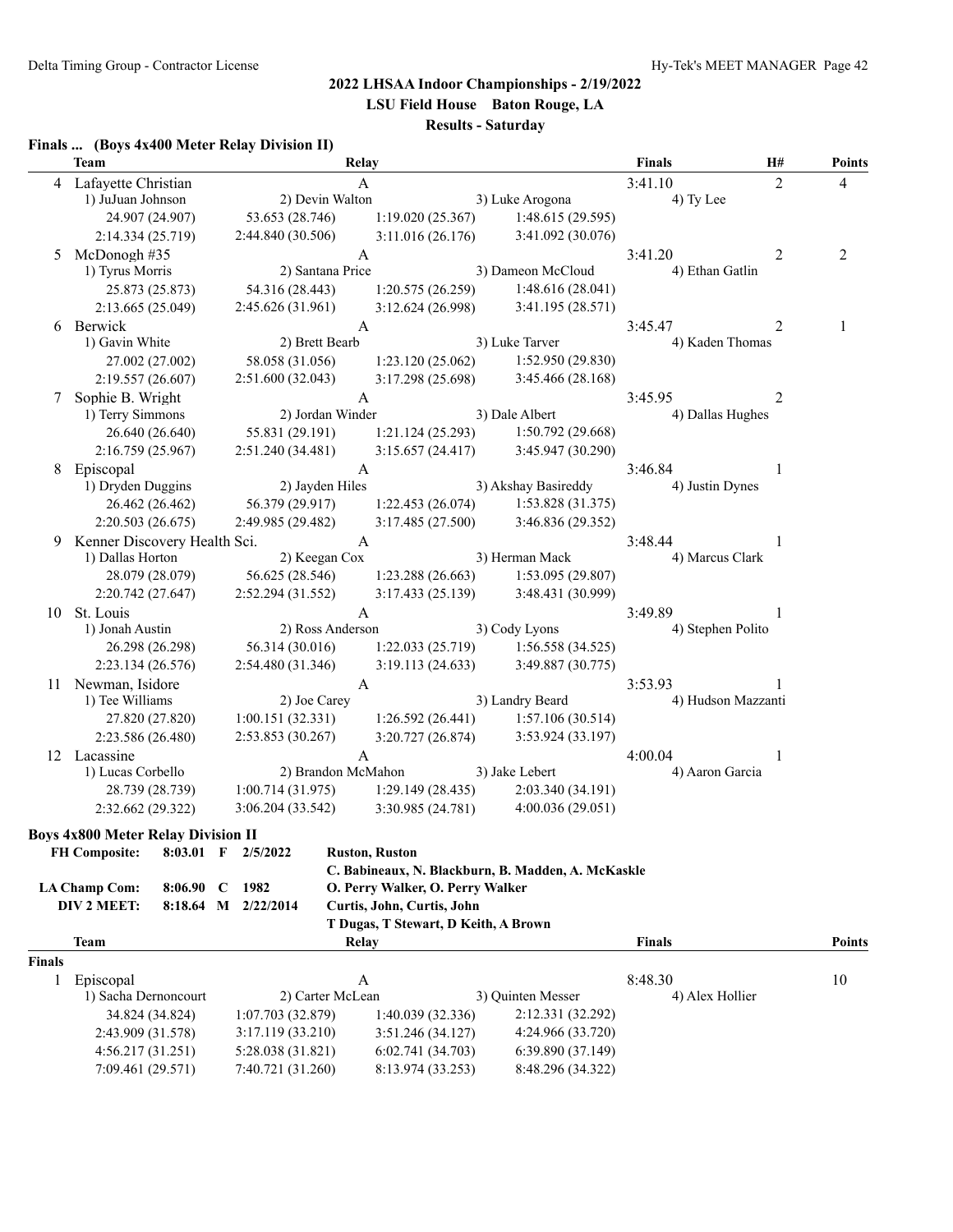## 2022 LHSAA Indoor Championships - 2/19/2022

**LSU Field House Baton Rouge, LA**

**Results - Saturday**

### Finals ... (Boys 4x400 Meter Relay Division II)

| | Team | Relay | | | Finals | H# | Points |
|---|---|---|---|---|---|---|---|
| 4 | Lafayette Christian | A | | | 3:41.10 | 2 | 4 |
| | 1) JuJuan Johnson | 2) Devin Walton | 3) Luke Arogona | 4) Ty Lee | | | |
| | 24.907 (24.907) | 53.653 (28.746) | 1:19.020 (25.367) | 1:48.615 (29.595) | | | |
| | 2:14.334 (25.719) | 2:44.840 (30.506) | 3:11.016 (26.176) | 3:41.092 (30.076) | | | |
| 5 | McDonogh #35 | A | | | 3:41.20 | 2 | 2 |
| | 1) Tyrus Morris | 2) Santana Price | 3) Dameon McCloud | 4) Ethan Gatlin | | | |
| | 25.873 (25.873) | 54.316 (28.443) | 1:20.575 (26.259) | 1:48.616 (28.041) | | | |
| | 2:13.665 (25.049) | 2:45.626 (31.961) | 3:12.624 (26.998) | 3:41.195 (28.571) | | | |
| 6 | Berwick | A | | | 3:45.47 | 2 | 1 |
| | 1) Gavin White | 2) Brett Bearb | 3) Luke Tarver | 4) Kaden Thomas | | | |
| | 27.002 (27.002) | 58.058 (31.056) | 1:23.120 (25.062) | 1:52.950 (29.830) | | | |
| | 2:19.557 (26.607) | 2:51.600 (32.043) | 3:17.298 (25.698) | 3:45.466 (28.168) | | | |
| 7 | Sophie B. Wright | A | | | 3:45.95 | 2 | |
| | 1) Terry Simmons | 2) Jordan Winder | 3) Dale Albert | 4) Dallas Hughes | | | |
| | 26.640 (26.640) | 55.831 (29.191) | 1:21.124 (25.293) | 1:50.792 (29.668) | | | |
| | 2:16.759 (25.967) | 2:51.240 (34.481) | 3:15.657 (24.417) | 3:45.947 (30.290) | | | |
| 8 | Episcopal | A | | | 3:46.84 | 1 | |
| | 1) Dryden Duggins | 2) Jayden Hiles | 3) Akshay Basireddy | 4) Justin Dynes | | | |
| | 26.462 (26.462) | 56.379 (29.917) | 1:22.453 (26.074) | 1:53.828 (31.375) | | | |
| | 2:20.503 (26.675) | 2:49.985 (29.482) | 3:17.485 (27.500) | 3:46.836 (29.352) | | | |
| 9 | Kenner Discovery Health Sci. | A | | | 3:48.44 | 1 | |
| | 1) Dallas Horton | 2) Keegan Cox | 3) Herman Mack | 4) Marcus Clark | | | |
| | 28.079 (28.079) | 56.625 (28.546) | 1:23.288 (26.663) | 1:53.095 (29.807) | | | |
| | 2:20.742 (27.647) | 2:52.294 (31.552) | 3:17.433 (25.139) | 3:48.431 (30.999) | | | |
| 10 | St. Louis | A | | | 3:49.89 | 1 | |
| | 1) Jonah Austin | 2) Ross Anderson | 3) Cody Lyons | 4) Stephen Polito | | | |
| | 26.298 (26.298) | 56.314 (30.016) | 1:22.033 (25.719) | 1:56.558 (34.525) | | | |
| | 2:23.134 (26.576) | 2:54.480 (31.346) | 3:19.113 (24.633) | 3:49.887 (30.775) | | | |
| 11 | Newman, Isidore | A | | | 3:53.93 | 1 | |
| | 1) Tee Williams | 2) Joe Carey | 3) Landry Beard | 4) Hudson Mazzanti | | | |
| | 27.820 (27.820) | 1:00.151 (32.331) | 1:26.592 (26.441) | 1:57.106 (30.514) | | | |
| | 2:23.586 (26.480) | 2:53.853 (30.267) | 3:20.727 (26.874) | 3:53.924 (33.197) | | | |
| 12 | Lacassine | A | | | 4:00.04 | 1 | |
| | 1) Lucas Corbello | 2) Brandon McMahon | 3) Jake Lebert | 4) Aaron Garcia | | | |
| | 28.739 (28.739) | 1:00.714 (31.975) | 1:29.149 (28.435) | 2:03.340 (34.191) | | | |
| | 2:32.662 (29.322) | 3:06.204 (33.542) | 3:30.985 (24.781) | 4:00.036 (29.051) | | | |

### Boys 4x800 Meter Relay Division II

| | | | | |
|---|---|---|---|---|
| FH Composite: | 8:03.01 | F | 2/5/2022 | Ruston, Ruston |
| | | | | C. Babineaux, N. Blackburn, B. Madden, A. McKaskle |
| LA Champ Com: | 8:06.90 | C | 1982 | O. Perry Walker, O. Perry Walker |
| DIV 2 MEET: | 8:18.64 | M | 2/22/2014 | Curtis, John, Curtis, John |
| | | | | T Dugas, T Stewart, D Keith, A Brown |

**Finals**

| | Team | Relay | | | Finals | Points |
|---|---|---|---|---|---|---|
| 1 | Episcopal | A | | | 8:48.30 | 10 |
| | 1) Sacha Dernoncourt | 2) Carter McLean | 3) Quinten Messer | 4) Alex Hollier | | |
| | 34.824 (34.824) | 1:07.703 (32.879) | 1:40.039 (32.336) | 2:12.331 (32.292) | | |
| | 2:43.909 (31.578) | 3:17.119 (33.210) | 3:51.246 (34.127) | 4:24.966 (33.720) | | |
| | 4:56.217 (31.251) | 5:28.038 (31.821) | 6:02.741 (34.703) | 6:39.890 (37.149) | | |
| | 7:09.461 (29.571) | 7:40.721 (31.260) | 8:13.974 (33.253) | 8:48.296 (34.322) | | |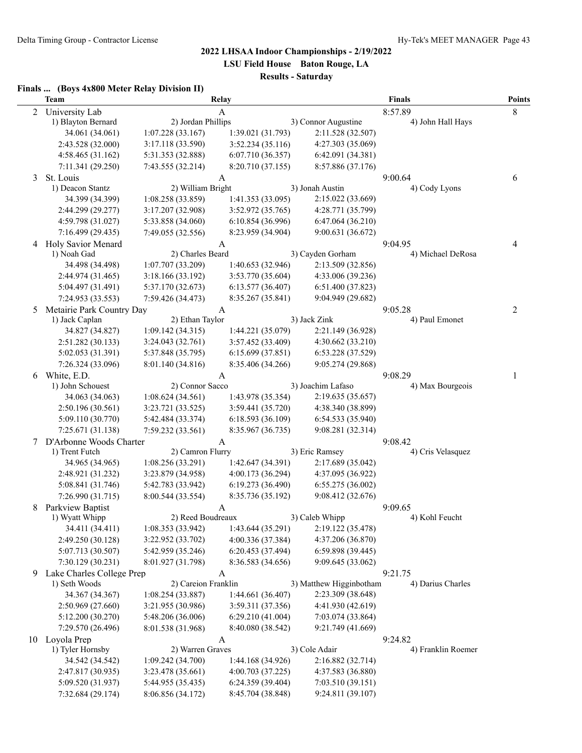# 2022 LHSAA Indoor Championships - 2/19/2022

**LSU Field House Baton Rouge, LA**

**Results - Saturday**

### Finals ... (Boys 4x800 Meter Relay Division II)

| | Team | Relay | | | Finals | Points |
|---|---|---|---|---|---|---|
| 2 | University Lab | A | | | 8:57.89 | 8 |
| | 1) Blayton Bernard | 2) Jordan Phillips | 3) Connor Augustine | | 4) John Hall Hays | |
| | 34.061 (34.061) | 1:07.228 (33.167) | 1:39.021 (31.793) | 2:11.528 (32.507) | | |
| | 2:43.528 (32.000) | 3:17.118 (33.590) | 3:52.234 (35.116) | 4:27.303 (35.069) | | |
| | 4:58.465 (31.162) | 5:31.353 (32.888) | 6:07.710 (36.357) | 6:42.091 (34.381) | | |
| | 7:11.341 (29.250) | 7:43.555 (32.214) | 8:20.710 (37.155) | 8:57.886 (37.176) | | |
| 3 | St. Louis | A | | | 9:00.64 | 6 |
| | 1) Deacon Stantz | 2) William Bright | 3) Jonah Austin | | 4) Cody Lyons | |
| | 34.399 (34.399) | 1:08.258 (33.859) | 1:41.353 (33.095) | 2:15.022 (33.669) | | |
| | 2:44.299 (29.277) | 3:17.207 (32.908) | 3:52.972 (35.765) | 4:28.771 (35.799) | | |
| | 4:59.798 (31.027) | 5:33.858 (34.060) | 6:10.854 (36.996) | 6:47.064 (36.210) | | |
| | 7:16.499 (29.435) | 7:49.055 (32.556) | 8:23.959 (34.904) | 9:00.631 (36.672) | | |
| 4 | Holy Savior Menard | A | | | 9:04.95 | 4 |
| | 1) Noah Gad | 2) Charles Beard | 3) Cayden Gorham | | 4) Michael DeRosa | |
| | 34.498 (34.498) | 1:07.707 (33.209) | 1:40.653 (32.946) | 2:13.509 (32.856) | | |
| | 2:44.974 (31.465) | 3:18.166 (33.192) | 3:53.770 (35.604) | 4:33.006 (39.236) | | |
| | 5:04.497 (31.491) | 5:37.170 (32.673) | 6:13.577 (36.407) | 6:51.400 (37.823) | | |
| | 7:24.953 (33.553) | 7:59.426 (34.473) | 8:35.267 (35.841) | 9:04.949 (29.682) | | |
| 5 | Metairie Park Country Day | A | | | 9:05.28 | 2 |
| | 1) Jack Caplan | 2) Ethan Taylor | 3) Jack Zink | | 4) Paul Emonet | |
| | 34.827 (34.827) | 1:09.142 (34.315) | 1:44.221 (35.079) | 2:21.149 (36.928) | | |
| | 2:51.282 (30.133) | 3:24.043 (32.761) | 3:57.452 (33.409) | 4:30.662 (33.210) | | |
| | 5:02.053 (31.391) | 5:37.848 (35.795) | 6:15.699 (37.851) | 6:53.228 (37.529) | | |
| | 7:26.324 (33.096) | 8:01.140 (34.816) | 8:35.406 (34.266) | 9:05.274 (29.868) | | |
| 6 | White, E.D. | A | | | 9:08.29 | 1 |
| | 1) John Schouest | 2) Connor Sacco | 3) Joachim Lafaso | | 4) Max Bourgeois | |
| | 34.063 (34.063) | 1:08.624 (34.561) | 1:43.978 (35.354) | 2:19.635 (35.657) | | |
| | 2:50.196 (30.561) | 3:23.721 (33.525) | 3:59.441 (35.720) | 4:38.340 (38.899) | | |
| | 5:09.110 (30.770) | 5:42.484 (33.374) | 6:18.593 (36.109) | 6:54.533 (35.940) | | |
| | 7:25.671 (31.138) | 7:59.232 (33.561) | 8:35.967 (36.735) | 9:08.281 (32.314) | | |
| 7 | D'Arbonne Woods Charter | A | | | 9:08.42 | |
| | 1) Trent Futch | 2) Camron Flurry | 3) Eric Ramsey | | 4) Cris Velasquez | |
| | 34.965 (34.965) | 1:08.256 (33.291) | 1:42.647 (34.391) | 2:17.689 (35.042) | | |
| | 2:48.921 (31.232) | 3:23.879 (34.958) | 4:00.173 (36.294) | 4:37.095 (36.922) | | |
| | 5:08.841 (31.746) | 5:42.783 (33.942) | 6:19.273 (36.490) | 6:55.275 (36.002) | | |
| | 7:26.990 (31.715) | 8:00.544 (33.554) | 8:35.736 (35.192) | 9:08.412 (32.676) | | |
| 8 | Parkview Baptist | A | | | 9:09.65 | |
| | 1) Wyatt Whipp | 2) Reed Boudreaux | 3) Caleb Whipp | | 4) Kohl Feucht | |
| | 34.411 (34.411) | 1:08.353 (33.942) | 1:43.644 (35.291) | 2:19.122 (35.478) | | |
| | 2:49.250 (30.128) | 3:22.952 (33.702) | 4:00.336 (37.384) | 4:37.206 (36.870) | | |
| | 5:07.713 (30.507) | 5:42.959 (35.246) | 6:20.453 (37.494) | 6:59.898 (39.445) | | |
| | 7:30.129 (30.231) | 8:01.927 (31.798) | 8:36.583 (34.656) | 9:09.645 (33.062) | | |
| 9 | Lake Charles College Prep | A | | | 9:21.75 | |
| | 1) Seth Woods | 2) Careion Franklin | 3) Matthew Higginbotham | | 4) Darius Charles | |
| | 34.367 (34.367) | 1:08.254 (33.887) | 1:44.661 (36.407) | 2:23.309 (38.648) | | |
| | 2:50.969 (27.660) | 3:21.955 (30.986) | 3:59.311 (37.356) | 4:41.930 (42.619) | | |
| | 5:12.200 (30.270) | 5:48.206 (36.006) | 6:29.210 (41.004) | 7:03.074 (33.864) | | |
| | 7:29.570 (26.496) | 8:01.538 (31.968) | 8:40.080 (38.542) | 9:21.749 (41.669) | | |
| 10 | Loyola Prep | A | | | 9:24.82 | |
| | 1) Tyler Hornsby | 2) Warren Graves | 3) Cole Adair | | 4) Franklin Roemer | |
| | 34.542 (34.542) | 1:09.242 (34.700) | 1:44.168 (34.926) | 2:16.882 (32.714) | | |
| | 2:47.817 (30.935) | 3:23.478 (35.661) | 4:00.703 (37.225) | 4:37.583 (36.880) | | |
| | 5:09.520 (31.937) | 5:44.955 (35.435) | 6:24.359 (39.404) | 7:03.510 (39.151) | | |
| | 7:32.684 (29.174) | 8:06.856 (34.172) | 8:45.704 (38.848) | 9:24.811 (39.107) | | |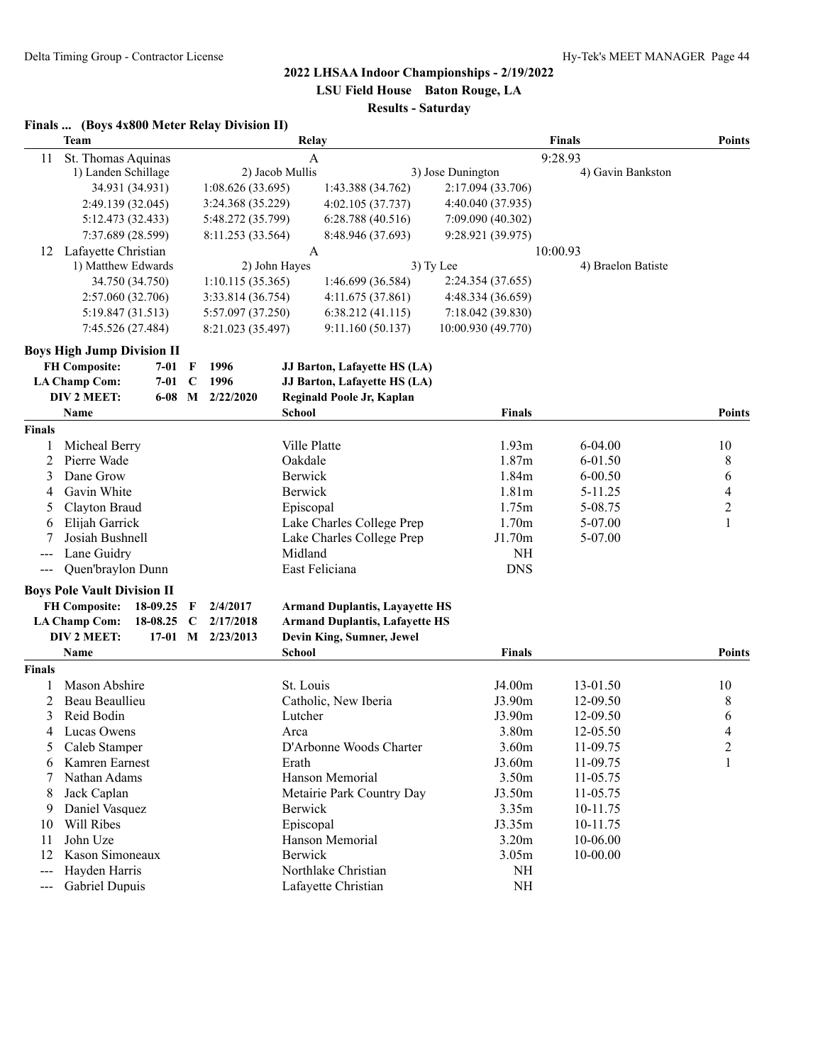**2022 LHSAA Indoor Championships - 2/19/2022**

**LSU Field House Baton Rouge, LA**

**Results - Saturday**

### Finals ... (Boys 4x800 Meter Relay Division II)

| | Team | Relay | Finals | Points |
|---|---|---|---|---|
| 11 | St. Thomas Aquinas | A | 9:28.93 | |
| | 1) Landen Schillage | 2) Jacob Mullis | 3) Jose Dunington | 4) Gavin Bankston |
| | 34.931 (34.931) | 1:08.626 (33.695) | 1:43.388 (34.762) | 2:17.094 (33.706) |
| | 2:49.139 (32.045) | 3:24.368 (35.229) | 4:02.105 (37.737) | 4:40.040 (37.935) |
| | 5:12.473 (32.433) | 5:48.272 (35.799) | 6:28.788 (40.516) | 7:09.090 (40.302) |
| | 7:37.689 (28.599) | 8:11.253 (33.564) | 8:48.946 (37.693) | 9:28.921 (39.975) |
| 12 | Lafayette Christian | A | 10:00.93 | |
| | 1) Matthew Edwards | 2) John Hayes | 3) Ty Lee | 4) Braelon Batiste |
| | 34.750 (34.750) | 1:10.115 (35.365) | 1:46.699 (36.584) | 2:24.354 (37.655) |
| | 2:57.060 (32.706) | 3:33.814 (36.754) | 4:11.675 (37.861) | 4:48.334 (36.659) |
| | 5:19.847 (31.513) | 5:57.097 (37.250) | 6:38.212 (41.115) | 7:18.042 (39.830) |
| | 7:45.526 (27.484) | 8:21.023 (35.497) | 9:11.160 (50.137) | 10:00.930 (49.770) |

### Boys High Jump Division II

| | | | | |
|---|---|---|---|---|
| FH Composite: | 7-01 | F | 1996 | JJ Barton, Lafayette HS (LA) |
| LA Champ Com: | 7-01 | C | 1996 | JJ Barton, Lafayette HS (LA) |
| DIV 2 MEET: | 6-08 | M | 2/22/2020 | Reginald Poole Jr, Kaplan |

| | Name | School | Finals | | Points |
|---|---|---|---|---|---|
| **Finals** | | | | | |
| 1 | Micheal Berry | Ville Platte | 1.93m | 6-04.00 | 10 |
| 2 | Pierre Wade | Oakdale | 1.87m | 6-01.50 | 8 |
| 3 | Dane Grow | Berwick | 1.84m | 6-00.50 | 6 |
| 4 | Gavin White | Berwick | 1.81m | 5-11.25 | 4 |
| 5 | Clayton Braud | Episcopal | 1.75m | 5-08.75 | 2 |
| 6 | Elijah Garrick | Lake Charles College Prep | 1.70m | 5-07.00 | 1 |
| 7 | Josiah Bushnell | Lake Charles College Prep | J1.70m | 5-07.00 | |
| --- | Lane Guidry | Midland | NH | | |
| --- | Quen'braylon Dunn | East Feliciana | DNS | | |

### Boys Pole Vault Division II

| | | | | |
|---|---|---|---|---|
| FH Composite: | 18-09.25 | F | 2/4/2017 | Armand Duplantis, Layayette HS |
| LA Champ Com: | 18-08.25 | C | 2/17/2018 | Armand Duplantis, Lafayette HS |
| DIV 2 MEET: | 17-01 | M | 2/23/2013 | Devin King, Sumner, Jewel |

| | Name | School | Finals | | Points |
|---|---|---|---|---|---|
| **Finals** | | | | | |
| 1 | Mason Abshire | St. Louis | J4.00m | 13-01.50 | 10 |
| 2 | Beau Beaullieu | Catholic, New Iberia | J3.90m | 12-09.50 | 8 |
| 3 | Reid Bodin | Lutcher | J3.90m | 12-09.50 | 6 |
| 4 | Lucas Owens | Arca | 3.80m | 12-05.50 | 4 |
| 5 | Caleb Stamper | D'Arbonne Woods Charter | 3.60m | 11-09.75 | 2 |
| 6 | Kamren Earnest | Erath | J3.60m | 11-09.75 | 1 |
| 7 | Nathan Adams | Hanson Memorial | 3.50m | 11-05.75 | |
| 8 | Jack Caplan | Metairie Park Country Day | J3.50m | 11-05.75 | |
| 9 | Daniel Vasquez | Berwick | 3.35m | 10-11.75 | |
| 10 | Will Ribes | Episcopal | J3.35m | 10-11.75 | |
| 11 | John Uze | Hanson Memorial | 3.20m | 10-06.00 | |
| 12 | Kason Simoneaux | Berwick | 3.05m | 10-00.00 | |
| --- | Hayden Harris | Northlake Christian | NH | | |
| --- | Gabriel Dupuis | Lafayette Christian | NH | | |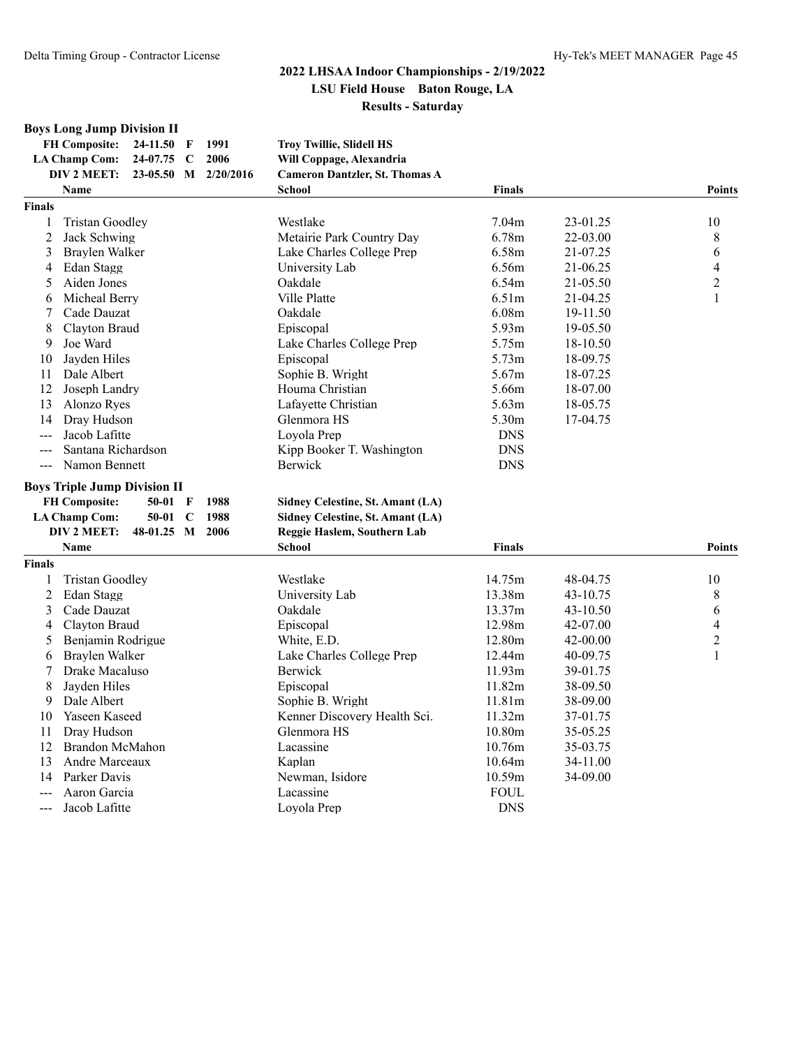# 2022 LHSAA Indoor Championships - 2/19/2022

**LSU Field House Baton Rouge, LA**

**Results - Saturday**

## Boys Long Jump Division II

| | | | | |
|---|---|---|---|---|
| **FH Composite:** | 24-11.50 | F | 1991 | **Troy Twillie, Slidell HS** |
| **LA Champ Com:** | 24-07.75 | C | 2006 | **Will Coppage, Alexandria** |
| **DIV 2 MEET:** | 23-05.50 | M | 2/20/2016 | **Cameron Dantzler, St. Thomas A** |

| | Name | School | Finals | | Points |
|---|---|---|---|---|---|
| **Finals** | | | | | |
| 1 | Tristan Goodley | Westlake | 7.04m | 23-01.25 | 10 |
| 2 | Jack Schwing | Metairie Park Country Day | 6.78m | 22-03.00 | 8 |
| 3 | Braylen Walker | Lake Charles College Prep | 6.58m | 21-07.25 | 6 |
| 4 | Edan Stagg | University Lab | 6.56m | 21-06.25 | 4 |
| 5 | Aiden Jones | Oakdale | 6.54m | 21-05.50 | 2 |
| 6 | Micheal Berry | Ville Platte | 6.51m | 21-04.25 | 1 |
| 7 | Cade Dauzat | Oakdale | 6.08m | 19-11.50 | |
| 8 | Clayton Braud | Episcopal | 5.93m | 19-05.50 | |
| 9 | Joe Ward | Lake Charles College Prep | 5.75m | 18-10.50 | |
| 10 | Jayden Hiles | Episcopal | 5.73m | 18-09.75 | |
| 11 | Dale Albert | Sophie B. Wright | 5.67m | 18-07.25 | |
| 12 | Joseph Landry | Houma Christian | 5.66m | 18-07.00 | |
| 13 | Alonzo Ryes | Lafayette Christian | 5.63m | 18-05.75 | |
| 14 | Dray Hudson | Glenmora HS | 5.30m | 17-04.75 | |
| --- | Jacob Lafitte | Loyola Prep | DNS | | |
| --- | Santana Richardson | Kipp Booker T. Washington | DNS | | |
| --- | Namon Bennett | Berwick | DNS | | |

## Boys Triple Jump Division II

| | | | | |
|---|---|---|---|---|
| **FH Composite:** | 50-01 | F | 1988 | **Sidney Celestine, St. Amant (LA)** |
| **LA Champ Com:** | 50-01 | C | 1988 | **Sidney Celestine, St. Amant (LA)** |
| **DIV 2 MEET:** | 48-01.25 | M | 2006 | **Reggie Haslem, Southern Lab** |

| | Name | School | Finals | | Points |
|---|---|---|---|---|---|
| **Finals** | | | | | |
| 1 | Tristan Goodley | Westlake | 14.75m | 48-04.75 | 10 |
| 2 | Edan Stagg | University Lab | 13.38m | 43-10.75 | 8 |
| 3 | Cade Dauzat | Oakdale | 13.37m | 43-10.50 | 6 |
| 4 | Clayton Braud | Episcopal | 12.98m | 42-07.00 | 4 |
| 5 | Benjamin Rodrigue | White, E.D. | 12.80m | 42-00.00 | 2 |
| 6 | Braylen Walker | Lake Charles College Prep | 12.44m | 40-09.75 | 1 |
| 7 | Drake Macaluso | Berwick | 11.93m | 39-01.75 | |
| 8 | Jayden Hiles | Episcopal | 11.82m | 38-09.50 | |
| 9 | Dale Albert | Sophie B. Wright | 11.81m | 38-09.00 | |
| 10 | Yaseen Kaseed | Kenner Discovery Health Sci. | 11.32m | 37-01.75 | |
| 11 | Dray Hudson | Glenmora HS | 10.80m | 35-05.25 | |
| 12 | Brandon McMahon | Lacassine | 10.76m | 35-03.75 | |
| 13 | Andre Marceaux | Kaplan | 10.64m | 34-11.00 | |
| 14 | Parker Davis | Newman, Isidore | 10.59m | 34-09.00 | |
| --- | Aaron Garcia | Lacassine | FOUL | | |
| --- | Jacob Lafitte | Loyola Prep | DNS | | |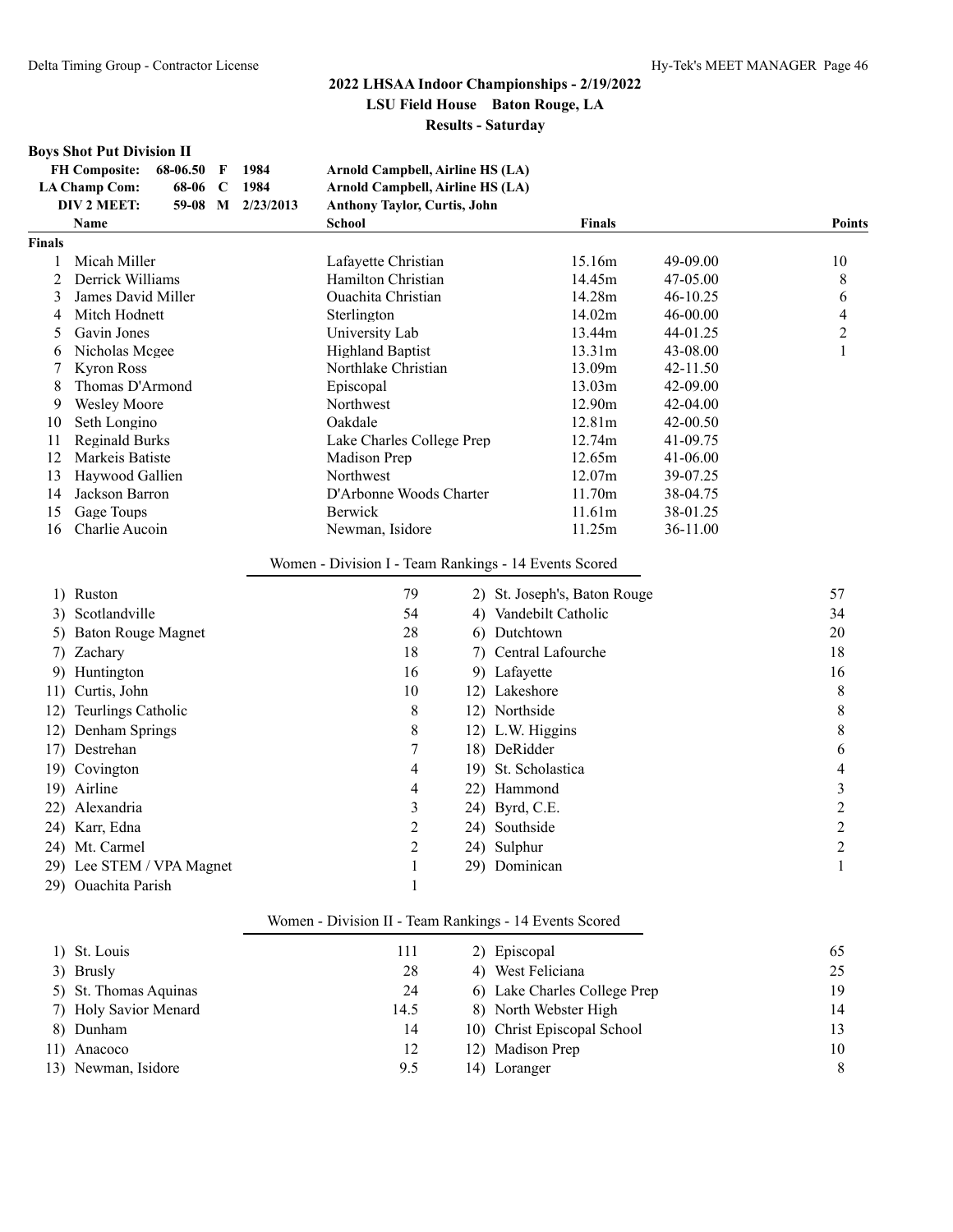## 2022 LHSAA Indoor Championships - 2/19/2022
### LSU Field House Baton Rouge, LA
### Results - Saturday

**Boys Shot Put Division II**

| | | | | |
|---|---|---|---|---|
| **FH Composite:** | 68-06.50 | F | 1984 | Arnold Campbell, Airline HS (LA) |
| **LA Champ Com:** | 68-06 | C | 1984 | Arnold Campbell, Airline HS (LA) |
| **DIV 2 MEET:** | 59-08 | M | 2/23/2013 | Anthony Taylor, Curtis, John |

**Finals**

| | Name | School | Finals | | Points |
|---|---|---|---|---|---|
| 1 | Micah Miller | Lafayette Christian | 15.16m | 49-09.00 | 10 |
| 2 | Derrick Williams | Hamilton Christian | 14.45m | 47-05.00 | 8 |
| 3 | James David Miller | Ouachita Christian | 14.28m | 46-10.25 | 6 |
| 4 | Mitch Hodnett | Sterlington | 14.02m | 46-00.00 | 4 |
| 5 | Gavin Jones | University Lab | 13.44m | 44-01.25 | 2 |
| 6 | Nicholas Mcgee | Highland Baptist | 13.31m | 43-08.00 | 1 |
| 7 | Kyron Ross | Northlake Christian | 13.09m | 42-11.50 | |
| 8 | Thomas D'Armond | Episcopal | 13.03m | 42-09.00 | |
| 9 | Wesley Moore | Northwest | 12.90m | 42-04.00 | |
| 10 | Seth Longino | Oakdale | 12.81m | 42-00.50 | |
| 11 | Reginald Burks | Lake Charles College Prep | 12.74m | 41-09.75 | |
| 12 | Markeis Batiste | Madison Prep | 12.65m | 41-06.00 | |
| 13 | Haywood Gallien | Northwest | 12.07m | 39-07.25 | |
| 14 | Jackson Barron | D'Arbonne Woods Charter | 11.70m | 38-04.75 | |
| 15 | Gage Toups | Berwick | 11.61m | 38-01.25 | |
| 16 | Charlie Aucoin | Newman, Isidore | 11.25m | 36-11.00 | |

**Women - Division I - Team Rankings - 14 Events Scored**

| | Team | Points | | Team | Points |
|---|---|---|---|---|---|
| 1) | Ruston | 79 | 2) | St. Joseph's, Baton Rouge | 57 |
| 3) | Scotlandville | 54 | 4) | Vandebilt Catholic | 34 |
| 5) | Baton Rouge Magnet | 28 | 6) | Dutchtown | 20 |
| 7) | Zachary | 18 | 7) | Central Lafourche | 18 |
| 9) | Huntington | 16 | 9) | Lafayette | 16 |
| 11) | Curtis, John | 10 | 12) | Lakeshore | 8 |
| 12) | Teurlings Catholic | 8 | 12) | Northside | 8 |
| 12) | Denham Springs | 8 | 12) | L.W. Higgins | 8 |
| 17) | Destrehan | 7 | 18) | DeRidder | 6 |
| 19) | Covington | 4 | 19) | St. Scholastica | 4 |
| 19) | Airline | 4 | 22) | Hammond | 3 |
| 22) | Alexandria | 3 | 24) | Byrd, C.E. | 2 |
| 24) | Karr, Edna | 2 | 24) | Southside | 2 |
| 24) | Mt. Carmel | 2 | 24) | Sulphur | 2 |
| 29) | Lee STEM / VPA Magnet | 1 | 29) | Dominican | 1 |
| 29) | Ouachita Parish | 1 | | | |

**Women - Division II - Team Rankings - 14 Events Scored**

| | Team | Points | | Team | Points |
|---|---|---|---|---|---|
| 1) | St. Louis | 111 | 2) | Episcopal | 65 |
| 3) | Brusly | 28 | 4) | West Feliciana | 25 |
| 5) | St. Thomas Aquinas | 24 | 6) | Lake Charles College Prep | 19 |
| 7) | Holy Savior Menard | 14.5 | 8) | North Webster High | 14 |
| 8) | Dunham | 14 | 10) | Christ Episcopal School | 13 |
| 11) | Anacoco | 12 | 12) | Madison Prep | 10 |
| 13) | Newman, Isidore | 9.5 | 14) | Loranger | 8 |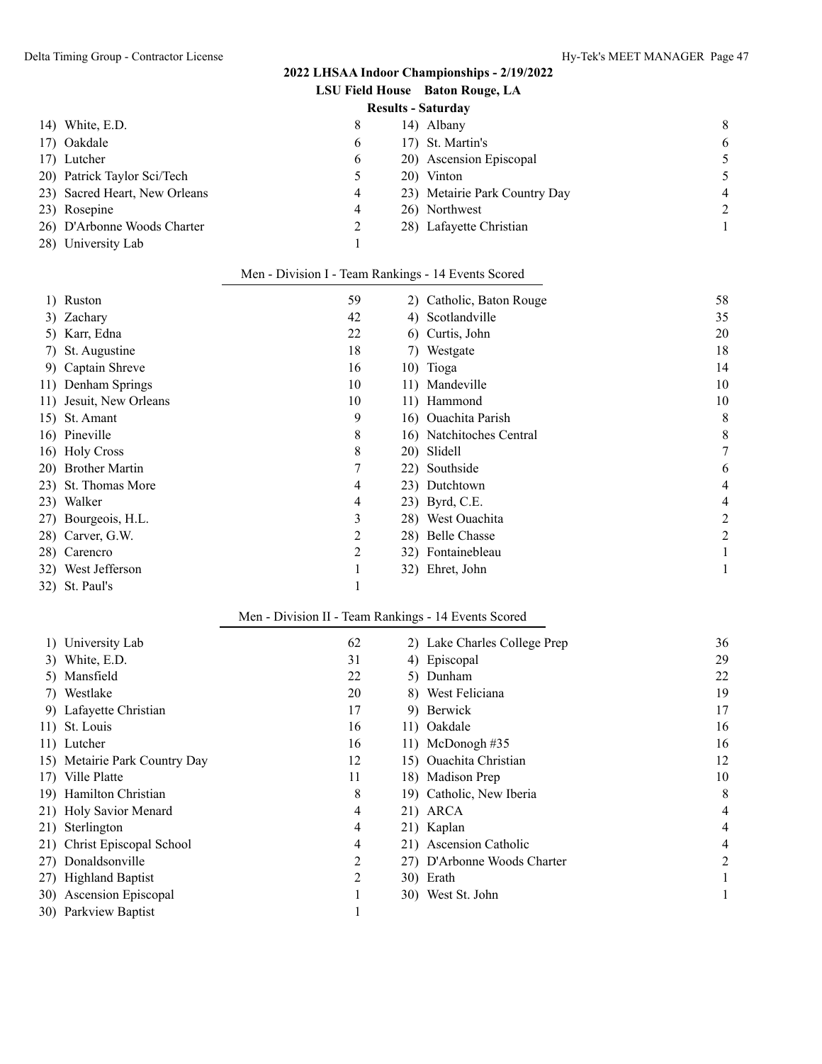## 2022 LHSAA Indoor Championships - 2/19/2022

**LSU Field House Baton Rouge, LA**

**Results - Saturday**

| | | | | | |
|---|---|---|---|---|---|
| 14) | White, E.D. | 8 | 14) | Albany | 8 |
| 17) | Oakdale | 6 | 17) | St. Martin's | 6 |
| 17) | Lutcher | 6 | 20) | Ascension Episcopal | 5 |
| 20) | Patrick Taylor Sci/Tech | 5 | 20) | Vinton | 5 |
| 23) | Sacred Heart, New Orleans | 4 | 23) | Metairie Park Country Day | 4 |
| 23) | Rosepine | 4 | 26) | Northwest | 2 |
| 26) | D'Arbonne Woods Charter | 2 | 28) | Lafayette Christian | 1 |
| 28) | University Lab | 1 | | | |

### Men - Division I - Team Rankings - 14 Events Scored

| | | | | | |
|---|---|---|---|---|---|
| 1) | Ruston | 59 | 2) | Catholic, Baton Rouge | 58 |
| 3) | Zachary | 42 | 4) | Scotlandville | 35 |
| 5) | Karr, Edna | 22 | 6) | Curtis, John | 20 |
| 7) | St. Augustine | 18 | 7) | Westgate | 18 |
| 9) | Captain Shreve | 16 | 10) | Tioga | 14 |
| 11) | Denham Springs | 10 | 11) | Mandeville | 10 |
| 11) | Jesuit, New Orleans | 10 | 11) | Hammond | 10 |
| 15) | St. Amant | 9 | 16) | Ouachita Parish | 8 |
| 16) | Pineville | 8 | 16) | Natchitoches Central | 8 |
| 16) | Holy Cross | 8 | 20) | Slidell | 7 |
| 20) | Brother Martin | 7 | 22) | Southside | 6 |
| 23) | St. Thomas More | 4 | 23) | Dutchtown | 4 |
| 23) | Walker | 4 | 23) | Byrd, C.E. | 4 |
| 27) | Bourgeois, H.L. | 3 | 28) | West Ouachita | 2 |
| 28) | Carver, G.W. | 2 | 28) | Belle Chasse | 2 |
| 28) | Carencro | 2 | 32) | Fontainebleau | 1 |
| 32) | West Jefferson | 1 | 32) | Ehret, John | 1 |
| 32) | St. Paul's | 1 | | | |

### Men - Division II - Team Rankings - 14 Events Scored

| | | | | | |
|---|---|---|---|---|---|
| 1) | University Lab | 62 | 2) | Lake Charles College Prep | 36 |
| 3) | White, E.D. | 31 | 4) | Episcopal | 29 |
| 5) | Mansfield | 22 | 5) | Dunham | 22 |
| 7) | Westlake | 20 | 8) | West Feliciana | 19 |
| 9) | Lafayette Christian | 17 | 9) | Berwick | 17 |
| 11) | St. Louis | 16 | 11) | Oakdale | 16 |
| 11) | Lutcher | 16 | 11) | McDonogh #35 | 16 |
| 15) | Metairie Park Country Day | 12 | 15) | Ouachita Christian | 12 |
| 17) | Ville Platte | 11 | 18) | Madison Prep | 10 |
| 19) | Hamilton Christian | 8 | 19) | Catholic, New Iberia | 8 |
| 21) | Holy Savior Menard | 4 | 21) | ARCA | 4 |
| 21) | Sterlington | 4 | 21) | Kaplan | 4 |
| 21) | Christ Episcopal School | 4 | 21) | Ascension Catholic | 4 |
| 27) | Donaldsonville | 2 | 27) | D'Arbonne Woods Charter | 2 |
| 27) | Highland Baptist | 2 | 30) | Erath | 1 |
| 30) | Ascension Episcopal | 1 | 30) | West St. John | 1 |
| 30) | Parkview Baptist | 1 | | | |